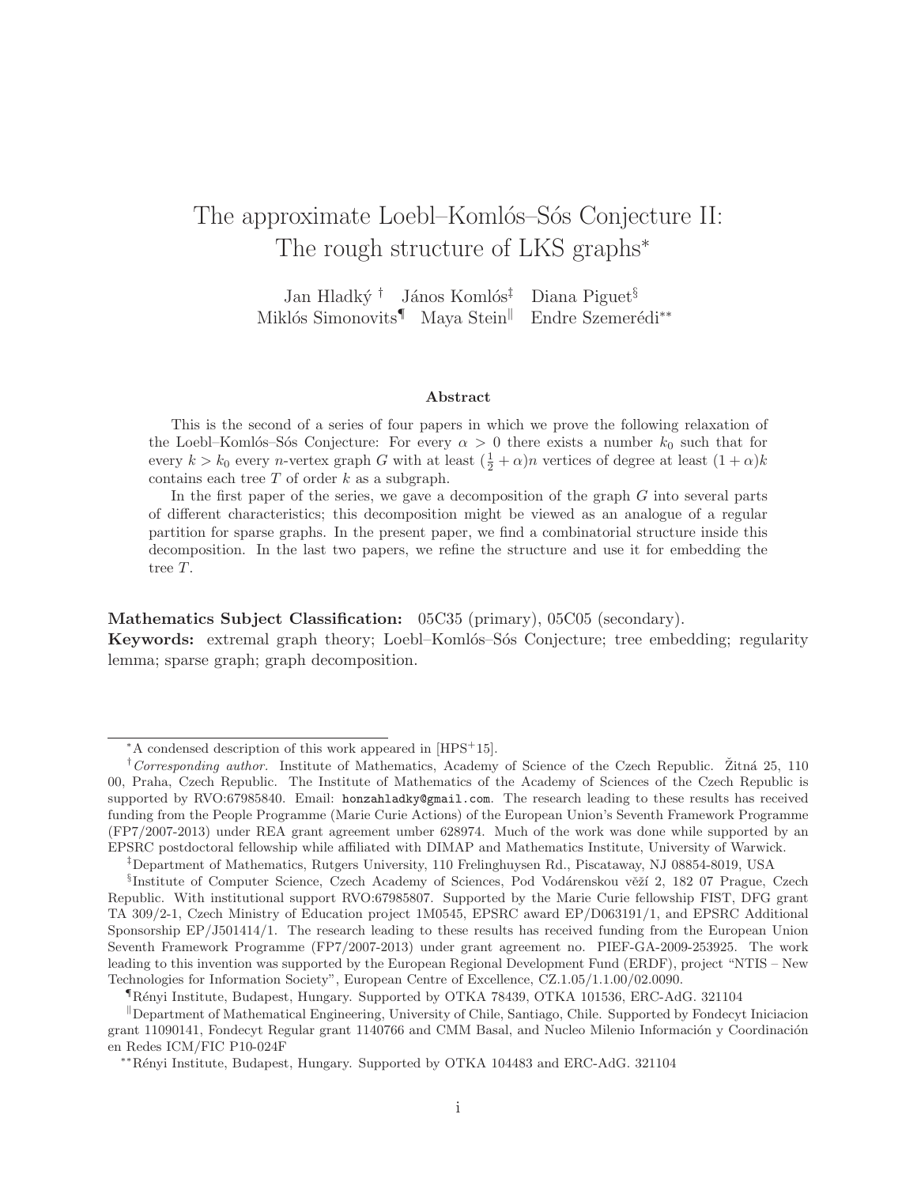# The approximate Loebl–Komlós–Sós Conjecture II: The rough structure of LKS graphs*

Jan Hladký [†] János Komlós[‡] Diana Piguet[§]
Miklós Simonovits[¶] Maya Stein[‖] Endre Szemerédi[**]

### Abstract

This is the second of a series of four papers in which we prove the following relaxation of the Loebl–Komlós–Sós Conjecture: For every $\alpha > 0$ there exists a number $k_0$ such that for every $k > k_0$ every $n$-vertex graph $G$ with at least $(\frac{1}{2} + \alpha)n$ vertices of degree at least $(1 + \alpha)k$ contains each tree $T$ of order $k$ as a subgraph.

In the first paper of the series, we gave a decomposition of the graph $G$ into several parts of different characteristics; this decomposition might be viewed as an analogue of a regular partition for sparse graphs. In the present paper, we find a combinatorial structure inside this decomposition. In the last two papers, we refine the structure and use it for embedding the tree $T$.

**Mathematics Subject Classification:** 05C35 (primary), 05C05 (secondary).
**Keywords:** extremal graph theory; Loebl–Komlós–Sós Conjecture; tree embedding; regularity lemma; sparse graph; graph decomposition.

---

*A condensed description of this work appeared in [HPS+15].

†*Corresponding author.* Institute of Mathematics, Academy of Science of the Czech Republic. Žitná 25, 110 00, Praha, Czech Republic. The Institute of Mathematics of the Academy of Sciences of the Czech Republic is supported by RVO:67985840. Email: `honzahladky@gmail.com`. The research leading to these results has received funding from the People Programme (Marie Curie Actions) of the European Union's Seventh Framework Programme (FP7/2007-2013) under REA grant agreement umber 628974. Much of the work was done while supported by an EPSRC postdoctoral fellowship while affiliated with DIMAP and Mathematics Institute, University of Warwick.

‡Department of Mathematics, Rutgers University, 110 Frelinghuysen Rd., Piscataway, NJ 08854-8019, USA

§Institute of Computer Science, Czech Academy of Sciences, Pod Vodárenskou věží 2, 182 07 Prague, Czech Republic. With institutional support RVO:67985807. Supported by the Marie Curie fellowship FIST, DFG grant TA 309/2-1, Czech Ministry of Education project 1M0545, EPSRC award EP/D063191/1, and EPSRC Additional Sponsorship EP/J501414/1. The research leading to these results has received funding from the European Union Seventh Framework Programme (FP7/2007-2013) under grant agreement no. PIEF-GA-2009-253925. The work leading to this invention was supported by the European Regional Development Fund (ERDF), project "NTIS – New Technologies for Information Society", European Centre of Excellence, CZ.1.05/1.1.00/02.0090.

¶Rényi Institute, Budapest, Hungary. Supported by OTKA 78439, OTKA 101536, ERC-AdG. 321104

‖Department of Mathematical Engineering, University of Chile, Santiago, Chile. Supported by Fondecyt Iniciacion grant 11090141, Fondecyt Regular grant 1140766 and CMM Basal, and Nucleo Milenio Información y Coordinación en Redes ICM/FIC P10-024F

**Rényi Institute, Budapest, Hungary. Supported by OTKA 104483 and ERC-AdG. 321104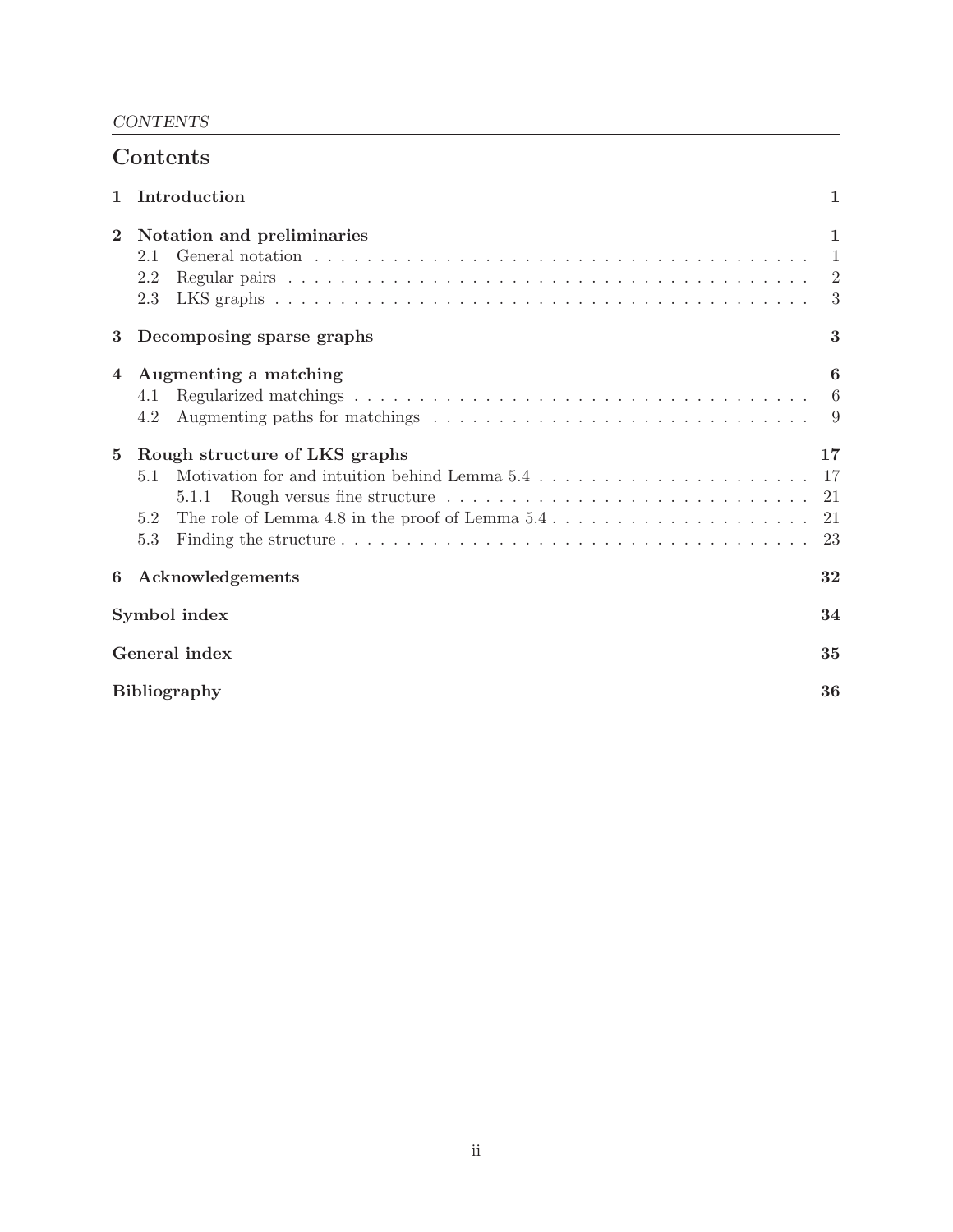# Contents

**1 Introduction** — 1

**2 Notation and preliminaries** — 1

- 2.1 General notation — 1
- 2.2 Regular pairs — 2
- 2.3 LKS graphs — 3

**3 Decomposing sparse graphs** — 3

**4 Augmenting a matching** — 6

- 4.1 Regularized matchings — 6
- 4.2 Augmenting paths for matchings — 9

**5 Rough structure of LKS graphs** — 17

- 5.1 Motivation for and intuition behind Lemma 5.4 — 17
  - 5.1.1 Rough versus fine structure — 21
- 5.2 The role of Lemma 4.8 in the proof of Lemma 5.4 — 21
- 5.3 Finding the structure — 23

**6 Acknowledgements** — 32

**Symbol index** — 34

**General index** — 35

**Bibliography** — 36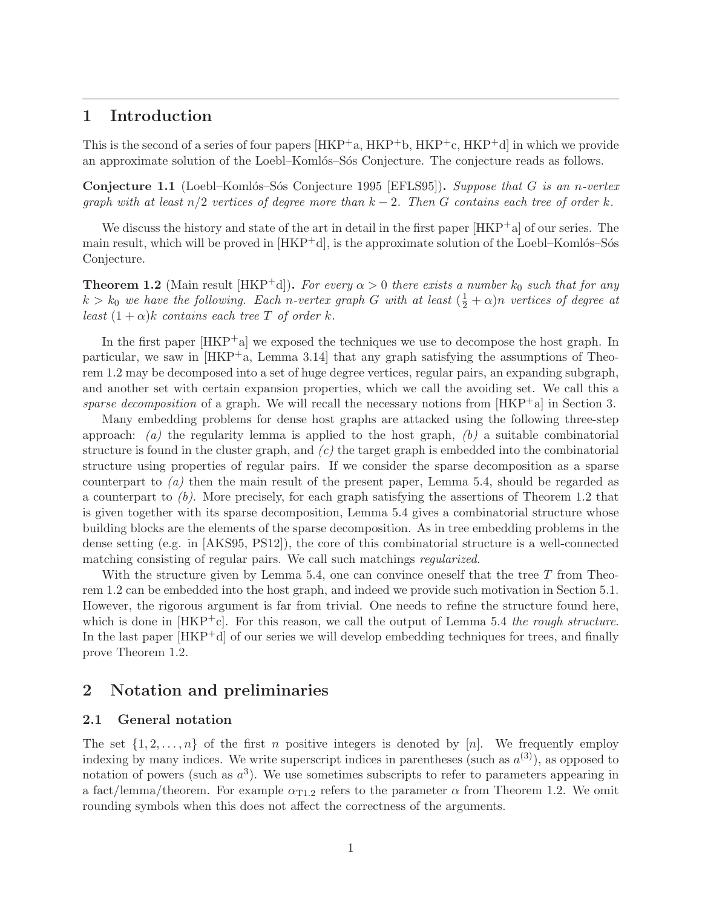# 1 Introduction

This is the second of a series of four papers [HKP+a, HKP+b, HKP+c, HKP+d] in which we provide an approximate solution of the Loebl–Komlós–Sós Conjecture. The conjecture reads as follows.

**Conjecture 1.1** (Loebl–Komlós–Sós Conjecture 1995 [EFLS95])**.** *Suppose that $G$ is an $n$-vertex graph with at least $n/2$ vertices of degree more than $k-2$. Then $G$ contains each tree of order $k$.*

We discuss the history and state of the art in detail in the first paper [HKP+a] of our series. The main result, which will be proved in [HKP+d], is the approximate solution of the Loebl–Komlós–Sós Conjecture.

**Theorem 1.2** (Main result [HKP+d])**.** *For every $\alpha > 0$ there exists a number $k_0$ such that for any $k > k_0$ we have the following. Each $n$-vertex graph $G$ with at least $(\frac{1}{2}+\alpha)n$ vertices of degree at least $(1+\alpha)k$ contains each tree $T$ of order $k$.*

In the first paper [HKP+a] we exposed the techniques we use to decompose the host graph. In particular, we saw in [HKP+a, Lemma 3.14] that any graph satisfying the assumptions of Theorem 1.2 may be decomposed into a set of huge degree vertices, regular pairs, an expanding subgraph, and another set with certain expansion properties, which we call the avoiding set. We call this a *sparse decomposition* of a graph. We will recall the necessary notions from [HKP+a] in Section 3.

Many embedding problems for dense host graphs are attacked using the following three-step approach: *(a)* the regularity lemma is applied to the host graph, *(b)* a suitable combinatorial structure is found in the cluster graph, and *(c)* the target graph is embedded into the combinatorial structure using properties of regular pairs. If we consider the sparse decomposition as a sparse counterpart to *(a)* then the main result of the present paper, Lemma 5.4, should be regarded as a counterpart to *(b)*. More precisely, for each graph satisfying the assertions of Theorem 1.2 that is given together with its sparse decomposition, Lemma 5.4 gives a combinatorial structure whose building blocks are the elements of the sparse decomposition. As in tree embedding problems in the dense setting (e.g. in [AKS95, PS12]), the core of this combinatorial structure is a well-connected matching consisting of regular pairs. We call such matchings *regularized*.

With the structure given by Lemma 5.4, one can convince oneself that the tree $T$ from Theorem 1.2 can be embedded into the host graph, and indeed we provide such motivation in Section 5.1. However, the rigorous argument is far from trivial. One needs to refine the structure found here, which is done in [HKP+c]. For this reason, we call the output of Lemma 5.4 *the rough structure*. In the last paper [HKP+d] of our series we will develop embedding techniques for trees, and finally prove Theorem 1.2.

# 2 Notation and preliminaries

## 2.1 General notation

The set $\{1, 2, \ldots, n\}$ of the first $n$ positive integers is denoted by $[n]$. We frequently employ indexing by many indices. We write superscript indices in parentheses (such as $a^{(3)}$), as opposed to notation of powers (such as $a^3$). We use sometimes subscripts to refer to parameters appearing in a fact/lemma/theorem. For example $\alpha_{\mathrm{T1.2}}$ refers to the parameter $\alpha$ from Theorem 1.2. We omit rounding symbols when this does not affect the correctness of the arguments.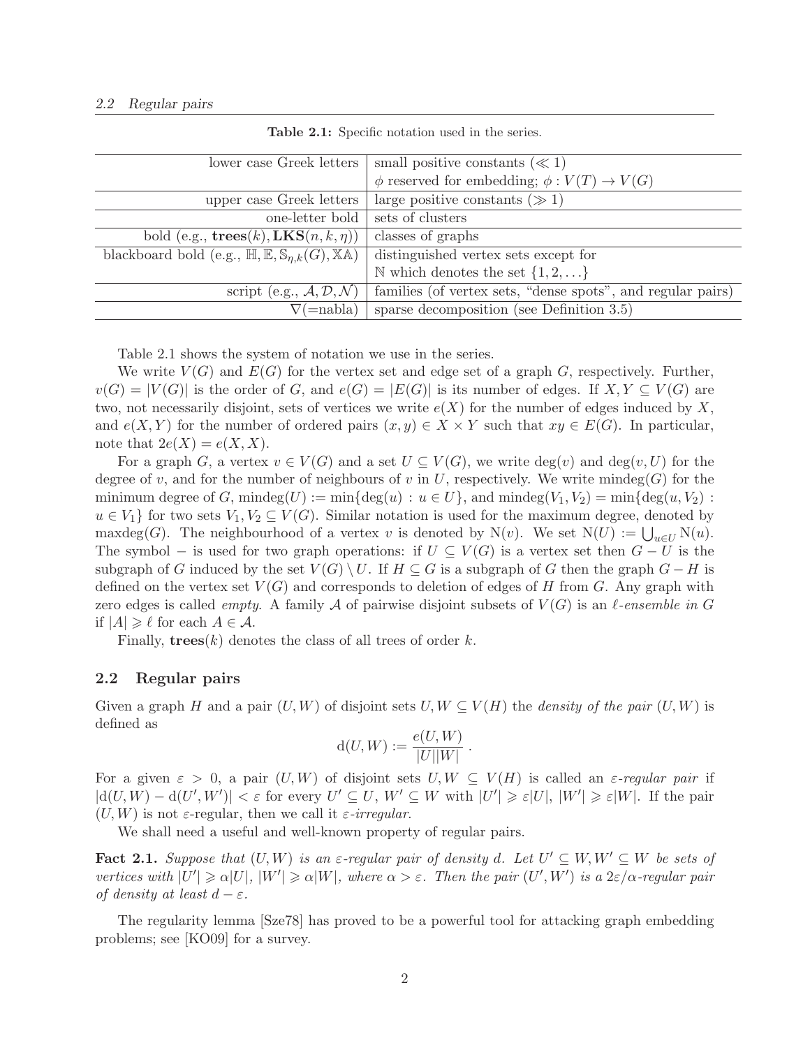**Table 2.1:** Specific notation used in the series.

| | |
|---|---|
| lower case Greek letters | small positive constants ($\ll 1$) |
| | $\phi$ reserved for embedding; $\phi : V(T) \to V(G)$ |
| upper case Greek letters | large positive constants ($\gg 1$) |
| one-letter bold | sets of clusters |
| bold (e.g., $\mathbf{trees}(k), \mathbf{LKS}(n,k,\eta)$) | classes of graphs |
| blackboard bold (e.g., $\mathbb{H}, \mathbb{E}, \mathbb{S}_{\eta,k}(G), \mathbb{XA}$) | distinguished vertex sets except for |
| | $\mathbb{N}$ which denotes the set $\{1, 2, \ldots\}$ |
| script (e.g., $\mathcal{A}, \mathcal{D}, \mathcal{N}$) | families (of vertex sets, "dense spots", and regular pairs) |
| $\nabla$(=nabla) | sparse decomposition (see Definition 3.5) |

Table 2.1 shows the system of notation we use in the series.

We write $V(G)$ and $E(G)$ for the vertex set and edge set of a graph $G$, respectively. Further, $v(G) = |V(G)|$ is the order of $G$, and $e(G) = |E(G)|$ is its number of edges. If $X, Y \subseteq V(G)$ are two, not necessarily disjoint, sets of vertices we write $e(X)$ for the number of edges induced by $X$, and $e(X, Y)$ for the number of ordered pairs $(x, y) \in X \times Y$ such that $xy \in E(G)$. In particular, note that $2e(X) = e(X, X)$.

For a graph $G$, a vertex $v \in V(G)$ and a set $U \subseteq V(G)$, we write $\deg(v)$ and $\deg(v, U)$ for the degree of $v$, and for the number of neighbours of $v$ in $U$, respectively. We write $\mathrm{mindeg}(G)$ for the minimum degree of $G$, $\mathrm{mindeg}(U) := \min\{\deg(u) : u \in U\}$, and $\mathrm{mindeg}(V_1, V_2) = \min\{\deg(u, V_2) : u \in V_1\}$ for two sets $V_1, V_2 \subseteq V(G)$. Similar notation is used for the maximum degree, denoted by $\mathrm{maxdeg}(G)$. The neighbourhood of a vertex $v$ is denoted by $\mathrm{N}(v)$. We set $\mathrm{N}(U) := \bigcup_{u \in U} \mathrm{N}(u)$. The symbol $-$ is used for two graph operations: if $U \subseteq V(G)$ is a vertex set then $G - U$ is the subgraph of $G$ induced by the set $V(G) \setminus U$. If $H \subseteq G$ is a subgraph of $G$ then the graph $G - H$ is defined on the vertex set $V(G)$ and corresponds to deletion of edges of $H$ from $G$. Any graph with zero edges is called *empty*. A family $\mathcal{A}$ of pairwise disjoint subsets of $V(G)$ is an *$\ell$-ensemble in $G$* if $|A| \geqslant \ell$ for each $A \in \mathcal{A}$.

Finally, $\mathbf{trees}(k)$ denotes the class of all trees of order $k$.

## 2.2 Regular pairs

Given a graph $H$ and a pair $(U, W)$ of disjoint sets $U, W \subseteq V(H)$ the *density of the pair $(U, W)$* is defined as

$$\mathrm{d}(U, W) := \frac{e(U, W)}{|U||W|} .$$

For a given $\varepsilon > 0$, a pair $(U, W)$ of disjoint sets $U, W \subseteq V(H)$ is called an *$\varepsilon$-regular pair* if $|\mathrm{d}(U, W) - \mathrm{d}(U', W')| < \varepsilon$ for every $U' \subseteq U$, $W' \subseteq W$ with $|U'| \geqslant \varepsilon|U|$, $|W'| \geqslant \varepsilon|W|$. If the pair $(U, W)$ is not $\varepsilon$-regular, then we call it *$\varepsilon$-irregular*.

We shall need a useful and well-known property of regular pairs.

**Fact 2.1.** *Suppose that $(U, W)$ is an $\varepsilon$-regular pair of density $d$. Let $U' \subseteq W, W' \subseteq W$ be sets of vertices with $|U'| \geqslant \alpha|U|$, $|W'| \geqslant \alpha|W|$, where $\alpha > \varepsilon$. Then the pair $(U', W')$ is a $2\varepsilon/\alpha$-regular pair of density at least $d - \varepsilon$.*

The regularity lemma [Sze78] has proved to be a powerful tool for attacking graph embedding problems; see [KO09] for a survey.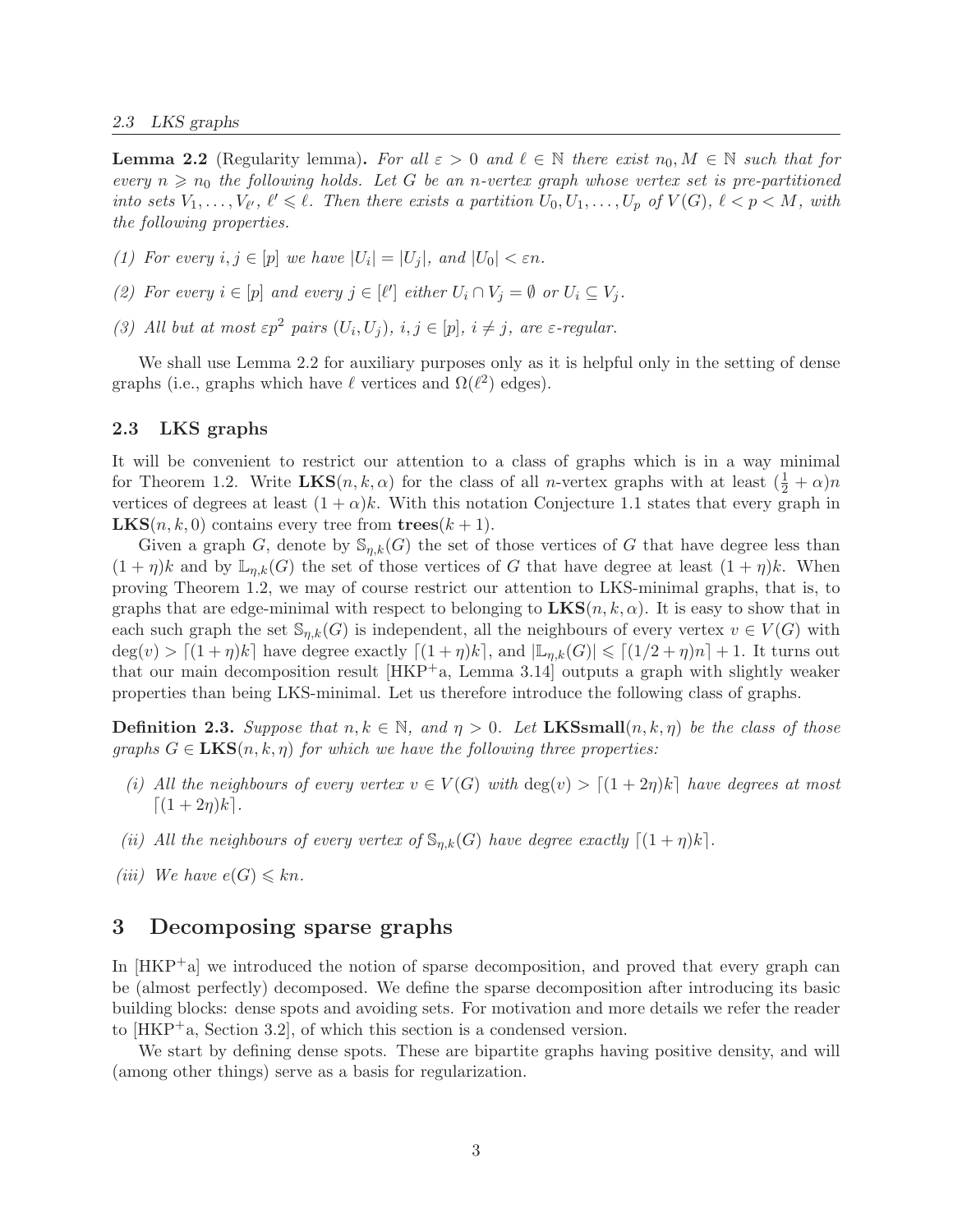**Lemma 2.2** (Regularity lemma)**.** *For all $\varepsilon > 0$ and $\ell \in \mathbb{N}$ there exist $n_0, M \in \mathbb{N}$ such that for every $n \geqslant n_0$ the following holds. Let $G$ be an $n$-vertex graph whose vertex set is pre-partitioned into sets $V_1, \ldots, V_{\ell'}$, $\ell' \leqslant \ell$. Then there exists a partition $U_0, U_1, \ldots, U_p$ of $V(G)$, $\ell < p < M$, with the following properties.*

*(1) For every $i, j \in [p]$ we have $|U_i| = |U_j|$, and $|U_0| < \varepsilon n$.*

*(2) For every $i \in [p]$ and every $j \in [\ell']$ either $U_i \cap V_j = \emptyset$ or $U_i \subseteq V_j$.*

*(3) All but at most $\varepsilon p^2$ pairs $(U_i, U_j)$, $i, j \in [p]$, $i \neq j$, are $\varepsilon$-regular.*

We shall use Lemma 2.2 for auxiliary purposes only as it is helpful only in the setting of dense graphs (i.e., graphs which have $\ell$ vertices and $\Omega(\ell^2)$ edges).

## 2.3 LKS graphs

It will be convenient to restrict our attention to a class of graphs which is in a way minimal for Theorem 1.2. Write $\mathbf{LKS}(n, k, \alpha)$ for the class of all $n$-vertex graphs with at least $(\frac{1}{2} + \alpha)n$ vertices of degrees at least $(1 + \alpha)k$. With this notation Conjecture 1.1 states that every graph in $\mathbf{LKS}(n, k, 0)$ contains every tree from $\mathbf{trees}(k + 1)$.

Given a graph $G$, denote by $\mathbb{S}_{\eta,k}(G)$ the set of those vertices of $G$ that have degree less than $(1 + \eta)k$ and by $\mathbb{L}_{\eta,k}(G)$ the set of those vertices of $G$ that have degree at least $(1 + \eta)k$. When proving Theorem 1.2, we may of course restrict our attention to LKS-minimal graphs, that is, to graphs that are edge-minimal with respect to belonging to $\mathbf{LKS}(n, k, \alpha)$. It is easy to show that in each such graph the set $\mathbb{S}_{\eta,k}(G)$ is independent, all the neighbours of every vertex $v \in V(G)$ with $\deg(v) > \lceil (1 + \eta)k \rceil$ have degree exactly $\lceil (1 + \eta)k \rceil$, and $|\mathbb{L}_{\eta,k}(G)| \leqslant \lceil (1/2 + \eta)n \rceil + 1$. It turns out that our main decomposition result [HKP+a, Lemma 3.14] outputs a graph with slightly weaker properties than being LKS-minimal. Let us therefore introduce the following class of graphs.

**Definition 2.3.** *Suppose that $n, k \in \mathbb{N}$, and $\eta > 0$. Let $\mathbf{LKSsmall}(n, k, \eta)$ be the class of those graphs $G \in \mathbf{LKS}(n, k, \eta)$ for which we have the following three properties:*

*(i) All the neighbours of every vertex $v \in V(G)$ with $\deg(v) > \lceil (1 + 2\eta)k \rceil$ have degrees at most $\lceil (1 + 2\eta)k \rceil$.*

*(ii) All the neighbours of every vertex of $\mathbb{S}_{\eta,k}(G)$ have degree exactly $\lceil (1 + \eta)k \rceil$.*

*(iii) We have $e(G) \leqslant kn$.*

# 3 Decomposing sparse graphs

In [HKP+a] we introduced the notion of sparse decomposition, and proved that every graph can be (almost perfectly) decomposed. We define the sparse decomposition after introducing its basic building blocks: dense spots and avoiding sets. For motivation and more details we refer the reader to [HKP+a, Section 3.2], of which this section is a condensed version.

We start by defining dense spots. These are bipartite graphs having positive density, and will (among other things) serve as a basis for regularization.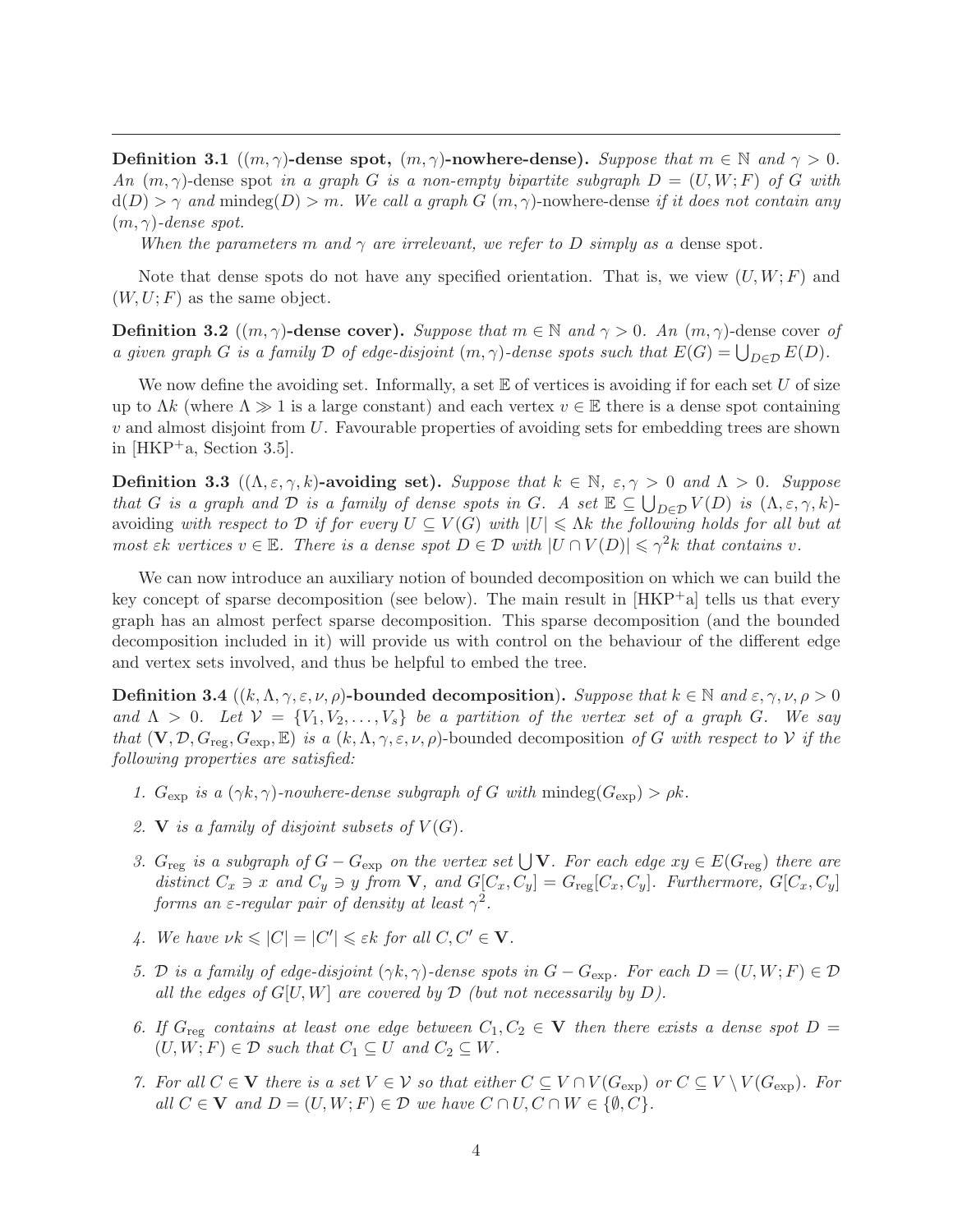**Definition 3.1** (**$(m,\gamma)$-dense spot, $(m,\gamma)$-nowhere-dense).** *Suppose that $m \in \mathbb{N}$ and $\gamma > 0$. An* $(m,\gamma)$-dense spot *in a graph $G$ is a non-empty bipartite subgraph $D = (U, W; F)$ of $G$ with $\mathrm{d}(D) > \gamma$ and $\mathrm{mindeg}(D) > m$. We call a graph $G$* $(m,\gamma)$-nowhere-dense *if it does not contain any $(m,\gamma)$-dense spot.*

*When the parameters $m$ and $\gamma$ are irrelevant, we refer to $D$ simply as a* dense spot*.*

Note that dense spots do not have any specified orientation. That is, we view $(U, W; F)$ and $(W, U; F)$ as the same object.

**Definition 3.2** (**$(m,\gamma)$-dense cover).** *Suppose that $m \in \mathbb{N}$ and $\gamma > 0$. An* $(m,\gamma)$-dense cover *of a given graph $G$ is a family $\mathcal{D}$ of edge-disjoint $(m,\gamma)$-dense spots such that $E(G) = \bigcup_{D \in \mathcal{D}} E(D)$.*

We now define the avoiding set. Informally, a set $\mathbb{E}$ of vertices is avoiding if for each set $U$ of size up to $\Lambda k$ (where $\Lambda \gg 1$ is a large constant) and each vertex $v \in \mathbb{E}$ there is a dense spot containing $v$ and almost disjoint from $U$. Favourable properties of avoiding sets for embedding trees are shown in [HKP+a, Section 3.5].

**Definition 3.3** (**$(\Lambda, \varepsilon, \gamma, k)$-avoiding set).** *Suppose that $k \in \mathbb{N}$, $\varepsilon, \gamma > 0$ and $\Lambda > 0$. Suppose that $G$ is a graph and $\mathcal{D}$ is a family of dense spots in $G$. A set $\mathbb{E} \subseteq \bigcup_{D \in \mathcal{D}} V(D)$ is* $(\Lambda, \varepsilon, \gamma, k)$-avoiding *with respect to $\mathcal{D}$ if for every $U \subseteq V(G)$ with $|U| \leqslant \Lambda k$ the following holds for all but at most $\varepsilon k$ vertices $v \in \mathbb{E}$. There is a dense spot $D \in \mathcal{D}$ with $|U \cap V(D)| \leqslant \gamma^2 k$ that contains $v$.*

We can now introduce an auxiliary notion of bounded decomposition on which we can build the key concept of sparse decomposition (see below). The main result in [HKP+a] tells us that every graph has an almost perfect sparse decomposition. This sparse decomposition (and the bounded decomposition included in it) will provide us with control on the behaviour of the different edge and vertex sets involved, and thus be helpful to embed the tree.

**Definition 3.4** (**$(k, \Lambda, \gamma, \varepsilon, \nu, \rho)$-bounded decomposition**). *Suppose that $k \in \mathbb{N}$ and $\varepsilon, \gamma, \nu, \rho > 0$ and $\Lambda > 0$. Let $\mathcal{V} = \{V_1, V_2, \ldots, V_s\}$ be a partition of the vertex set of a graph $G$. We say that $(\mathbf{V}, \mathcal{D}, G_{\mathrm{reg}}, G_{\mathrm{exp}}, \mathbb{E})$ is a* $(k, \Lambda, \gamma, \varepsilon, \nu, \rho)$-bounded decomposition *of $G$ with respect to $\mathcal{V}$ if the following properties are satisfied:*

1. *$G_{\mathrm{exp}}$ is a $(\gamma k, \gamma)$-nowhere-dense subgraph of $G$ with $\mathrm{mindeg}(G_{\mathrm{exp}}) > \rho k$.*
2. *$\mathbf{V}$ is a family of disjoint subsets of $V(G)$.*
3. *$G_{\mathrm{reg}}$ is a subgraph of $G - G_{\mathrm{exp}}$ on the vertex set $\bigcup \mathbf{V}$. For each edge $xy \in E(G_{\mathrm{reg}})$ there are distinct $C_x \ni x$ and $C_y \ni y$ from $\mathbf{V}$, and $G[C_x, C_y] = G_{\mathrm{reg}}[C_x, C_y]$. Furthermore, $G[C_x, C_y]$ forms an $\varepsilon$-regular pair of density at least $\gamma^2$.*
4. *We have $\nu k \leqslant |C| = |C'| \leqslant \varepsilon k$ for all $C, C' \in \mathbf{V}$.*
5. *$\mathcal{D}$ is a family of edge-disjoint $(\gamma k, \gamma)$-dense spots in $G - G_{\mathrm{exp}}$. For each $D = (U, W; F) \in \mathcal{D}$ all the edges of $G[U, W]$ are covered by $\mathcal{D}$ (but not necessarily by $D$).*
6. *If $G_{\mathrm{reg}}$ contains at least one edge between $C_1, C_2 \in \mathbf{V}$ then there exists a dense spot $D = (U, W; F) \in \mathcal{D}$ such that $C_1 \subseteq U$ and $C_2 \subseteq W$.*
7. *For all $C \in \mathbf{V}$ there is a set $V \in \mathcal{V}$ so that either $C \subseteq V \cap V(G_{\mathrm{exp}})$ or $C \subseteq V \setminus V(G_{\mathrm{exp}})$. For all $C \in \mathbf{V}$ and $D = (U, W; F) \in \mathcal{D}$ we have $C \cap U, C \cap W \in \{\emptyset, C\}$.*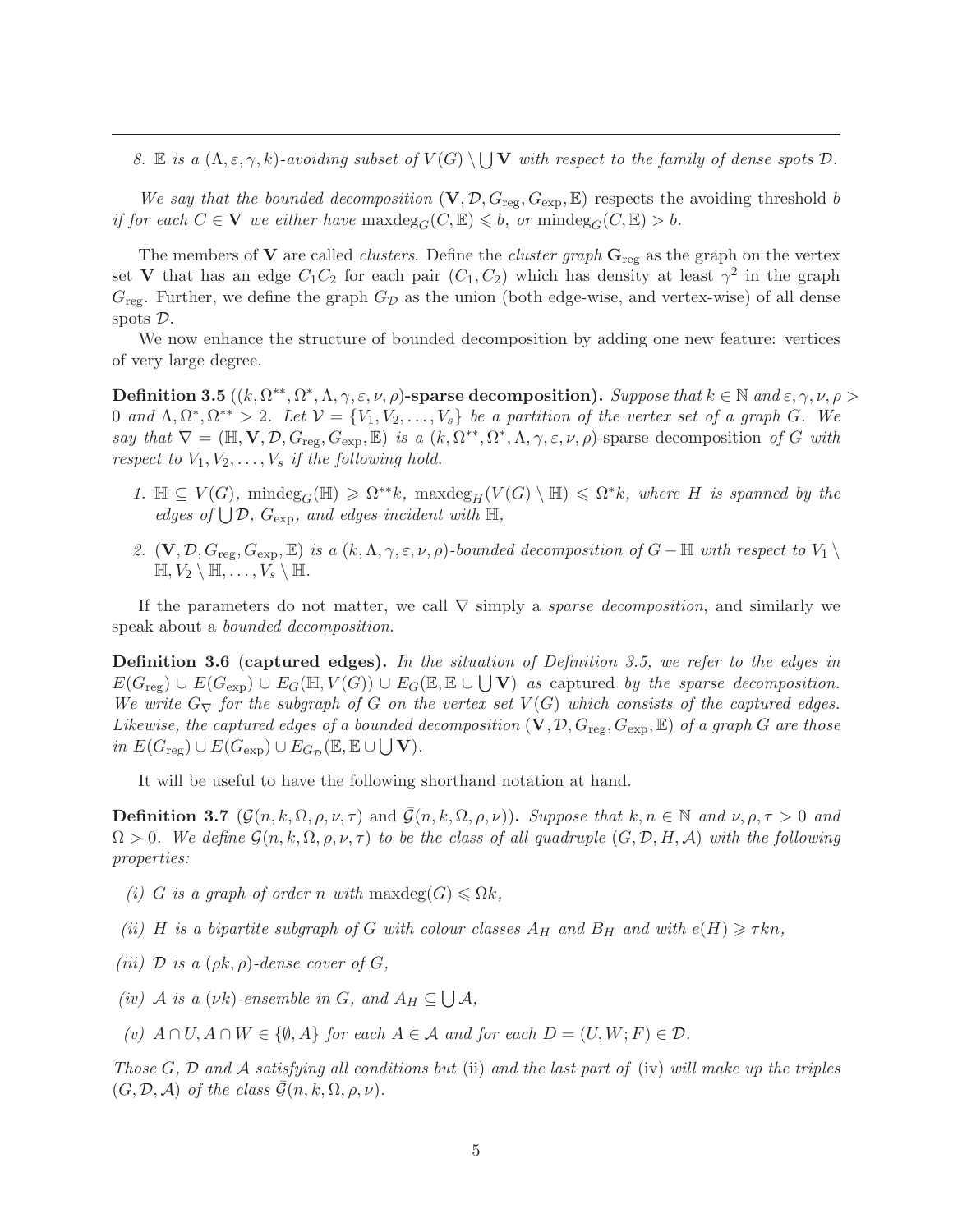*8. $\mathbb{E}$ is a $(\Lambda, \varepsilon, \gamma, k)$-avoiding subset of $V(G) \setminus \bigcup \mathbf{V}$ with respect to the family of dense spots $\mathcal{D}$.*

*We say that the bounded decomposition $(\mathbf{V}, \mathcal{D}, G_{\mathrm{reg}}, G_{\mathrm{exp}}, \mathbb{E})$ respects the avoiding threshold $b$ if for each $C \in \mathbf{V}$ we either have $\mathrm{maxdeg}_G(C, \mathbb{E}) \leqslant b$, or $\mathrm{mindeg}_G(C, \mathbb{E}) > b$.*

The members of $\mathbf{V}$ are called *clusters*. Define the *cluster graph* $\mathbf{G}_{\mathrm{reg}}$ as the graph on the vertex set $\mathbf{V}$ that has an edge $C_1C_2$ for each pair $(C_1, C_2)$ which has density at least $\gamma^2$ in the graph $G_{\mathrm{reg}}$. Further, we define the graph $G_{\mathcal{D}}$ as the union (both edge-wise, and vertex-wise) of all dense spots $\mathcal{D}$.

We now enhance the structure of bounded decomposition by adding one new feature: vertices of very large degree.

**Definition 3.5** (**$(k, \Omega^{**}, \Omega^*, \Lambda, \gamma, \varepsilon, \nu, \rho)$-sparse decomposition).** *Suppose that $k \in \mathbb{N}$ and $\varepsilon, \gamma, \nu, \rho > 0$ and $\Lambda, \Omega^*, \Omega^{**} > 2$. Let $\mathcal{V} = \{V_1, V_2, \ldots, V_s\}$ be a partition of the vertex set of a graph $G$. We say that $\nabla = (\mathbb{H}, \mathbf{V}, \mathcal{D}, G_{\mathrm{reg}}, G_{\mathrm{exp}}, \mathbb{E})$ is a $(k, \Omega^{**}, \Omega^*, \Lambda, \gamma, \varepsilon, \nu, \rho)$*-sparse decomposition *of $G$ with respect to $V_1, V_2, \ldots, V_s$ if the following hold.*

1. *$\mathbb{H} \subseteq V(G)$, $\mathrm{mindeg}_G(\mathbb{H}) \geqslant \Omega^{**}k$, $\mathrm{maxdeg}_H(V(G) \setminus \mathbb{H}) \leqslant \Omega^* k$, where $H$ is spanned by the edges of $\bigcup \mathcal{D}$, $G_{\mathrm{exp}}$, and edges incident with $\mathbb{H}$,*
2. *$(\mathbf{V}, \mathcal{D}, G_{\mathrm{reg}}, G_{\mathrm{exp}}, \mathbb{E})$ is a $(k, \Lambda, \gamma, \varepsilon, \nu, \rho)$-bounded decomposition of $G - \mathbb{H}$ with respect to $V_1 \setminus \mathbb{H}, V_2 \setminus \mathbb{H}, \ldots, V_s \setminus \mathbb{H}$.*

If the parameters do not matter, we call $\nabla$ simply a *sparse decomposition*, and similarly we speak about a *bounded decomposition*.

**Definition 3.6** (**captured edges).** *In the situation of Definition 3.5, we refer to the edges in $E(G_{\mathrm{reg}}) \cup E(G_{\mathrm{exp}}) \cup E_G(\mathbb{H}, V(G)) \cup E_G(\mathbb{E}, \mathbb{E} \cup \bigcup \mathbf{V})$ as* captured *by the sparse decomposition. We write $G_\nabla$ for the subgraph of $G$ on the vertex set $V(G)$ which consists of the captured edges. Likewise, the captured edges of a bounded decomposition $(\mathbf{V}, \mathcal{D}, G_{\mathrm{reg}}, G_{\mathrm{exp}}, \mathbb{E})$ of a graph $G$ are those in $E(G_{\mathrm{reg}}) \cup E(G_{\mathrm{exp}}) \cup E_{G_{\mathcal{D}}}(\mathbb{E}, \mathbb{E} \cup \bigcup \mathbf{V})$.*

It will be useful to have the following shorthand notation at hand.

**Definition 3.7** (**$\mathcal{G}(n, k, \Omega, \rho, \nu, \tau)$ and $\bar{\mathcal{G}}(n, k, \Omega, \rho, \nu)$).** *Suppose that $k, n \in \mathbb{N}$ and $\nu, \rho, \tau > 0$ and $\Omega > 0$. We define $\mathcal{G}(n, k, \Omega, \rho, \nu, \tau)$ to be the class of all quadruple $(G, \mathcal{D}, H, \mathcal{A})$ with the following properties:*

*(i) $G$ is a graph of order $n$ with $\mathrm{maxdeg}(G) \leqslant \Omega k$,*

*(ii) $H$ is a bipartite subgraph of $G$ with colour classes $A_H$ and $B_H$ and with $e(H) \geqslant \tau kn$,*

*(iii) $\mathcal{D}$ is a $(\rho k, \rho)$-dense cover of $G$,*

*(iv) $\mathcal{A}$ is a $(\nu k)$-ensemble in $G$, and $A_H \subseteq \bigcup \mathcal{A}$,*

*(v) $A \cap U, A \cap W \in \{\emptyset, A\}$ for each $A \in \mathcal{A}$ and for each $D = (U, W; F) \in \mathcal{D}$.*

*Those $G$, $\mathcal{D}$ and $\mathcal{A}$ satisfying all conditions but* (ii) *and the last part of* (iv) *will make up the triples $(G, \mathcal{D}, \mathcal{A})$ of the class $\bar{\mathcal{G}}(n, k, \Omega, \rho, \nu)$.*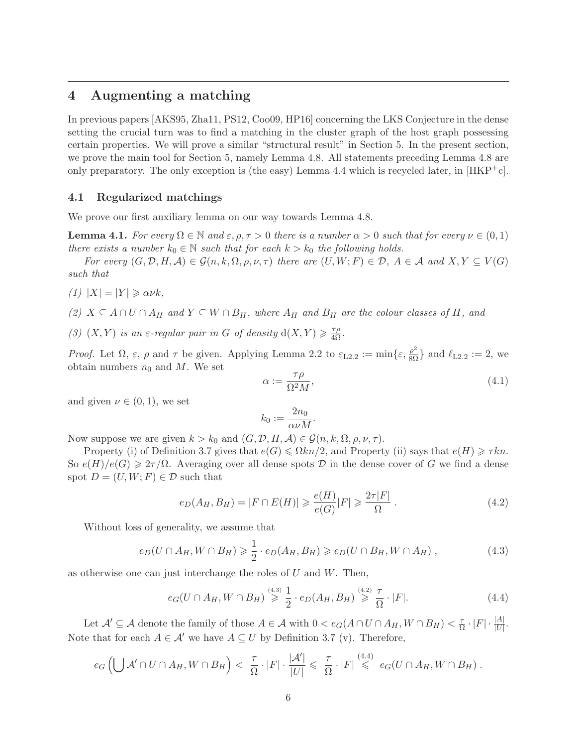## 4 Augmenting a matching

In previous papers [AKS95, Zha11, PS12, Coo09, HP16] concerning the LKS Conjecture in the dense setting the crucial turn was to find a matching in the cluster graph of the host graph possessing certain properties. We will prove a similar "structural result" in Section 5. In the present section, we prove the main tool for Section 5, namely Lemma 4.8. All statements preceding Lemma 4.8 are only preparatory. The only exception is (the easy) Lemma 4.4 which is recycled later, in [HKP$^+$c].

### 4.1 Regularized matchings

We prove our first auxiliary lemma on our way towards Lemma 4.8.

**Lemma 4.1.** *For every $\Omega \in \mathbb{N}$ and $\varepsilon, \rho, \tau > 0$ there is a number $\alpha > 0$ such that for every $\nu \in (0,1)$ there exists a number $k_0 \in \mathbb{N}$ such that for each $k > k_0$ the following holds.*

*For every $(G, \mathcal{D}, H, \mathcal{A}) \in \mathcal{G}(n, k, \Omega, \rho, \nu, \tau)$ there are $(U, W; F) \in \mathcal{D}$, $A \in \mathcal{A}$ and $X, Y \subseteq V(G)$ such that*

*(1) $|X| = |Y| \geqslant \alpha\nu k$,*

*(2) $X \subseteq A \cap U \cap A_H$ and $Y \subseteq W \cap B_H$, where $A_H$ and $B_H$ are the colour classes of $H$, and*

*(3) $(X, Y)$ is an $\varepsilon$-regular pair in $G$ of density $\mathrm{d}(X, Y) \geqslant \frac{\tau\rho}{4\Omega}$.*

*Proof.* Let $\Omega$, $\varepsilon$, $\rho$ and $\tau$ be given. Applying Lemma 2.2 to $\varepsilon_{\mathrm{L2.2}} := \min\{\varepsilon, \frac{\rho^2}{8\Omega}\}$ and $\ell_{\mathrm{L2.2}} := 2$, we obtain numbers $n_0$ and $M$. We set

$$\alpha := \frac{\tau\rho}{\Omega^2 M}, \tag{4.1}$$

and given $\nu \in (0,1)$, we set

$$k_0 := \frac{2n_0}{\alpha\nu M}.$$

Now suppose we are given $k > k_0$ and $(G, \mathcal{D}, H, \mathcal{A}) \in \mathcal{G}(n, k, \Omega, \rho, \nu, \tau)$.

Property (i) of Definition 3.7 gives that $e(G) \leqslant \Omega kn/2$, and Property (ii) says that $e(H) \geqslant \tau kn$. So $e(H)/e(G) \geqslant 2\tau/\Omega$. Averaging over all dense spots $\mathcal{D}$ in the dense cover of $G$ we find a dense spot $D = (U, W; F) \in \mathcal{D}$ such that

$$e_D(A_H, B_H) = |F \cap E(H)| \geqslant \frac{e(H)}{e(G)}|F| \geqslant \frac{2\tau|F|}{\Omega}\,. \tag{4.2}$$

Without loss of generality, we assume that

$$e_D(U \cap A_H, W \cap B_H) \geqslant \frac{1}{2} \cdot e_D(A_H, B_H) \geqslant e_D(U \cap B_H, W \cap A_H)\,, \tag{4.3}$$

as otherwise one can just interchange the roles of $U$ and $W$. Then,

$$e_G(U \cap A_H, W \cap B_H) \overset{(4.3)}{\geqslant} \frac{1}{2} \cdot e_D(A_H, B_H) \overset{(4.2)}{\geqslant} \frac{\tau}{\Omega} \cdot |F|. \tag{4.4}$$

Let $\mathcal{A}' \subseteq \mathcal{A}$ denote the family of those $A \in \mathcal{A}$ with $0 < e_G(A \cap U \cap A_H, W \cap B_H) < \frac{\tau}{\Omega} \cdot |F| \cdot \frac{|A|}{|U|}$. Note that for each $A \in \mathcal{A}'$ we have $A \subseteq U$ by Definition 3.7 (v). Therefore,

$$e_G\Big(\bigcup \mathcal{A}' \cap U \cap A_H, W \cap B_H\Big) < \frac{\tau}{\Omega} \cdot |F| \cdot \frac{|\mathcal{A}'|}{|U|} \leqslant \frac{\tau}{\Omega} \cdot |F| \overset{(4.4)}{\leqslant} e_G(U \cap A_H, W \cap B_H)\,.$$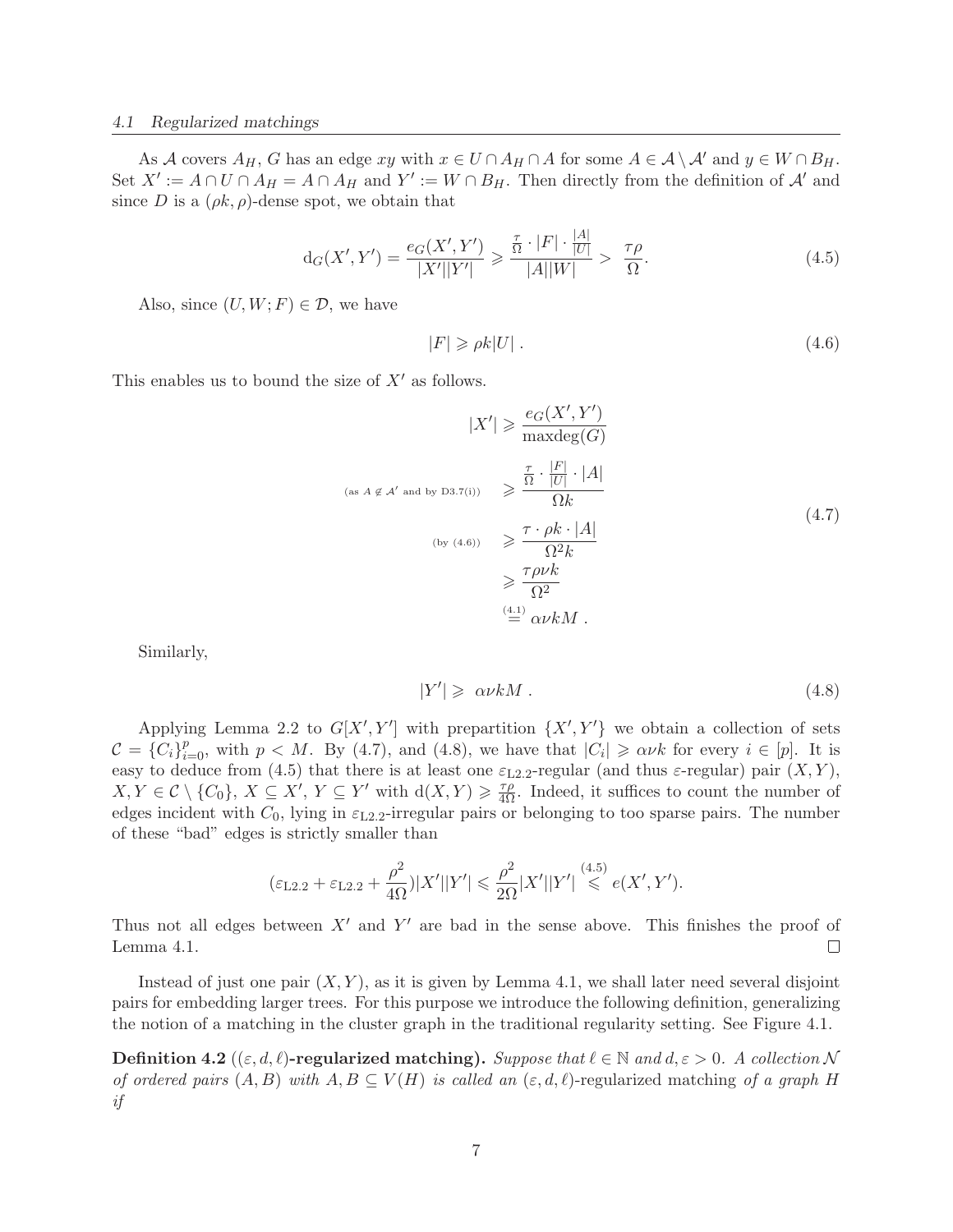As $\mathcal{A}$ covers $A_H$, $G$ has an edge $xy$ with $x \in U \cap A_H \cap A$ for some $A \in \mathcal{A} \setminus \mathcal{A}'$ and $y \in W \cap B_H$. Set $X' := A \cap U \cap A_H = A \cap A_H$ and $Y' := W \cap B_H$. Then directly from the definition of $\mathcal{A}'$ and since $D$ is a $(\rho k, \rho)$-dense spot, we obtain that

$$\mathrm{d}_G(X', Y') = \frac{e_G(X', Y')}{|X'||Y'|} \geqslant \frac{\frac{\tau}{\Omega} \cdot |F| \cdot \frac{|A|}{|U|}}{|A||W|} > \frac{\tau \rho}{\Omega}. \tag{4.5}$$

Also, since $(U, W; F) \in \mathcal{D}$, we have

$$|F| \geqslant \rho k |U| \, . \tag{4.6}$$

This enables us to bound the size of $X'$ as follows.

$$\begin{aligned}
|X'| &\geqslant \frac{e_G(X', Y')}{\mathrm{maxdeg}(G)} \\
\text{(as } A \notin \mathcal{A}' \text{ and by D3.7(i))} \quad &\geqslant \frac{\frac{\tau}{\Omega} \cdot \frac{|F|}{|U|} \cdot |A|}{\Omega k} \\
\text{(by (4.6))} \quad &\geqslant \frac{\tau \cdot \rho k \cdot |A|}{\Omega^2 k} \\
&\geqslant \frac{\tau \rho \nu k}{\Omega^2} \\
&\overset{(4.1)}{=} \alpha \nu k M \, .
\end{aligned} \tag{4.7}$$

Similarly,

$$|Y'| \geqslant \alpha \nu k M \, . \tag{4.8}$$

Applying Lemma 2.2 to $G[X', Y']$ with prepartition $\{X', Y'\}$ we obtain a collection of sets $\mathcal{C} = \{C_i\}_{i=0}^{p}$, with $p < M$. By (4.7), and (4.8), we have that $|C_i| \geqslant \alpha \nu k$ for every $i \in [p]$. It is easy to deduce from (4.5) that there is at least one $\varepsilon_{\mathrm{L2.2}}$-regular (and thus $\varepsilon$-regular) pair $(X, Y)$, $X, Y \in \mathcal{C} \setminus \{C_0\}$, $X \subseteq X'$, $Y \subseteq Y'$ with $\mathrm{d}(X, Y) \geqslant \frac{\tau \rho}{4 \Omega}$. Indeed, it suffices to count the number of edges incident with $C_0$, lying in $\varepsilon_{\mathrm{L2.2}}$-irregular pairs or belonging to too sparse pairs. The number of these "bad" edges is strictly smaller than

$$(\varepsilon_{\mathrm{L2.2}} + \varepsilon_{\mathrm{L2.2}} + \frac{\rho^2}{4\Omega})|X'||Y'| \leqslant \frac{\rho^2}{2\Omega}|X'||Y'| \overset{(4.5)}{\leqslant} e(X', Y').$$

Thus not all edges between $X'$ and $Y'$ are bad in the sense above. This finishes the proof of Lemma 4.1. □

Instead of just one pair $(X, Y)$, as it is given by Lemma 4.1, we shall later need several disjoint pairs for embedding larger trees. For this purpose we introduce the following definition, generalizing the notion of a matching in the cluster graph in the traditional regularity setting. See Figure 4.1.

**Definition 4.2** (**$(\varepsilon, d, \ell)$-regularized matching**)**.** *Suppose that $\ell \in \mathbb{N}$ and $d, \varepsilon > 0$. A collection $\mathcal{N}$ of ordered pairs $(A, B)$ with $A, B \subseteq V(H)$ is called an* $(\varepsilon, d, \ell)$-regularized matching *of a graph $H$ if*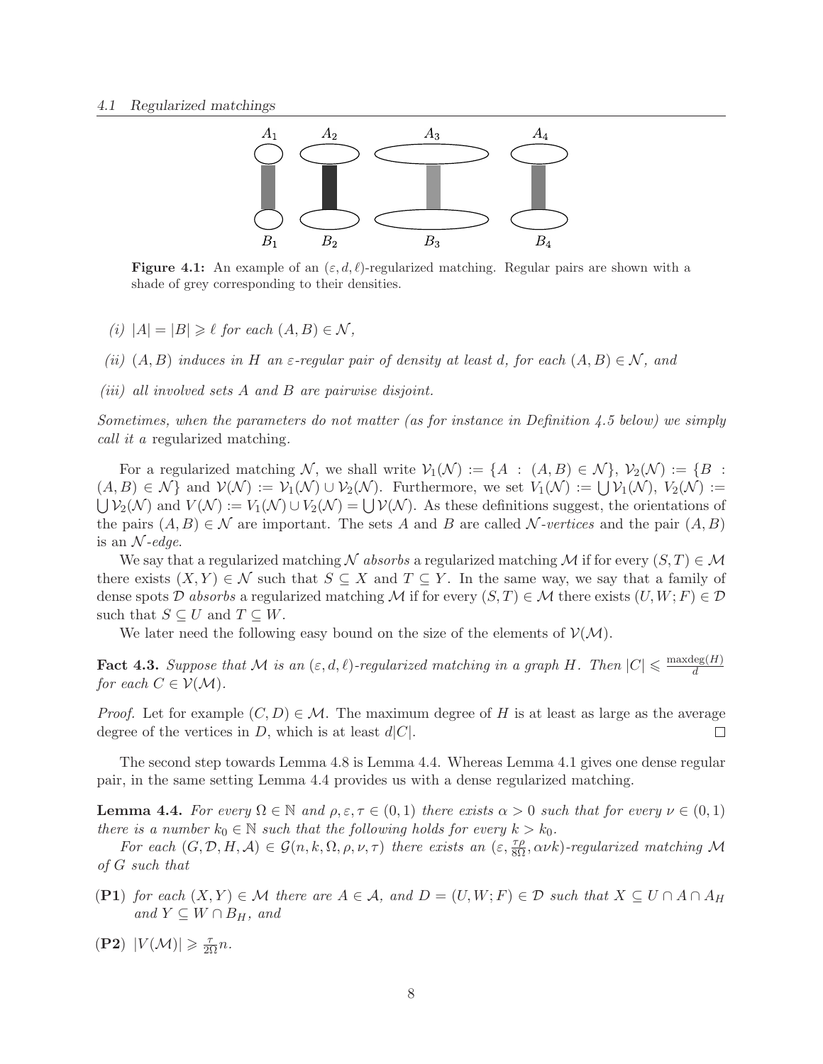**Figure 4.1:** An example of an $(\varepsilon, d, \ell)$-regularized matching. Regular pairs are shown with a shade of grey corresponding to their densities.

*(i)* $|A| = |B| \geqslant \ell$ *for each* $(A, B) \in \mathcal{N}$,

*(ii)* $(A, B)$ *induces in* $H$ *an* $\varepsilon$*-regular pair of density at least* $d$*, for each* $(A, B) \in \mathcal{N}$*, and*

*(iii) all involved sets* $A$ *and* $B$ *are pairwise disjoint.*

*Sometimes, when the parameters do not matter (as for instance in Definition 4.5 below) we simply call it a* regularized matching*.*

For a regularized matching $\mathcal{N}$, we shall write $\mathcal{V}_1(\mathcal{N}) := \{A : (A, B) \in \mathcal{N}\}$, $\mathcal{V}_2(\mathcal{N}) := \{B : (A, B) \in \mathcal{N}\}$ and $\mathcal{V}(\mathcal{N}) := \mathcal{V}_1(\mathcal{N}) \cup \mathcal{V}_2(\mathcal{N})$. Furthermore, we set $V_1(\mathcal{N}) := \bigcup \mathcal{V}_1(\mathcal{N})$, $V_2(\mathcal{N}) := \bigcup \mathcal{V}_2(\mathcal{N})$ and $V(\mathcal{N}) := V_1(\mathcal{N}) \cup V_2(\mathcal{N}) = \bigcup \mathcal{V}(\mathcal{N})$. As these definitions suggest, the orientations of the pairs $(A, B) \in \mathcal{N}$ are important. The sets $A$ and $B$ are called $\mathcal{N}$*-vertices* and the pair $(A, B)$ is an $\mathcal{N}$*-edge*.

We say that a regularized matching $\mathcal{N}$ *absorbs* a regularized matching $\mathcal{M}$ if for every $(S, T) \in \mathcal{M}$ there exists $(X, Y) \in \mathcal{N}$ such that $S \subseteq X$ and $T \subseteq Y$. In the same way, we say that a family of dense spots $\mathcal{D}$ *absorbs* a regularized matching $\mathcal{M}$ if for every $(S, T) \in \mathcal{M}$ there exists $(U, W; F) \in \mathcal{D}$ such that $S \subseteq U$ and $T \subseteq W$.

We later need the following easy bound on the size of the elements of $\mathcal{V}(\mathcal{M})$.

**Fact 4.3.** *Suppose that* $\mathcal{M}$ *is an* $(\varepsilon, d, \ell)$*-regularized matching in a graph* $H$*. Then* $|C| \leqslant \frac{\mathrm{maxdeg}(H)}{d}$ *for each* $C \in \mathcal{V}(\mathcal{M})$*.*

*Proof.* Let for example $(C, D) \in \mathcal{M}$. The maximum degree of $H$ is at least as large as the average degree of the vertices in $D$, which is at least $d|C|$. □

The second step towards Lemma 4.8 is Lemma 4.4. Whereas Lemma 4.1 gives one dense regular pair, in the same setting Lemma 4.4 provides us with a dense regularized matching.

**Lemma 4.4.** *For every* $\Omega \in \mathbb{N}$ *and* $\rho, \varepsilon, \tau \in (0, 1)$ *there exists* $\alpha > 0$ *such that for every* $\nu \in (0, 1)$ *there is a number* $k_0 \in \mathbb{N}$ *such that the following holds for every* $k > k_0$*.*

*For each* $(G, \mathcal{D}, H, \mathcal{A}) \in \mathcal{G}(n, k, \Omega, \rho, \nu, \tau)$ *there exists an* $(\varepsilon, \frac{\tau\rho}{8\Omega}, \alpha\nu k)$*-regularized matching* $\mathcal{M}$ *of* $G$ *such that*

**(P1)** *for each* $(X, Y) \in \mathcal{M}$ *there are* $A \in \mathcal{A}$*, and* $D = (U, W; F) \in \mathcal{D}$ *such that* $X \subseteq U \cap A \cap A_H$ *and* $Y \subseteq W \cap B_H$*, and*

**(P2)** $|V(\mathcal{M})| \geqslant \frac{\tau}{2\Omega} n$*.*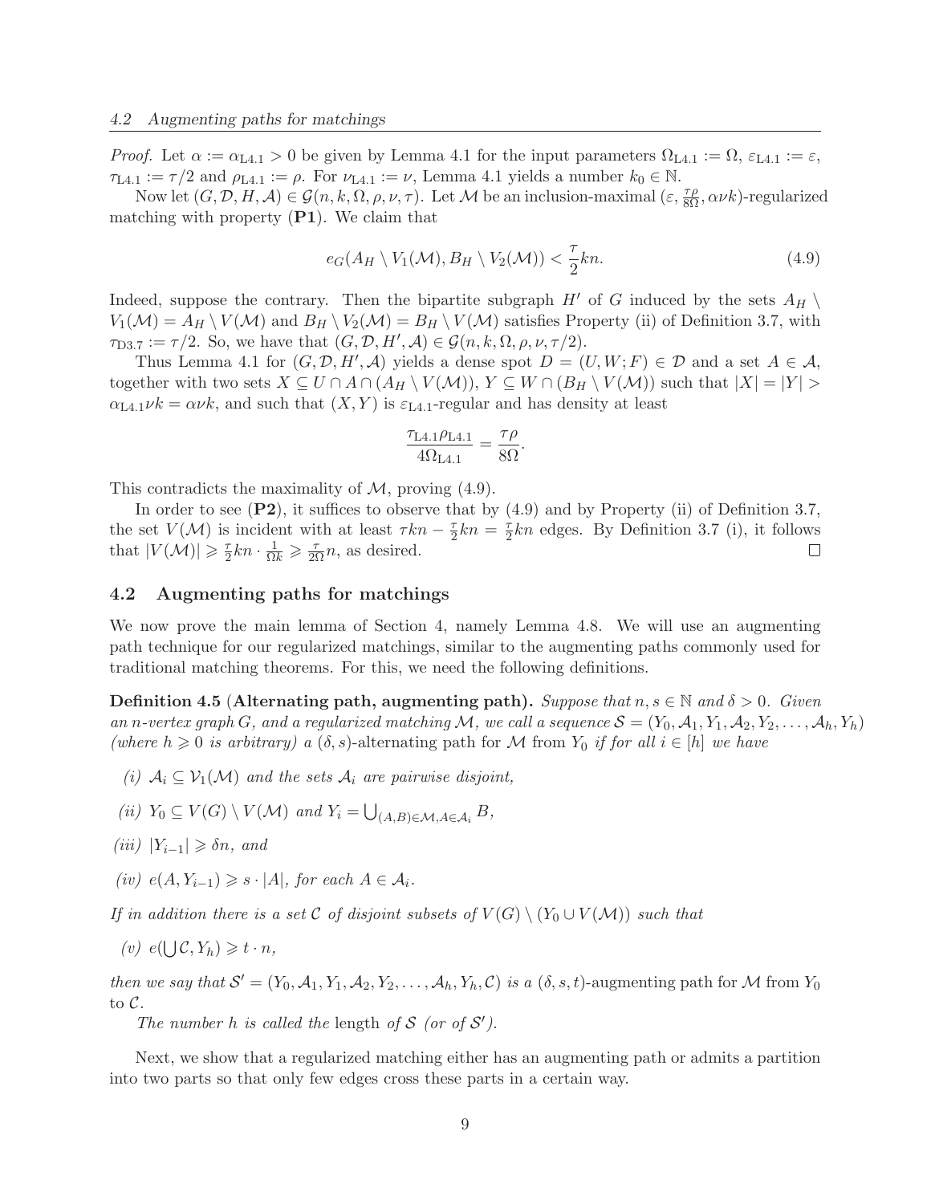*Proof.* Let $\alpha := \alpha_{\text{L4.1}} > 0$ be given by Lemma 4.1 for the input parameters $\Omega_{\text{L4.1}} := \Omega$, $\varepsilon_{\text{L4.1}} := \varepsilon$, $\tau_{\text{L4.1}} := \tau/2$ and $\rho_{\text{L4.1}} := \rho$. For $\nu_{\text{L4.1}} := \nu$, Lemma 4.1 yields a number $k_0 \in \mathbb{N}$.

Now let $(G, \mathcal{D}, H, \mathcal{A}) \in \mathcal{G}(n, k, \Omega, \rho, \nu, \tau)$. Let $\mathcal{M}$ be an inclusion-maximal $(\varepsilon, \frac{\tau\rho}{8\Omega}, \alpha\nu k)$-regularized matching with property (**P1**). We claim that

$$e_G(A_H \setminus V_1(\mathcal{M}), B_H \setminus V_2(\mathcal{M})) < \frac{\tau}{2}kn. \tag{4.9}$$

Indeed, suppose the contrary. Then the bipartite subgraph $H'$ of $G$ induced by the sets $A_H \setminus V_1(\mathcal{M}) = A_H \setminus V(\mathcal{M})$ and $B_H \setminus V_2(\mathcal{M}) = B_H \setminus V(\mathcal{M})$ satisfies Property (ii) of Definition 3.7, with $\tau_{\text{D3.7}} := \tau/2$. So, we have that $(G, \mathcal{D}, H', \mathcal{A}) \in \mathcal{G}(n, k, \Omega, \rho, \nu, \tau/2)$.

Thus Lemma 4.1 for $(G, \mathcal{D}, H', \mathcal{A})$ yields a dense spot $D = (U, W; F) \in \mathcal{D}$ and a set $A \in \mathcal{A}$, together with two sets $X \subseteq U \cap A \cap (A_H \setminus V(\mathcal{M}))$, $Y \subseteq W \cap (B_H \setminus V(\mathcal{M}))$ such that $|X| = |Y| > \alpha_{\text{L4.1}}\nu k = \alpha\nu k$, and such that $(X, Y)$ is $\varepsilon_{\text{L4.1}}$-regular and has density at least

$$\frac{\tau_{\text{L4.1}}\rho_{\text{L4.1}}}{4\Omega_{\text{L4.1}}} = \frac{\tau\rho}{8\Omega}.$$

This contradicts the maximality of $\mathcal{M}$, proving (4.9).

In order to see (**P2**), it suffices to observe that by (4.9) and by Property (ii) of Definition 3.7, the set $V(\mathcal{M})$ is incident with at least $\tau kn - \frac{\tau}{2}kn = \frac{\tau}{2}kn$ edges. By Definition 3.7 (i), it follows that $|V(\mathcal{M})| \geqslant \frac{\tau}{2}kn \cdot \frac{1}{\Omega k} \geqslant \frac{\tau}{2\Omega}n$, as desired. $\square$

## 4.2 Augmenting paths for matchings

We now prove the main lemma of Section 4, namely Lemma 4.8. We will use an augmenting path technique for our regularized matchings, similar to the augmenting paths commonly used for traditional matching theorems. For this, we need the following definitions.

**Definition 4.5 (Alternating path, augmenting path).** *Suppose that $n, s \in \mathbb{N}$ and $\delta > 0$. Given an $n$-vertex graph $G$, and a regularized matching $\mathcal{M}$, we call a sequence $\mathcal{S} = (Y_0, \mathcal{A}_1, Y_1, \mathcal{A}_2, Y_2, \ldots, \mathcal{A}_h, Y_h)$ (where $h \geqslant 0$ is arbitrary) a* $(\delta, s)$-alternating path for $\mathcal{M}$ from $Y_0$ *if for all $i \in [h]$ we have*

*(i) $\mathcal{A}_i \subseteq \mathcal{V}_1(\mathcal{M})$ and the sets $\mathcal{A}_i$ are pairwise disjoint,*

*(ii) $Y_0 \subseteq V(G) \setminus V(\mathcal{M})$ and $Y_i = \bigcup_{(A,B)\in\mathcal{M}, A\in\mathcal{A}_i} B$,*

*(iii) $|Y_{i-1}| \geqslant \delta n$, and*

*(iv) $e(A, Y_{i-1}) \geqslant s \cdot |A|$, for each $A \in \mathcal{A}_i$.*

*If in addition there is a set $\mathcal{C}$ of disjoint subsets of $V(G) \setminus (Y_0 \cup V(\mathcal{M}))$ such that*

*(v) $e(\bigcup \mathcal{C}, Y_h) \geqslant t \cdot n$,*

*then we say that $\mathcal{S}' = (Y_0, \mathcal{A}_1, Y_1, \mathcal{A}_2, Y_2, \ldots, \mathcal{A}_h, Y_h, \mathcal{C})$ is a* $(\delta, s, t)$-augmenting path for $\mathcal{M}$ from $Y_0$ to $\mathcal{C}$.

*The number $h$ is called the* length *of $\mathcal{S}$ (or of $\mathcal{S}'$).*

Next, we show that a regularized matching either has an augmenting path or admits a partition into two parts so that only few edges cross these parts in a certain way.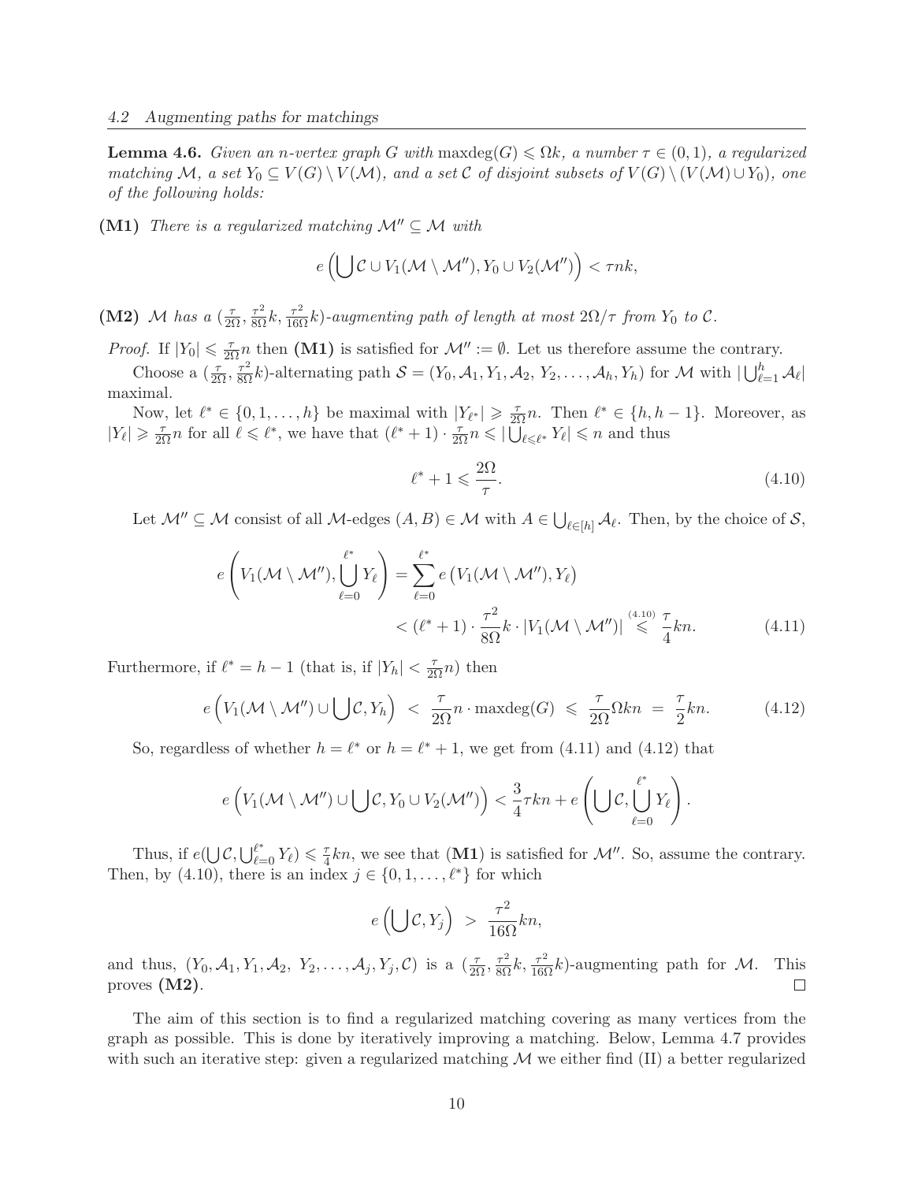**Lemma 4.6.** *Given an $n$-vertex graph $G$ with $\operatorname{maxdeg}(G) \leqslant \Omega k$, a number $\tau \in (0,1)$, a regularized matching $\mathcal{M}$, a set $Y_0 \subseteq V(G) \setminus V(\mathcal{M})$, and a set $\mathcal{C}$ of disjoint subsets of $V(G) \setminus (V(\mathcal{M}) \cup Y_0)$, one of the following holds:*

**(M1)** *There is a regularized matching $\mathcal{M}'' \subseteq \mathcal{M}$ with*

$$e\left(\bigcup \mathcal{C} \cup V_1(\mathcal{M} \setminus \mathcal{M}''), Y_0 \cup V_2(\mathcal{M}'')\right) < \tau nk,$$

**(M2)** $\mathcal{M}$ *has a $(\frac{\tau}{2\Omega}, \frac{\tau^2}{8\Omega}k, \frac{\tau^2}{16\Omega}k)$-augmenting path of length at most $2\Omega/\tau$ from $Y_0$ to $\mathcal{C}$.*

*Proof.* If $|Y_0| \leqslant \frac{\tau}{2\Omega}n$ then **(M1)** is satisfied for $\mathcal{M}'' := \emptyset$. Let us therefore assume the contrary.

Choose a $(\frac{\tau}{2\Omega}, \frac{\tau^2}{8\Omega}k)$-alternating path $\mathcal{S} = (Y_0, \mathcal{A}_1, Y_1, \mathcal{A}_2, Y_2, \ldots, \mathcal{A}_h, Y_h)$ for $\mathcal{M}$ with $|\bigcup_{\ell=1}^h \mathcal{A}_\ell|$ maximal.

Now, let $\ell^* \in \{0, 1, \ldots, h\}$ be maximal with $|Y_{\ell^*}| \geqslant \frac{\tau}{2\Omega}n$. Then $\ell^* \in \{h, h-1\}$. Moreover, as $|Y_\ell| \geqslant \frac{\tau}{2\Omega}n$ for all $\ell \leqslant \ell^*$, we have that $(\ell^* + 1) \cdot \frac{\tau}{2\Omega}n \leqslant |\bigcup_{\ell \leqslant \ell^*} Y_\ell| \leqslant n$ and thus

$$\ell^* + 1 \leqslant \frac{2\Omega}{\tau}. \tag{4.10}$$

Let $\mathcal{M}'' \subseteq \mathcal{M}$ consist of all $\mathcal{M}$-edges $(A, B) \in \mathcal{M}$ with $A \in \bigcup_{\ell \in [h]} \mathcal{A}_\ell$. Then, by the choice of $\mathcal{S}$,

$$\begin{aligned} e\left(V_1(\mathcal{M} \setminus \mathcal{M}''), \bigcup_{\ell=0}^{\ell^*} Y_\ell\right) &= \sum_{\ell=0}^{\ell^*} e\left(V_1(\mathcal{M} \setminus \mathcal{M}''), Y_\ell\right) \\ &< (\ell^* + 1) \cdot \frac{\tau^2}{8\Omega}k \cdot |V_1(\mathcal{M} \setminus \mathcal{M}'')| \overset{(4.10)}{\leqslant} \frac{\tau}{4}kn. \end{aligned} \tag{4.11}$$

Furthermore, if $\ell^* = h - 1$ (that is, if $|Y_h| < \frac{\tau}{2\Omega}n$) then

$$e\left(V_1(\mathcal{M} \setminus \mathcal{M}'') \cup \bigcup \mathcal{C}, Y_h\right) < \frac{\tau}{2\Omega}n \cdot \operatorname{maxdeg}(G) \leqslant \frac{\tau}{2\Omega}\Omega kn = \frac{\tau}{2}kn. \tag{4.12}$$

So, regardless of whether $h = \ell^*$ or $h = \ell^* + 1$, we get from (4.11) and (4.12) that

$$e\left(V_1(\mathcal{M} \setminus \mathcal{M}'') \cup \bigcup \mathcal{C}, Y_0 \cup V_2(\mathcal{M}'')\right) < \frac{3}{4}\tau kn + e\left(\bigcup \mathcal{C}, \bigcup_{\ell=0}^{\ell^*} Y_\ell\right).$$

Thus, if $e(\bigcup \mathcal{C}, \bigcup_{\ell=0}^{\ell^*} Y_\ell) \leqslant \frac{\tau}{4}kn$, we see that **(M1)** is satisfied for $\mathcal{M}''$. So, assume the contrary. Then, by (4.10), there is an index $j \in \{0, 1, \ldots, \ell^*\}$ for which

$$e\left(\bigcup \mathcal{C}, Y_j\right) > \frac{\tau^2}{16\Omega}kn,$$

and thus, $(Y_0, \mathcal{A}_1, Y_1, \mathcal{A}_2, Y_2, \ldots, \mathcal{A}_j, Y_j, \mathcal{C})$ is a $(\frac{\tau}{2\Omega}, \frac{\tau^2}{8\Omega}k, \frac{\tau^2}{16\Omega}k)$-augmenting path for $\mathcal{M}$. This proves **(M2)**. $\square$

The aim of this section is to find a regularized matching covering as many vertices from the graph as possible. This is done by iteratively improving a matching. Below, Lemma 4.7 provides with such an iterative step: given a regularized matching $\mathcal{M}$ we either find (II) a better regularized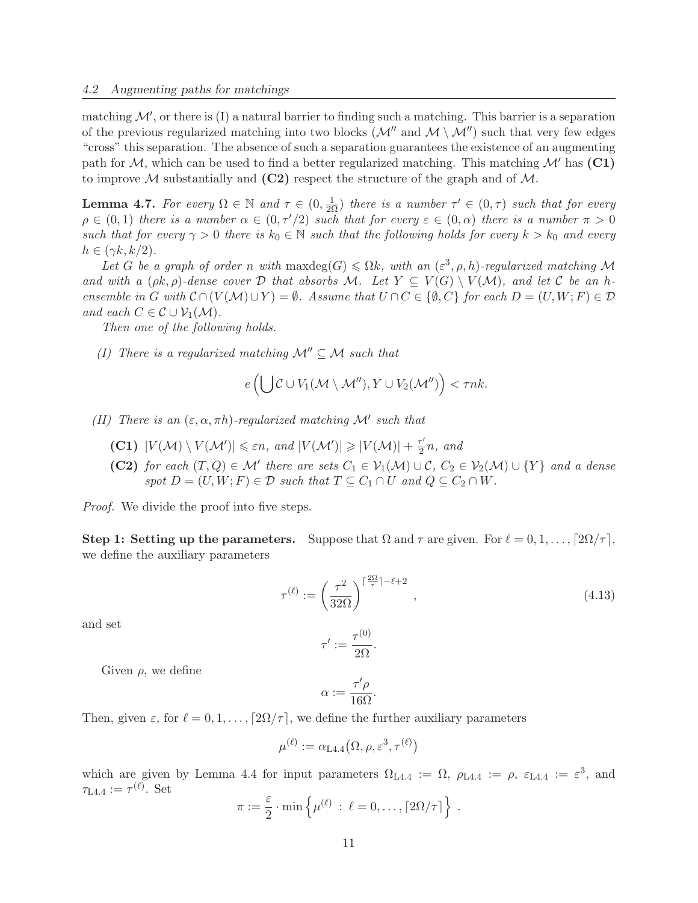matching $\mathcal{M}'$, or there is (I) a natural barrier to finding such a matching. This barrier is a separation of the previous regularized matching into two blocks ($\mathcal{M}''$ and $\mathcal{M} \setminus \mathcal{M}''$) such that very few edges "cross" this separation. The absence of such a separation guarantees the existence of an augmenting path for $\mathcal{M}$, which can be used to find a better regularized matching. This matching $\mathcal{M}'$ has **(C1)** to improve $\mathcal{M}$ substantially and **(C2)** respect the structure of the graph and of $\mathcal{M}$.

**Lemma 4.7.** *For every $\Omega \in \mathbb{N}$ and $\tau \in (0, \frac{1}{2\Omega})$ there is a number $\tau' \in (0, \tau)$ such that for every $\rho \in (0,1)$ there is a number $\alpha \in (0, \tau'/2)$ such that for every $\varepsilon \in (0, \alpha)$ there is a number $\pi > 0$ such that for every $\gamma > 0$ there is $k_0 \in \mathbb{N}$ such that the following holds for every $k > k_0$ and every $h \in (\gamma k, k/2)$.*

*Let $G$ be a graph of order $n$ with $\mathrm{maxdeg}(G) \leqslant \Omega k$, with an $(\varepsilon^3, \rho, h)$-regularized matching $\mathcal{M}$ and with a $(\rho k, \rho)$-dense cover $\mathcal{D}$ that absorbs $\mathcal{M}$. Let $Y \subseteq V(G) \setminus V(\mathcal{M})$, and let $\mathcal{C}$ be an $h$-ensemble in $G$ with $\mathcal{C} \cap (V(\mathcal{M}) \cup Y) = \emptyset$. Assume that $U \cap C \in \{\emptyset, C\}$ for each $D = (U, W; F) \in \mathcal{D}$ and each $C \in \mathcal{C} \cup \mathcal{V}_1(\mathcal{M})$.*

*Then one of the following holds.*

*(I) There is a regularized matching $\mathcal{M}'' \subseteq \mathcal{M}$ such that*

$$e\Big(\bigcup \mathcal{C} \cup V_1(\mathcal{M} \setminus \mathcal{M}''), Y \cup V_2(\mathcal{M}'')\Big) < \tau n k.$$

*(II) There is an $(\varepsilon, \alpha, \pi h)$-regularized matching $\mathcal{M}'$ such that*

- **(C1)** *$|V(\mathcal{M}) \setminus V(\mathcal{M}')| \leqslant \varepsilon n$, and $|V(\mathcal{M}')| \geqslant |V(\mathcal{M})| + \frac{\tau'}{2} n$, and*
- **(C2)** *for each $(T, Q) \in \mathcal{M}'$ there are sets $C_1 \in \mathcal{V}_1(\mathcal{M}) \cup \mathcal{C}$, $C_2 \in \mathcal{V}_2(\mathcal{M}) \cup \{Y\}$ and a dense spot $D = (U, W; F) \in \mathcal{D}$ such that $T \subseteq C_1 \cap U$ and $Q \subseteq C_2 \cap W$.*

*Proof.* We divide the proof into five steps.

**Step 1: Setting up the parameters.** Suppose that $\Omega$ and $\tau$ are given. For $\ell = 0, 1, \ldots, \lceil 2\Omega/\tau \rceil$, we define the auxiliary parameters

$$\tau^{(\ell)} := \left(\frac{\tau^2}{32\Omega}\right)^{\lceil \frac{2\Omega}{\tau} \rceil - \ell + 2}, \tag{4.13}$$

and set

$$\tau' := \frac{\tau^{(0)}}{2\Omega}.$$

Given $\rho$, we define

$$\alpha := \frac{\tau' \rho}{16\Omega}.$$

Then, given $\varepsilon$, for $\ell = 0, 1, \ldots, \lceil 2\Omega/\tau \rceil$, we define the further auxiliary parameters

$$\mu^{(\ell)} := \alpha_{\mathrm{L4.4}}\big(\Omega, \rho, \varepsilon^3, \tau^{(\ell)}\big)$$

which are given by Lemma 4.4 for input parameters $\Omega_{\mathrm{L4.4}} := \Omega$, $\rho_{\mathrm{L4.4}} := \rho$, $\varepsilon_{\mathrm{L4.4}} := \varepsilon^3$, and $\tau_{\mathrm{L4.4}} := \tau^{(\ell)}$. Set

$$\pi := \frac{\varepsilon}{2} \cdot \min\left\{\mu^{(\ell)} \,:\, \ell = 0, \ldots, \lceil 2\Omega/\tau \rceil\right\}.$$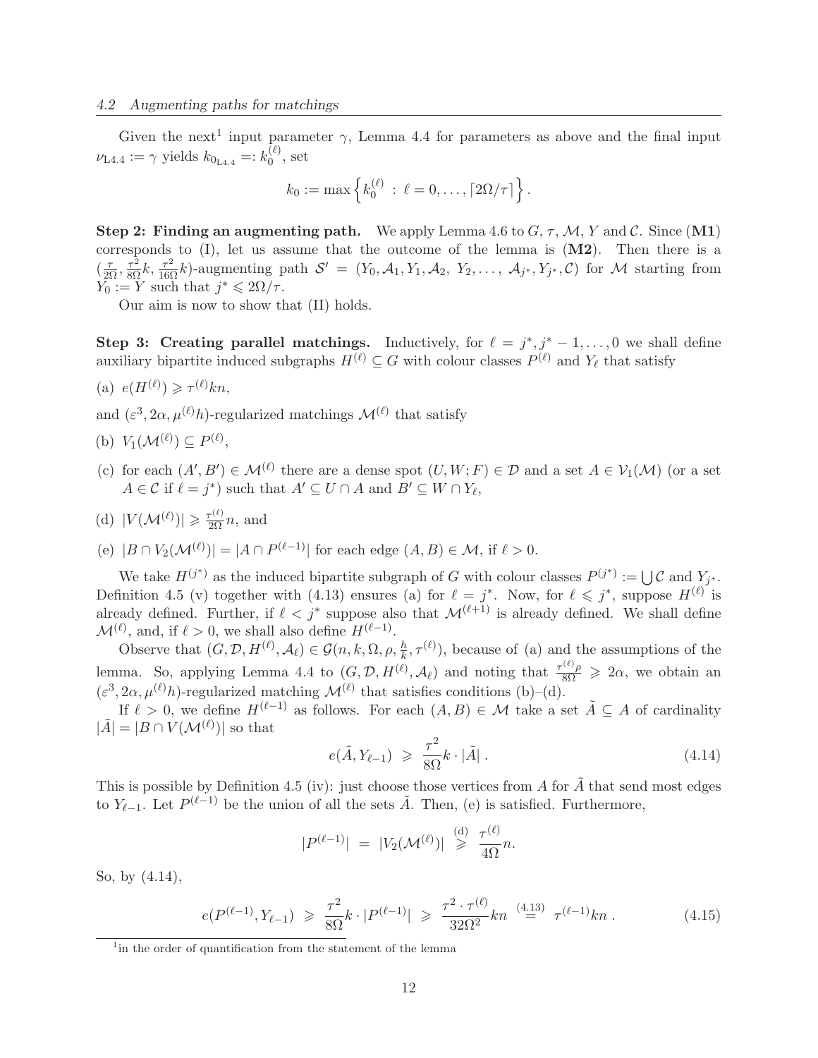Given the next[1] input parameter $\gamma$, Lemma 4.4 for parameters as above and the final input $\nu_{L4.4} := \gamma$ yields $k_{0_{L4.4}} =: k_0^{(\ell)}$, set

$$k_0 := \max\left\{k_0^{(\ell)} \;:\; \ell = 0, \ldots, \lceil 2\Omega/\tau \rceil\right\}.$$

**Step 2: Finding an augmenting path.** We apply Lemma 4.6 to $G$, $\tau$, $\mathcal{M}$, $Y$ and $\mathcal{C}$. Since **(M1)** corresponds to (I), let us assume that the outcome of the lemma is **(M2)**. Then there is a $(\frac{\tau}{2\Omega}, \frac{\tau^2}{8\Omega}k, \frac{\tau^2}{16\Omega}k)$-augmenting path $\mathcal{S}' = (Y_0, \mathcal{A}_1, Y_1, \mathcal{A}_2, Y_2, \ldots, \mathcal{A}_{j^*}, Y_{j^*}, \mathcal{C})$ for $\mathcal{M}$ starting from $Y_0 := Y$ such that $j^* \leqslant 2\Omega/\tau$.

Our aim is now to show that (II) holds.

**Step 3: Creating parallel matchings.** Inductively, for $\ell = j^*, j^*-1, \ldots, 0$ we shall define auxiliary bipartite induced subgraphs $H^{(\ell)} \subseteq G$ with colour classes $P^{(\ell)}$ and $Y_\ell$ that satisfy

(a) $e(H^{(\ell)}) \geqslant \tau^{(\ell)} kn$,

and $(\varepsilon^3, 2\alpha, \mu^{(\ell)} h)$-regularized matchings $\mathcal{M}^{(\ell)}$ that satisfy

(b) $V_1(\mathcal{M}^{(\ell)}) \subseteq P^{(\ell)}$,

(c) for each $(A', B') \in \mathcal{M}^{(\ell)}$ there are a dense spot $(U, W; F) \in \mathcal{D}$ and a set $A \in \mathcal{V}_1(\mathcal{M})$ (or a set $A \in \mathcal{C}$ if $\ell = j^*$) such that $A' \subseteq U \cap A$ and $B' \subseteq W \cap Y_\ell$,

(d) $|V(\mathcal{M}^{(\ell)})| \geqslant \frac{\tau^{(\ell)}}{2\Omega} n$, and

(e) $|B \cap V_2(\mathcal{M}^{(\ell)})| = |A \cap P^{(\ell-1)}|$ for each edge $(A, B) \in \mathcal{M}$, if $\ell > 0$.

We take $H^{(j^*)}$ as the induced bipartite subgraph of $G$ with colour classes $P^{(j^*)} := \bigcup \mathcal{C}$ and $Y_{j^*}$. Definition 4.5 (v) together with (4.13) ensures (a) for $\ell = j^*$. Now, for $\ell \leqslant j^*$, suppose $H^{(\ell)}$ is already defined. Further, if $\ell < j^*$ suppose also that $\mathcal{M}^{(\ell+1)}$ is already defined. We shall define $\mathcal{M}^{(\ell)}$, and, if $\ell > 0$, we shall also define $H^{(\ell-1)}$.

Observe that $(G, \mathcal{D}, H^{(\ell)}, \mathcal{A}_\ell) \in \mathcal{G}(n, k, \Omega, \rho, \frac{h}{k}, \tau^{(\ell)})$, because of (a) and the assumptions of the lemma. So, applying Lemma 4.4 to $(G, \mathcal{D}, H^{(\ell)}, \mathcal{A}_\ell)$ and noting that $\frac{\tau^{(\ell)}\rho}{8\Omega} \geqslant 2\alpha$, we obtain an $(\varepsilon^3, 2\alpha, \mu^{(\ell)} h)$-regularized matching $\mathcal{M}^{(\ell)}$ that satisfies conditions (b)–(d).

If $\ell > 0$, we define $H^{(\ell-1)}$ as follows. For each $(A, B) \in \mathcal{M}$ take a set $\tilde{A} \subseteq A$ of cardinality $|\tilde{A}| = |B \cap V(\mathcal{M}^{(\ell)})|$ so that

$$e(\tilde{A}, Y_{\ell-1}) \;\geqslant\; \frac{\tau^2}{8\Omega} k \cdot |\tilde{A}| \,. \tag{4.14}$$

This is possible by Definition 4.5 (iv): just choose those vertices from $A$ for $\tilde{A}$ that send most edges to $Y_{\ell-1}$. Let $P^{(\ell-1)}$ be the union of all the sets $\tilde{A}$. Then, (e) is satisfied. Furthermore,

$$|P^{(\ell-1)}| \;=\; |V_2(\mathcal{M}^{(\ell)})| \;\overset{\text{(d)}}{\geqslant}\; \frac{\tau^{(\ell)}}{4\Omega} n.$$

So, by (4.14),

$$e(P^{(\ell-1)}, Y_{\ell-1}) \;\geqslant\; \frac{\tau^2}{8\Omega} k \cdot |P^{(\ell-1)}| \;\geqslant\; \frac{\tau^2 \cdot \tau^{(\ell)}}{32\Omega^2} kn \;\overset{(4.13)}{=}\; \tau^{(\ell-1)} kn \,. \tag{4.15}$$

[1] in the order of quantification from the statement of the lemma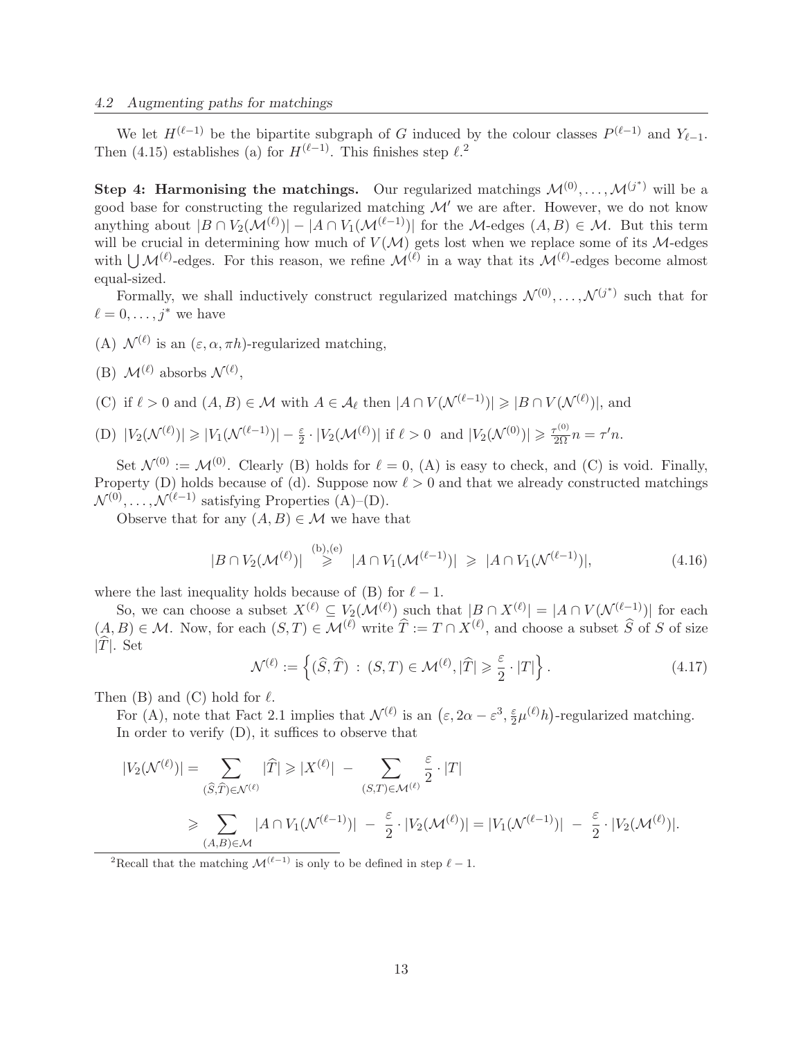We let $H^{(\ell-1)}$ be the bipartite subgraph of $G$ induced by the colour classes $P^{(\ell-1)}$ and $Y_{\ell-1}$. Then (4.15) establishes (a) for $H^{(\ell-1)}$. This finishes step $\ell$.[2]

**Step 4: Harmonising the matchings.** Our regularized matchings $\mathcal{M}^{(0)}, \dots, \mathcal{M}^{(j^*)}$ will be a good base for constructing the regularized matching $\mathcal{M}'$ we are after. However, we do not know anything about $|B \cap V_2(\mathcal{M}^{(\ell)})| - |A \cap V_1(\mathcal{M}^{(\ell-1)})|$ for the $\mathcal{M}$-edges $(A, B) \in \mathcal{M}$. But this term will be crucial in determining how much of $V(\mathcal{M})$ gets lost when we replace some of its $\mathcal{M}$-edges with $\bigcup \mathcal{M}^{(\ell)}$-edges. For this reason, we refine $\mathcal{M}^{(\ell)}$ in a way that its $\mathcal{M}^{(\ell)}$-edges become almost equal-sized.

Formally, we shall inductively construct regularized matchings $\mathcal{N}^{(0)}, \dots, \mathcal{N}^{(j^*)}$ such that for $\ell = 0, \dots, j^*$ we have

(A) $\mathcal{N}^{(\ell)}$ is an $(\varepsilon, \alpha, \pi h)$-regularized matching,

(B) $\mathcal{M}^{(\ell)}$ absorbs $\mathcal{N}^{(\ell)}$,

(C) if $\ell > 0$ and $(A, B) \in \mathcal{M}$ with $A \in \mathcal{A}_\ell$ then $|A \cap V(\mathcal{N}^{(\ell-1)})| \geqslant |B \cap V(\mathcal{N}^{(\ell)})|$, and

(D) $|V_2(\mathcal{N}^{(\ell)})| \geqslant |V_1(\mathcal{N}^{(\ell-1)})| - \frac{\varepsilon}{2} \cdot |V_2(\mathcal{M}^{(\ell)})|$ if $\ell > 0$ and $|V_2(\mathcal{N}^{(0)})| \geqslant \frac{\tau^{(0)}}{2\Omega} n = \tau' n$.

Set $\mathcal{N}^{(0)} := \mathcal{M}^{(0)}$. Clearly (B) holds for $\ell = 0$, (A) is easy to check, and (C) is void. Finally, Property (D) holds because of (d). Suppose now $\ell > 0$ and that we already constructed matchings $\mathcal{N}^{(0)}, \dots, \mathcal{N}^{(\ell-1)}$ satisfying Properties (A)–(D).

Observe that for any $(A, B) \in \mathcal{M}$ we have that

$$|B \cap V_2(\mathcal{M}^{(\ell)})| \overset{\text{(b),(e)}}{\geqslant} |A \cap V_1(\mathcal{M}^{(\ell-1)})| \geqslant |A \cap V_1(\mathcal{N}^{(\ell-1)})|, \tag{4.16}$$

where the last inequality holds because of (B) for $\ell - 1$.

So, we can choose a subset $X^{(\ell)} \subseteq V_2(\mathcal{M}^{(\ell)})$ such that $|B \cap X^{(\ell)}| = |A \cap V(\mathcal{N}^{(\ell-1)})|$ for each $(A, B) \in \mathcal{M}$. Now, for each $(S, T) \in \mathcal{M}^{(\ell)}$ write $\widehat{T} := T \cap X^{(\ell)}$, and choose a subset $\widehat{S}$ of $S$ of size $|\widehat{T}|$. Set

$$\mathcal{N}^{(\ell)} := \left\{ (\widehat{S}, \widehat{T}) \,:\, (S, T) \in \mathcal{M}^{(\ell)}, |\widehat{T}| \geqslant \frac{\varepsilon}{2} \cdot |T| \right\}. \tag{4.17}$$

Then (B) and (C) hold for $\ell$.

For (A), note that Fact 2.1 implies that $\mathcal{N}^{(\ell)}$ is an $\left(\varepsilon, 2\alpha - \varepsilon^3, \frac{\varepsilon}{2}\mu^{(\ell)} h\right)$-regularized matching.

In order to verify (D), it suffices to observe that

$$\begin{aligned}
|V_2(\mathcal{N}^{(\ell)})| = \sum_{(\widehat{S}, \widehat{T}) \in \mathcal{N}^{(\ell)}} |\widehat{T}| &\geqslant |X^{(\ell)}| - \sum_{(S,T) \in \mathcal{M}^{(\ell)}} \frac{\varepsilon}{2} \cdot |T| \\
&\geqslant \sum_{(A,B) \in \mathcal{M}} |A \cap V_1(\mathcal{N}^{(\ell-1)})| - \frac{\varepsilon}{2} \cdot |V_2(\mathcal{M}^{(\ell)})| = |V_1(\mathcal{N}^{(\ell-1)})| - \frac{\varepsilon}{2} \cdot |V_2(\mathcal{M}^{(\ell)})|.
\end{aligned}$$

---

[2] Recall that the matching $\mathcal{M}^{(\ell-1)}$ is only to be defined in step $\ell - 1$.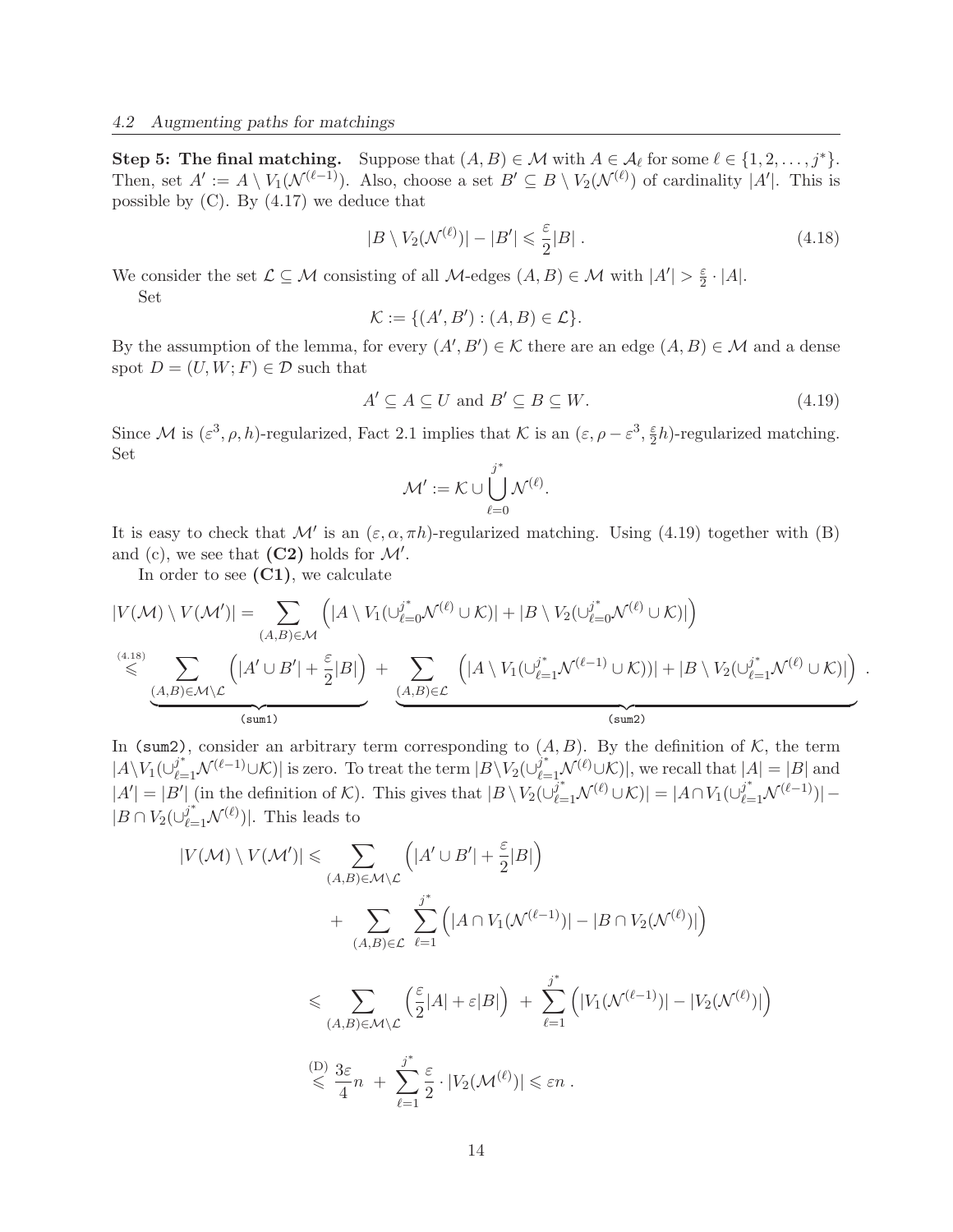**Step 5: The final matching.** Suppose that $(A, B) \in \mathcal{M}$ with $A \in \mathcal{A}_\ell$ for some $\ell \in \{1, 2, \ldots, j^*\}$. Then, set $A' := A \setminus V_1(\mathcal{N}^{(\ell-1)})$. Also, choose a set $B' \subseteq B \setminus V_2(\mathcal{N}^{(\ell)})$ of cardinality $|A'|$. This is possible by (C). By (4.17) we deduce that

$$|B \setminus V_2(\mathcal{N}^{(\ell)})| - |B'| \leqslant \frac{\varepsilon}{2}|B| \, . \tag{4.18}$$

We consider the set $\mathcal{L} \subseteq \mathcal{M}$ consisting of all $\mathcal{M}$-edges $(A, B) \in \mathcal{M}$ with $|A'| > \frac{\varepsilon}{2} \cdot |A|$.

Set

$$\mathcal{K} := \{(A', B') : (A, B) \in \mathcal{L}\}.$$

By the assumption of the lemma, for every $(A', B') \in \mathcal{K}$ there are an edge $(A, B) \in \mathcal{M}$ and a dense spot $D = (U, W; F) \in \mathcal{D}$ such that

$$A' \subseteq A \subseteq U \text{ and } B' \subseteq B \subseteq W. \tag{4.19}$$

Since $\mathcal{M}$ is $(\varepsilon^3, \rho, h)$-regularized, Fact 2.1 implies that $\mathcal{K}$ is an $(\varepsilon, \rho - \varepsilon^3, \frac{\varepsilon}{2}h)$-regularized matching. Set

$$\mathcal{M}' := \mathcal{K} \cup \bigcup_{\ell=0}^{j^*} \mathcal{N}^{(\ell)}.$$

It is easy to check that $\mathcal{M}'$ is an $(\varepsilon, \alpha, \pi h)$-regularized matching. Using (4.19) together with (B) and (c), we see that **(C2)** holds for $\mathcal{M}'$.

In order to see **(C1)**, we calculate

$$\begin{aligned}
|V(\mathcal{M}) \setminus V(\mathcal{M}')| &= \sum_{(A,B)\in\mathcal{M}} \left( |A \setminus V_1(\cup_{\ell=0}^{j^*}\mathcal{N}^{(\ell)} \cup \mathcal{K})| + |B \setminus V_2(\cup_{\ell=0}^{j^*}\mathcal{N}^{(\ell)} \cup \mathcal{K})| \right) \\
&\overset{(4.18)}{\leqslant} \underbrace{\sum_{(A,B)\in\mathcal{M}\setminus\mathcal{L}} \left( |A' \cup B'| + \frac{\varepsilon}{2}|B| \right)}_{\texttt{(sum1)}} + \underbrace{\sum_{(A,B)\in\mathcal{L}} \left( |A \setminus V_1(\cup_{\ell=1}^{j^*}\mathcal{N}^{(\ell-1)} \cup \mathcal{K}))| + |B \setminus V_2(\cup_{\ell=1}^{j^*}\mathcal{N}^{(\ell)} \cup \mathcal{K})| \right)}_{\texttt{(sum2)}} .
\end{aligned}$$

In `(sum2)`, consider an arbitrary term corresponding to $(A, B)$. By the definition of $\mathcal{K}$, the term $|A \setminus V_1(\cup_{\ell=1}^{j^*}\mathcal{N}^{(\ell-1)} \cup \mathcal{K})|$ is zero. To treat the term $|B \setminus V_2(\cup_{\ell=1}^{j^*}\mathcal{N}^{(\ell)} \cup \mathcal{K})|$, we recall that $|A| = |B|$ and $|A'| = |B'|$ (in the definition of $\mathcal{K}$). This gives that $|B \setminus V_2(\cup_{\ell=1}^{j^*}\mathcal{N}^{(\ell)} \cup \mathcal{K})| = |A \cap V_1(\cup_{\ell=1}^{j^*}\mathcal{N}^{(\ell-1)})| - |B \cap V_2(\cup_{\ell=1}^{j^*}\mathcal{N}^{(\ell)})|$. This leads to

$$\begin{aligned}
|V(\mathcal{M}) \setminus V(\mathcal{M}')| &\leqslant \sum_{(A,B)\in\mathcal{M}\setminus\mathcal{L}} \left( |A' \cup B'| + \frac{\varepsilon}{2}|B| \right) \\
&\quad + \sum_{(A,B)\in\mathcal{L}} \sum_{\ell=1}^{j^*} \left( |A \cap V_1(\mathcal{N}^{(\ell-1)})| - |B \cap V_2(\mathcal{N}^{(\ell)})| \right) \\
&\leqslant \sum_{(A,B)\in\mathcal{M}\setminus\mathcal{L}} \left( \frac{\varepsilon}{2}|A| + \varepsilon|B| \right) + \sum_{\ell=1}^{j^*} \left( |V_1(\mathcal{N}^{(\ell-1)})| - |V_2(\mathcal{N}^{(\ell)})| \right) \\
&\overset{(D)}{\leqslant} \frac{3\varepsilon}{4}n + \sum_{\ell=1}^{j^*} \frac{\varepsilon}{2} \cdot |V_2(\mathcal{M}^{(\ell)})| \leqslant \varepsilon n \, .
\end{aligned}$$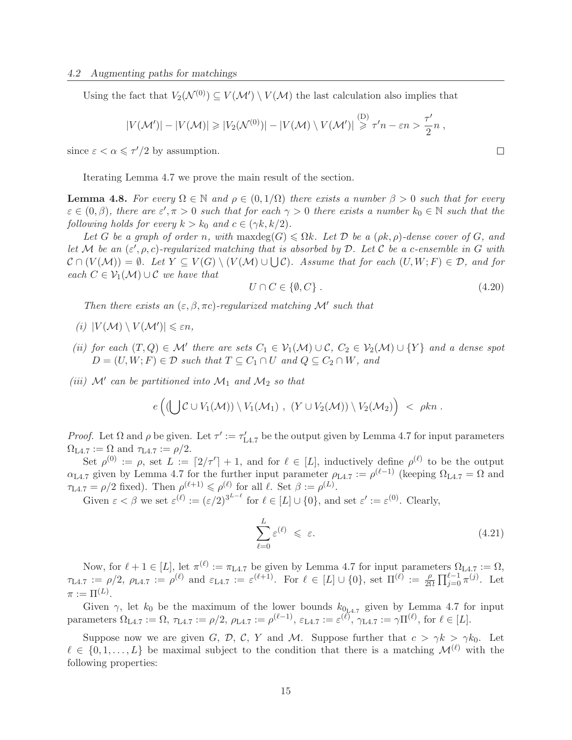Using the fact that $V_2(\mathcal{N}^{(0)}) \subseteq V(\mathcal{M}') \setminus V(\mathcal{M})$ the last calculation also implies that

$$|V(\mathcal{M}')| - |V(\mathcal{M})| \geqslant |V_2(\mathcal{N}^{(0)})| - |V(\mathcal{M}) \setminus V(\mathcal{M}')| \overset{\text{(D)}}{\geqslant} \tau' n - \varepsilon n > \frac{\tau'}{2} n \,,$$

since $\varepsilon < \alpha \leqslant \tau'/2$ by assumption. □

Iterating Lemma 4.7 we prove the main result of the section.

**Lemma 4.8.** *For every $\Omega \in \mathbb{N}$ and $\rho \in (0, 1/\Omega)$ there exists a number $\beta > 0$ such that for every $\varepsilon \in (0, \beta)$, there are $\varepsilon', \pi > 0$ such that for each $\gamma > 0$ there exists a number $k_0 \in \mathbb{N}$ such that the following holds for every $k > k_0$ and $c \in (\gamma k, k/2)$.*

*Let $G$ be a graph of order $n$, with $\mathrm{maxdeg}(G) \leqslant \Omega k$. Let $\mathcal{D}$ be a $(\rho k, \rho)$-dense cover of $G$, and let $\mathcal{M}$ be an $(\varepsilon', \rho, c)$-regularized matching that is absorbed by $\mathcal{D}$. Let $\mathcal{C}$ be a $c$-ensemble in $G$ with $\mathcal{C} \cap (V(\mathcal{M})) = \emptyset$. Let $Y \subseteq V(G) \setminus (V(\mathcal{M}) \cup \bigcup \mathcal{C})$. Assume that for each $(U, W; F) \in \mathcal{D}$, and for each $C \in \mathcal{V}_1(\mathcal{M}) \cup \mathcal{C}$ we have that*

$$U \cap C \in \{\emptyset, C\} \,. \tag{4.20}$$

*Then there exists an $(\varepsilon, \beta, \pi c)$-regularized matching $\mathcal{M}'$ such that*

*(i) $|V(\mathcal{M}) \setminus V(\mathcal{M}')| \leqslant \varepsilon n$,*

*(ii) for each $(T, Q) \in \mathcal{M}'$ there are sets $C_1 \in \mathcal{V}_1(\mathcal{M}) \cup \mathcal{C}$, $C_2 \in \mathcal{V}_2(\mathcal{M}) \cup \{Y\}$ and a dense spot $D = (U, W; F) \in \mathcal{D}$ such that $T \subseteq C_1 \cap U$ and $Q \subseteq C_2 \cap W$, and*

*(iii) $\mathcal{M}'$ can be partitioned into $\mathcal{M}_1$ and $\mathcal{M}_2$ so that*

$$e\left( (\bigcup \mathcal{C} \cup V_1(\mathcal{M})) \setminus V_1(\mathcal{M}_1) \,,\ (Y \cup V_2(\mathcal{M})) \setminus V_2(\mathcal{M}_2) \right) \ < \ \rho k n \,.$$

*Proof.* Let $\Omega$ and $\rho$ be given. Let $\tau' := \tau'_{\mathrm{L4.7}}$ be the output given by Lemma 4.7 for input parameters $\Omega_{\mathrm{L4.7}} := \Omega$ and $\tau_{\mathrm{L4.7}} := \rho/2$.

Set $\rho^{(0)} := \rho$, set $L := \lceil 2/\tau' \rceil + 1$, and for $\ell \in [L]$, inductively define $\rho^{(\ell)}$ to be the output $\alpha_{\mathrm{L4.7}}$ given by Lemma 4.7 for the further input parameter $\rho_{\mathrm{L4.7}} := \rho^{(\ell-1)}$ (keeping $\Omega_{\mathrm{L4.7}} = \Omega$ and $\tau_{\mathrm{L4.7}} = \rho/2$ fixed). Then $\rho^{(\ell+1)} \leqslant \rho^{(\ell)}$ for all $\ell$. Set $\beta := \rho^{(L)}$.

Given $\varepsilon < \beta$ we set $\varepsilon^{(\ell)} := (\varepsilon/2)^{3^{L-\ell}}$ for $\ell \in [L] \cup \{0\}$, and set $\varepsilon' := \varepsilon^{(0)}$. Clearly,

$$\sum_{\ell=0}^{L} \varepsilon^{(\ell)} \ \leqslant \ \varepsilon. \tag{4.21}$$

Now, for $\ell + 1 \in [L]$, let $\pi^{(\ell)} := \pi_{\mathrm{L4.7}}$ be given by Lemma 4.7 for input parameters $\Omega_{\mathrm{L4.7}} := \Omega$, $\tau_{\mathrm{L4.7}} := \rho/2$, $\rho_{\mathrm{L4.7}} := \rho^{(\ell)}$ and $\varepsilon_{\mathrm{L4.7}} := \varepsilon^{(\ell+1)}$. For $\ell \in [L] \cup \{0\}$, set $\Pi^{(\ell)} := \frac{\rho}{2\Omega} \prod_{j=0}^{\ell-1} \pi^{(j)}$. Let $\pi := \Pi^{(L)}$.

Given $\gamma$, let $k_0$ be the maximum of the lower bounds $k_{0_{\mathrm{L4.7}}}$ given by Lemma 4.7 for input parameters $\Omega_{\mathrm{L4.7}} := \Omega$, $\tau_{\mathrm{L4.7}} := \rho/2$, $\rho_{\mathrm{L4.7}} := \rho^{(\ell-1)}$, $\varepsilon_{\mathrm{L4.7}} := \varepsilon^{(\ell)}$, $\gamma_{\mathrm{L4.7}} := \gamma \Pi^{(\ell)}$, for $\ell \in [L]$.

Suppose now we are given $G$, $\mathcal{D}$, $\mathcal{C}$, $Y$ and $\mathcal{M}$. Suppose further that $c > \gamma k > \gamma k_0$. Let $\ell \in \{0, 1, \ldots, L\}$ be maximal subject to the condition that there is a matching $\mathcal{M}^{(\ell)}$ with the following properties: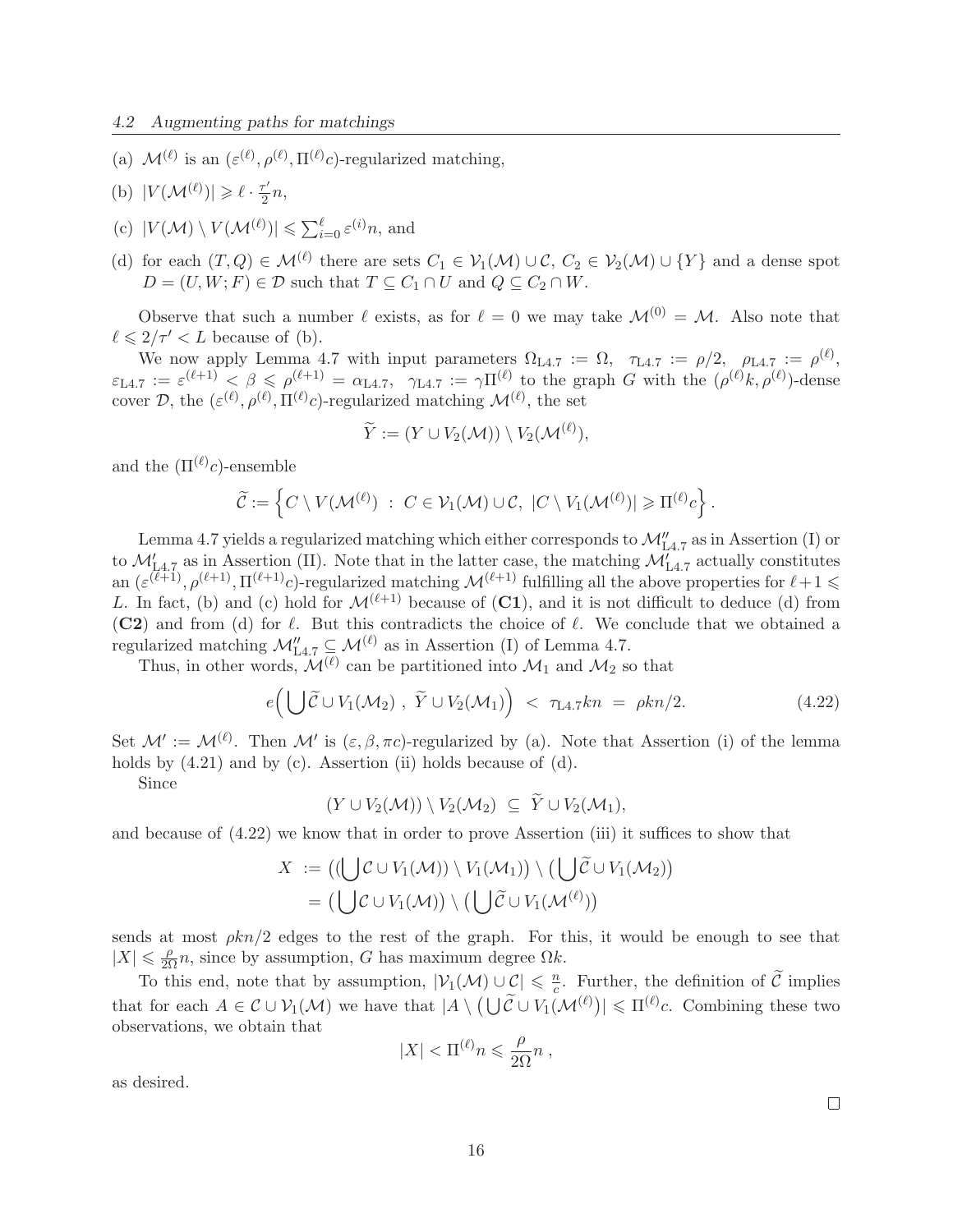(a) $\mathcal{M}^{(\ell)}$ is an $(\varepsilon^{(\ell)}, \rho^{(\ell)}, \Pi^{(\ell)}c)$-regularized matching,

(b) $|V(\mathcal{M}^{(\ell)})| \geqslant \ell \cdot \frac{\tau'}{2} n$,

(c) $|V(\mathcal{M}) \setminus V(\mathcal{M}^{(\ell)})| \leqslant \sum_{i=0}^{\ell} \varepsilon^{(i)} n$, and

(d) for each $(T, Q) \in \mathcal{M}^{(\ell)}$ there are sets $C_1 \in \mathcal{V}_1(\mathcal{M}) \cup \mathcal{C}$, $C_2 \in \mathcal{V}_2(\mathcal{M}) \cup \{Y\}$ and a dense spot $D = (U, W; F) \in \mathcal{D}$ such that $T \subseteq C_1 \cap U$ and $Q \subseteq C_2 \cap W$.

Observe that such a number $\ell$ exists, as for $\ell = 0$ we may take $\mathcal{M}^{(0)} = \mathcal{M}$. Also note that $\ell \leqslant 2/\tau' < L$ because of (b).

We now apply Lemma 4.7 with input parameters $\Omega_{\text{L4.7}} := \Omega$, $\tau_{\text{L4.7}} := \rho/2$, $\rho_{\text{L4.7}} := \rho^{(\ell)}$, $\varepsilon_{\text{L4.7}} := \varepsilon^{(\ell+1)} < \beta \leqslant \rho^{(\ell+1)} = \alpha_{\text{L4.7}}$, $\gamma_{\text{L4.7}} := \gamma \Pi^{(\ell)}$ to the graph $G$ with the $(\rho^{(\ell)}k, \rho^{(\ell)})$-dense cover $\mathcal{D}$, the $(\varepsilon^{(\ell)}, \rho^{(\ell)}, \Pi^{(\ell)}c)$-regularized matching $\mathcal{M}^{(\ell)}$, the set

$$\widetilde{Y} := (Y \cup V_2(\mathcal{M})) \setminus V_2(\mathcal{M}^{(\ell)}),$$

and the $(\Pi^{(\ell)}c)$-ensemble

$$\widetilde{\mathcal{C}} := \left\{ C \setminus V(\mathcal{M}^{(\ell)}) \ : \ C \in \mathcal{V}_1(\mathcal{M}) \cup \mathcal{C},\ |C \setminus V_1(\mathcal{M}^{(\ell)})| \geqslant \Pi^{(\ell)}c \right\}.$$

Lemma 4.7 yields a regularized matching which either corresponds to $\mathcal{M}''_{\text{L4.7}}$ as in Assertion (I) or to $\mathcal{M}'_{\text{L4.7}}$ as in Assertion (II). Note that in the latter case, the matching $\mathcal{M}'_{\text{L4.7}}$ actually constitutes an $(\varepsilon^{(\ell+1)}, \rho^{(\ell+1)}, \Pi^{(\ell+1)}c)$-regularized matching $\mathcal{M}^{(\ell+1)}$ fulfilling all the above properties for $\ell+1 \leqslant L$. In fact, (b) and (c) hold for $\mathcal{M}^{(\ell+1)}$ because of (**C1**), and it is not difficult to deduce (d) from (**C2**) and from (d) for $\ell$. But this contradicts the choice of $\ell$. We conclude that we obtained a regularized matching $\mathcal{M}''_{\text{L4.7}} \subseteq \mathcal{M}^{(\ell)}$ as in Assertion (I) of Lemma 4.7.

Thus, in other words, $\mathcal{M}^{(\ell)}$ can be partitioned into $\mathcal{M}_1$ and $\mathcal{M}_2$ so that

$$e\Big( \bigcup \widetilde{\mathcal{C}} \cup V_1(\mathcal{M}_2) \ , \ \widetilde{Y} \cup V_2(\mathcal{M}_1) \Big) \ < \ \tau_{\text{L4.7}} kn \ = \ \rho kn/2. \tag{4.22}$$

Set $\mathcal{M}' := \mathcal{M}^{(\ell)}$. Then $\mathcal{M}'$ is $(\varepsilon, \beta, \pi c)$-regularized by (a). Note that Assertion (i) of the lemma holds by (4.21) and by (c). Assertion (ii) holds because of (d).

Since

$$(Y \cup V_2(\mathcal{M})) \setminus V_2(\mathcal{M}_2) \ \subseteq \ \widetilde{Y} \cup V_2(\mathcal{M}_1),$$

and because of (4.22) we know that in order to prove Assertion (iii) it suffices to show that

$$\begin{aligned} X \ &:= \big( (\bigcup \mathcal{C} \cup V_1(\mathcal{M})) \setminus V_1(\mathcal{M}_1) \big) \setminus \big( \bigcup \widetilde{\mathcal{C}} \cup V_1(\mathcal{M}_2) \big) \\ &= \big( \bigcup \mathcal{C} \cup V_1(\mathcal{M}) \big) \setminus \big( \bigcup \widetilde{\mathcal{C}} \cup V_1(\mathcal{M}^{(\ell)}) \big) \end{aligned}$$

sends at most $\rho kn/2$ edges to the rest of the graph. For this, it would be enough to see that $|X| \leqslant \frac{\rho}{2\Omega} n$, since by assumption, $G$ has maximum degree $\Omega k$.

To this end, note that by assumption, $|\mathcal{V}_1(\mathcal{M}) \cup \mathcal{C}| \leqslant \frac{n}{c}$. Further, the definition of $\widetilde{\mathcal{C}}$ implies that for each $A \in \mathcal{C} \cup \mathcal{V}_1(\mathcal{M})$ we have that $|A \setminus \big( \bigcup \widetilde{\mathcal{C}} \cup V_1(\mathcal{M}^{(\ell)}) \big)| \leqslant \Pi^{(\ell)} c$. Combining these two observations, we obtain that

$$|X| < \Pi^{(\ell)} n \leqslant \frac{\rho}{2\Omega} n \ ,$$

as desired.

□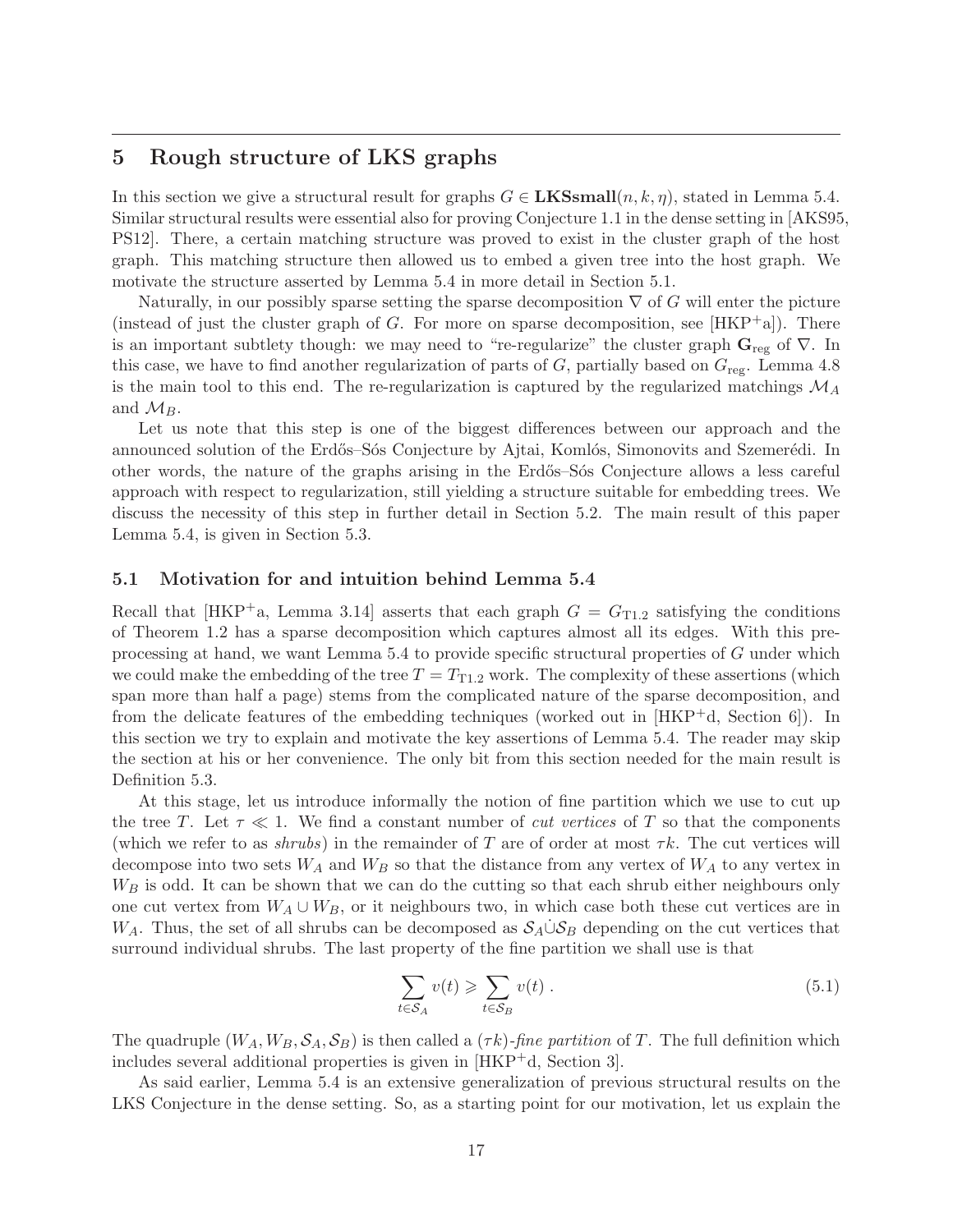## 5 Rough structure of LKS graphs

In this section we give a structural result for graphs $G \in \mathbf{LKSsmall}(n, k, \eta)$, stated in Lemma 5.4. Similar structural results were essential also for proving Conjecture 1.1 in the dense setting in [AKS95, PS12]. There, a certain matching structure was proved to exist in the cluster graph of the host graph. This matching structure then allowed us to embed a given tree into the host graph. We motivate the structure asserted by Lemma 5.4 in more detail in Section 5.1.

Naturally, in our possibly sparse setting the sparse decomposition $\nabla$ of $G$ will enter the picture (instead of just the cluster graph of $G$. For more on sparse decomposition, see [HKP+a]). There is an important subtlety though: we may need to "re-regularize" the cluster graph $\mathbf{G}_{\mathrm{reg}}$ of $\nabla$. In this case, we have to find another regularization of parts of $G$, partially based on $G_{\mathrm{reg}}$. Lemma 4.8 is the main tool to this end. The re-regularization is captured by the regularized matchings $\mathcal{M}_A$ and $\mathcal{M}_B$.

Let us note that this step is one of the biggest differences between our approach and the announced solution of the Erdős–Sós Conjecture by Ajtai, Komlós, Simonovits and Szemerédi. In other words, the nature of the graphs arising in the Erdős–Sós Conjecture allows a less careful approach with respect to regularization, still yielding a structure suitable for embedding trees. We discuss the necessity of this step in further detail in Section 5.2. The main result of this paper Lemma 5.4, is given in Section 5.3.

### 5.1 Motivation for and intuition behind Lemma 5.4

Recall that [HKP+a, Lemma 3.14] asserts that each graph $G = G_{\mathrm{T1.2}}$ satisfying the conditions of Theorem 1.2 has a sparse decomposition which captures almost all its edges. With this preprocessing at hand, we want Lemma 5.4 to provide specific structural properties of $G$ under which we could make the embedding of the tree $T = T_{\mathrm{T1.2}}$ work. The complexity of these assertions (which span more than half a page) stems from the complicated nature of the sparse decomposition, and from the delicate features of the embedding techniques (worked out in [HKP+d, Section 6]). In this section we try to explain and motivate the key assertions of Lemma 5.4. The reader may skip the section at his or her convenience. The only bit from this section needed for the main result is Definition 5.3.

At this stage, let us introduce informally the notion of fine partition which we use to cut up the tree $T$. Let $\tau \ll 1$. We find a constant number of *cut vertices* of $T$ so that the components (which we refer to as *shrubs*) in the remainder of $T$ are of order at most $\tau k$. The cut vertices will decompose into two sets $W_A$ and $W_B$ so that the distance from any vertex of $W_A$ to any vertex in $W_B$ is odd. It can be shown that we can do the cutting so that each shrub either neighbours only one cut vertex from $W_A \cup W_B$, or it neighbours two, in which case both these cut vertices are in $W_A$. Thus, the set of all shrubs can be decomposed as $\mathcal{S}_A \dot{\cup} \mathcal{S}_B$ depending on the cut vertices that surround individual shrubs. The last property of the fine partition we shall use is that

$$\sum_{t \in \mathcal{S}_A} v(t) \geqslant \sum_{t \in \mathcal{S}_B} v(t) \,. \tag{5.1}$$

The quadruple $(W_A, W_B, \mathcal{S}_A, \mathcal{S}_B)$ is then called a $(\tau k)$-*fine partition* of $T$. The full definition which includes several additional properties is given in [HKP+d, Section 3].

As said earlier, Lemma 5.4 is an extensive generalization of previous structural results on the LKS Conjecture in the dense setting. So, as a starting point for our motivation, let us explain the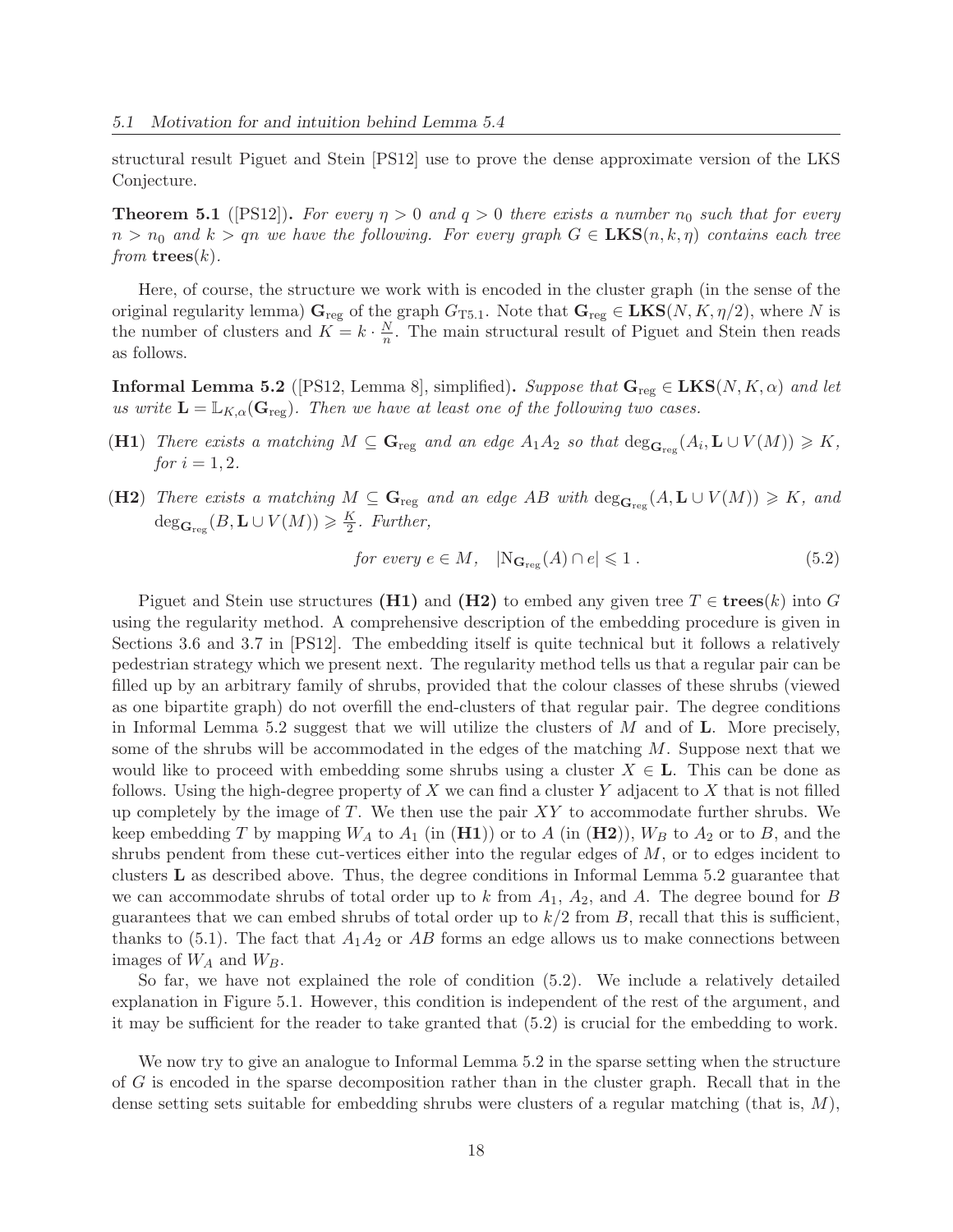structural result Piguet and Stein [PS12] use to prove the dense approximate version of the LKS Conjecture.

**Theorem 5.1** ([PS12])**.** *For every $\eta > 0$ and $q > 0$ there exists a number $n_0$ such that for every $n > n_0$ and $k > qn$ we have the following. For every graph $G \in \mathbf{LKS}(n,k,\eta)$ contains each tree from $\mathbf{trees}(k)$.*

Here, of course, the structure we work with is encoded in the cluster graph (in the sense of the original regularity lemma) $\mathbf{G}_{\mathrm{reg}}$ of the graph $G_{\mathrm{T5.1}}$. Note that $\mathbf{G}_{\mathrm{reg}} \in \mathbf{LKS}(N,K,\eta/2)$, where $N$ is the number of clusters and $K = k \cdot \frac{N}{n}$. The main structural result of Piguet and Stein then reads as follows.

**Informal Lemma 5.2** ([PS12, Lemma 8], simplified)**.** *Suppose that $\mathbf{G}_{\mathrm{reg}} \in \mathbf{LKS}(N,K,\alpha)$ and let us write $\mathbf{L} = \mathbb{L}_{K,\alpha}(\mathbf{G}_{\mathrm{reg}})$. Then we have at least one of the following two cases.*

**(H1)** *There exists a matching $M \subseteq \mathbf{G}_{\mathrm{reg}}$ and an edge $A_1A_2$ so that $\deg_{\mathbf{G}_{\mathrm{reg}}}(A_i, \mathbf{L} \cup V(M)) \geqslant K$, for $i = 1,2$.*

**(H2)** *There exists a matching $M \subseteq \mathbf{G}_{\mathrm{reg}}$ and an edge $AB$ with $\deg_{\mathbf{G}_{\mathrm{reg}}}(A, \mathbf{L} \cup V(M)) \geqslant K$, and $\deg_{\mathbf{G}_{\mathrm{reg}}}(B, \mathbf{L} \cup V(M)) \geqslant \frac{K}{2}$. Further,*

$$\text{for every } e \in M, \quad |\mathrm{N}_{\mathbf{G}_{\mathrm{reg}}}(A) \cap e| \leqslant 1\,. \tag{5.2}$$

Piguet and Stein use structures **(H1)** and **(H2)** to embed any given tree $T \in \mathbf{trees}(k)$ into $G$ using the regularity method. A comprehensive description of the embedding procedure is given in Sections 3.6 and 3.7 in [PS12]. The embedding itself is quite technical but it follows a relatively pedestrian strategy which we present next. The regularity method tells us that a regular pair can be filled up by an arbitrary family of shrubs, provided that the colour classes of these shrubs (viewed as one bipartite graph) do not overfill the end-clusters of that regular pair. The degree conditions in Informal Lemma 5.2 suggest that we will utilize the clusters of $M$ and of $\mathbf{L}$. More precisely, some of the shrubs will be accommodated in the edges of the matching $M$. Suppose next that we would like to proceed with embedding some shrubs using a cluster $X \in \mathbf{L}$. This can be done as follows. Using the high-degree property of $X$ we can find a cluster $Y$ adjacent to $X$ that is not filled up completely by the image of $T$. We then use the pair $XY$ to accommodate further shrubs. We keep embedding $T$ by mapping $W_A$ to $A_1$ (in **(H1)**) or to $A$ (in **(H2)**), $W_B$ to $A_2$ or to $B$, and the shrubs pendent from these cut-vertices either into the regular edges of $M$, or to edges incident to clusters $\mathbf{L}$ as described above. Thus, the degree conditions in Informal Lemma 5.2 guarantee that we can accommodate shrubs of total order up to $k$ from $A_1$, $A_2$, and $A$. The degree bound for $B$ guarantees that we can embed shrubs of total order up to $k/2$ from $B$, recall that this is sufficient, thanks to (5.1). The fact that $A_1A_2$ or $AB$ forms an edge allows us to make connections between images of $W_A$ and $W_B$.

So far, we have not explained the role of condition (5.2). We include a relatively detailed explanation in Figure 5.1. However, this condition is independent of the rest of the argument, and it may be sufficient for the reader to take granted that (5.2) is crucial for the embedding to work.

We now try to give an analogue to Informal Lemma 5.2 in the sparse setting when the structure of $G$ is encoded in the sparse decomposition rather than in the cluster graph. Recall that in the dense setting sets suitable for embedding shrubs were clusters of a regular matching (that is, $M$),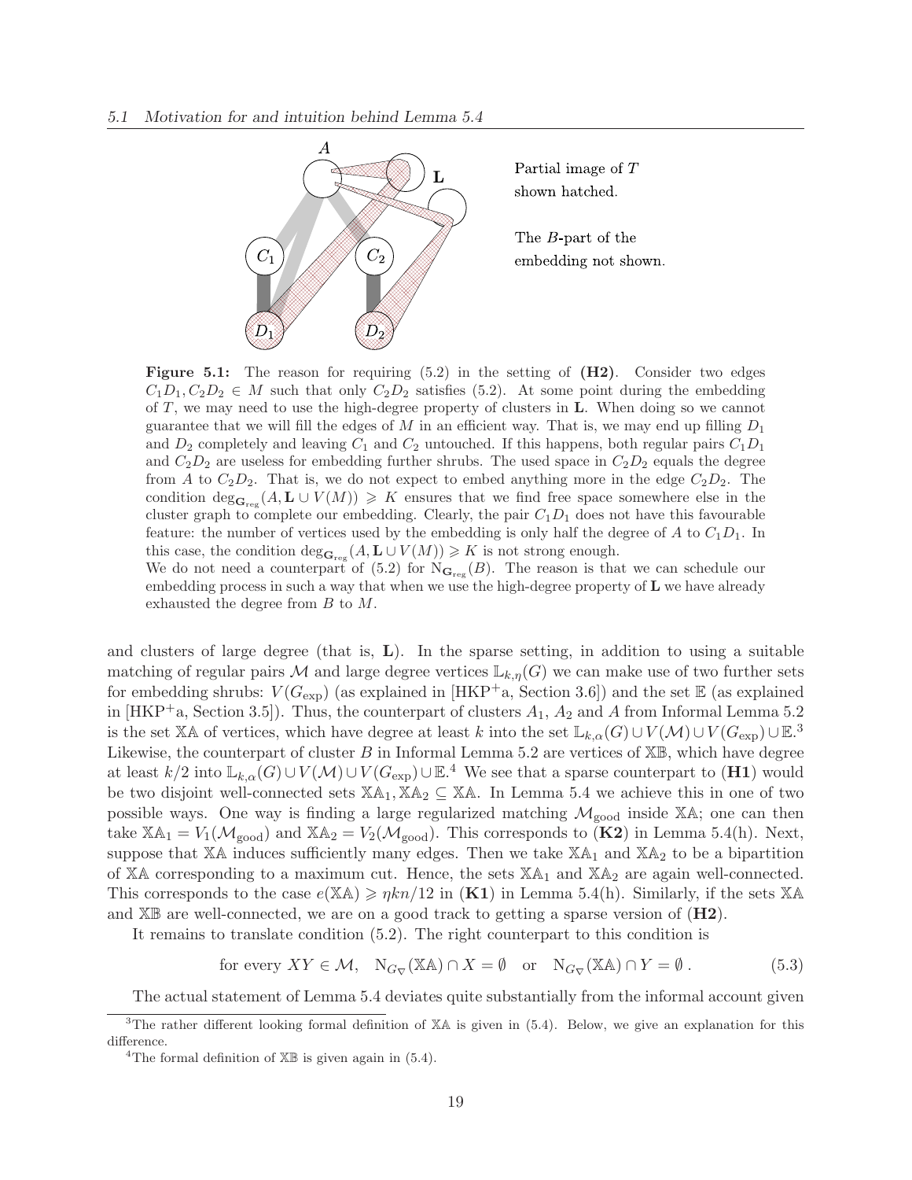Partial image of $T$ shown hatched.

The $B$-part of the embedding not shown.

**Figure 5.1:** The reason for requiring (5.2) in the setting of **(H2)**. Consider two edges $C_1D_1, C_2D_2 \in M$ such that only $C_2D_2$ satisfies (5.2). At some point during the embedding of $T$, we may need to use the high-degree property of clusters in $\mathbf{L}$. When doing so we cannot guarantee that we will fill the edges of $M$ in an efficient way. That is, we may end up filling $D_1$ and $D_2$ completely and leaving $C_1$ and $C_2$ untouched. If this happens, both regular pairs $C_1D_1$ and $C_2D_2$ are useless for embedding further shrubs. The used space in $C_2D_2$ equals the degree from $A$ to $C_2D_2$. That is, we do not expect to embed anything more in the edge $C_2D_2$. The condition $\deg_{\mathbf{G}_{\mathrm{reg}}}(A, \mathbf{L} \cup V(M)) \geqslant K$ ensures that we find free space somewhere else in the cluster graph to complete our embedding. Clearly, the pair $C_1D_1$ does not have this favourable feature: the number of vertices used by the embedding is only half the degree of $A$ to $C_1D_1$. In this case, the condition $\deg_{\mathbf{G}_{\mathrm{reg}}}(A, \mathbf{L} \cup V(M)) \geqslant K$ is not strong enough.
We do not need a counterpart of (5.2) for $\mathrm{N}_{\mathbf{G}_{\mathrm{reg}}}(B)$. The reason is that we can schedule our embedding process in such a way that when we use the high-degree property of $\mathbf{L}$ we have already exhausted the degree from $B$ to $M$.

and clusters of large degree (that is, $\mathbf{L}$). In the sparse setting, in addition to using a suitable matching of regular pairs $\mathcal{M}$ and large degree vertices $\mathbb{L}_{k,\eta}(G)$ we can make use of two further sets for embedding shrubs: $V(G_{\mathrm{exp}})$ (as explained in [HKP+a, Section 3.6]) and the set $\mathbb{E}$ (as explained in [HKP+a, Section 3.5]). Thus, the counterpart of clusters $A_1$, $A_2$ and $A$ from Informal Lemma 5.2 is the set $\mathbb{XA}$ of vertices, which have degree at least $k$ into the set $\mathbb{L}_{k,\alpha}(G) \cup V(\mathcal{M}) \cup V(G_{\mathrm{exp}}) \cup \mathbb{E}$.[3] Likewise, the counterpart of cluster $B$ in Informal Lemma 5.2 are vertices of $\mathbb{XB}$, which have degree at least $k/2$ into $\mathbb{L}_{k,\alpha}(G) \cup V(\mathcal{M}) \cup V(G_{\mathrm{exp}}) \cup \mathbb{E}$.[4] We see that a sparse counterpart to **(H1)** would be two disjoint well-connected sets $\mathbb{XA}_1, \mathbb{XA}_2 \subseteq \mathbb{XA}$. In Lemma 5.4 we achieve this in one of two possible ways. One way is finding a large regularized matching $\mathcal{M}_{\mathrm{good}}$ inside $\mathbb{XA}$; one can then take $\mathbb{XA}_1 = V_1(\mathcal{M}_{\mathrm{good}})$ and $\mathbb{XA}_2 = V_2(\mathcal{M}_{\mathrm{good}})$. This corresponds to **(K2)** in Lemma 5.4(h). Next, suppose that $\mathbb{XA}$ induces sufficiently many edges. Then we take $\mathbb{XA}_1$ and $\mathbb{XA}_2$ to be a bipartition of $\mathbb{XA}$ corresponding to a maximum cut. Hence, the sets $\mathbb{XA}_1$ and $\mathbb{XA}_2$ are again well-connected. This corresponds to the case $e(\mathbb{XA}) \geqslant \eta kn/12$ in **(K1)** in Lemma 5.4(h). Similarly, if the sets $\mathbb{XA}$ and $\mathbb{XB}$ are well-connected, we are on a good track to getting a sparse version of **(H2)**.

It remains to translate condition (5.2). The right counterpart to this condition is

$$\text{for every } XY \in \mathcal{M}, \quad \mathrm{N}_{G_\nabla}(\mathbb{XA}) \cap X = \emptyset \quad \text{or} \quad \mathrm{N}_{G_\nabla}(\mathbb{XA}) \cap Y = \emptyset \,. \tag{5.3}$$

The actual statement of Lemma 5.4 deviates quite substantially from the informal account given

[3] The rather different looking formal definition of $\mathbb{XA}$ is given in (5.4). Below, we give an explanation for this difference.

[4] The formal definition of $\mathbb{XB}$ is given again in (5.4).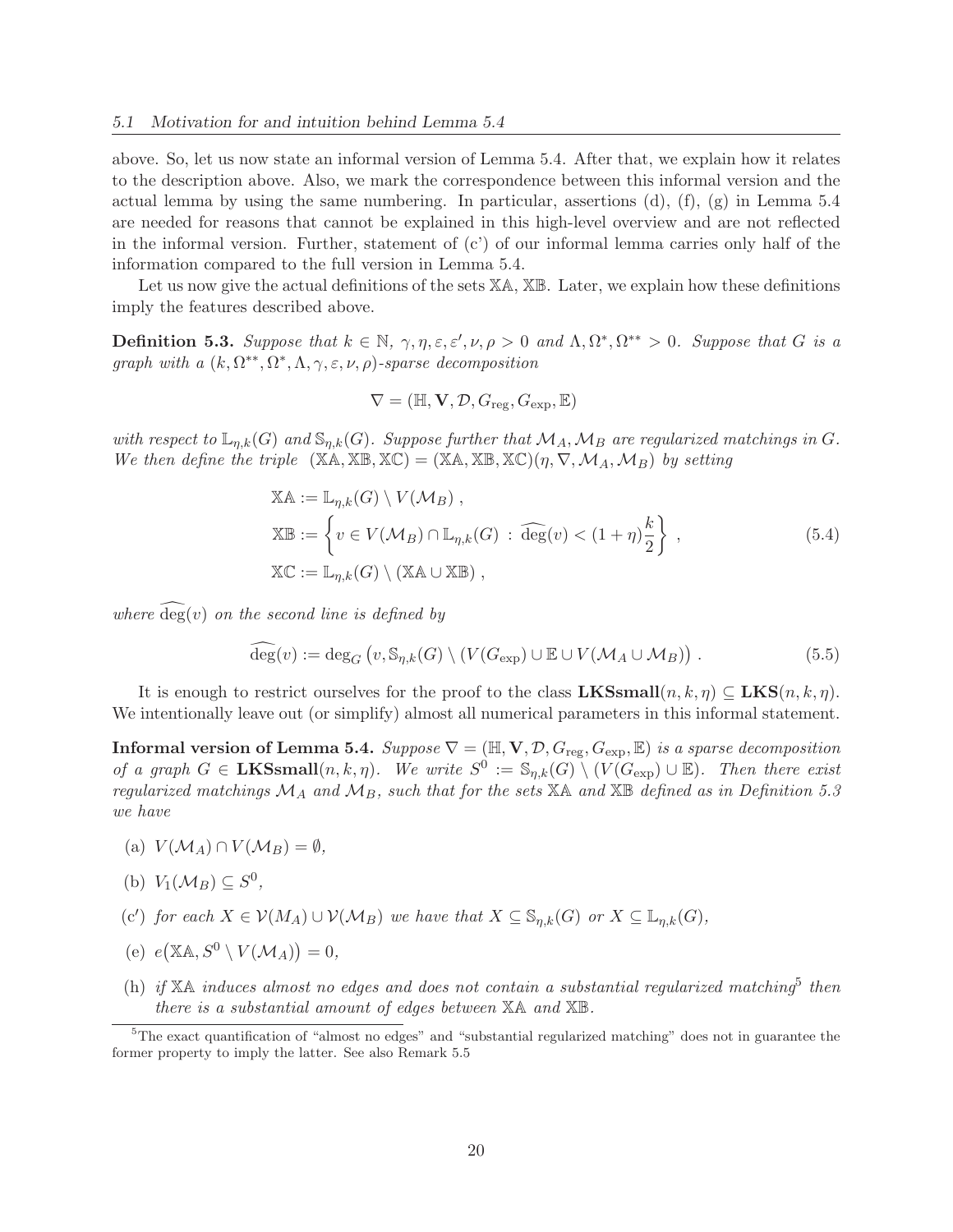above. So, let us now state an informal version of Lemma 5.4. After that, we explain how it relates to the description above. Also, we mark the correspondence between this informal version and the actual lemma by using the same numbering. In particular, assertions (d), (f), (g) in Lemma 5.4 are needed for reasons that cannot be explained in this high-level overview and are not reflected in the informal version. Further, statement of (c') of our informal lemma carries only half of the information compared to the full version in Lemma 5.4.

Let us now give the actual definitions of the sets $\mathbb{XA}$, $\mathbb{XB}$. Later, we explain how these definitions imply the features described above.

**Definition 5.3.** *Suppose that $k \in \mathbb{N}$, $\gamma, \eta, \varepsilon, \varepsilon', \nu, \rho > 0$ and $\Lambda, \Omega^*, \Omega^{**} > 0$. Suppose that $G$ is a graph with a $(k, \Omega^{**}, \Omega^*, \Lambda, \gamma, \varepsilon, \nu, \rho)$-sparse decomposition*

$$\nabla = (\mathbb{H}, \mathbf{V}, \mathcal{D}, G_{\mathrm{reg}}, G_{\mathrm{exp}}, \mathbb{E})$$

*with respect to $\mathbb{L}_{\eta,k}(G)$ and $\mathbb{S}_{\eta,k}(G)$. Suppose further that $\mathcal{M}_A, \mathcal{M}_B$ are regularized matchings in $G$. We then define the triple $(\mathbb{XA}, \mathbb{XB}, \mathbb{XC}) = (\mathbb{XA}, \mathbb{XB}, \mathbb{XC})(\eta, \nabla, \mathcal{M}_A, \mathcal{M}_B)$ by setting*

$$\begin{aligned}
\mathbb{XA} &:= \mathbb{L}_{\eta,k}(G) \setminus V(\mathcal{M}_B) \,, \\
\mathbb{XB} &:= \left\{ v \in V(\mathcal{M}_B) \cap \mathbb{L}_{\eta,k}(G) \,:\, \widehat{\deg}(v) < (1+\eta)\frac{k}{2} \right\} \,, \\
\mathbb{XC} &:= \mathbb{L}_{\eta,k}(G) \setminus (\mathbb{XA} \cup \mathbb{XB}) \,,
\end{aligned} \tag{5.4}$$

*where $\widehat{\deg}(v)$ on the second line is defined by*

$$\widehat{\deg}(v) := \deg_G\left(v, \mathbb{S}_{\eta,k}(G) \setminus (V(G_{\mathrm{exp}}) \cup \mathbb{E} \cup V(\mathcal{M}_A \cup \mathcal{M}_B)\right) \,. \tag{5.5}$$

It is enough to restrict ourselves for the proof to the class $\mathbf{LKSsmall}(n, k, \eta) \subseteq \mathbf{LKS}(n, k, \eta)$. We intentionally leave out (or simplify) almost all numerical parameters in this informal statement.

**Informal version of Lemma 5.4.** *Suppose $\nabla = (\mathbb{H}, \mathbf{V}, \mathcal{D}, G_{\mathrm{reg}}, G_{\mathrm{exp}}, \mathbb{E})$ is a sparse decomposition of a graph $G \in \mathbf{LKSsmall}(n, k, \eta)$. We write $S^0 := \mathbb{S}_{\eta,k}(G) \setminus (V(G_{\mathrm{exp}}) \cup \mathbb{E})$. Then there exist regularized matchings $\mathcal{M}_A$ and $\mathcal{M}_B$, such that for the sets $\mathbb{XA}$ and $\mathbb{XB}$ defined as in Definition 5.3 we have*

- (a) $V(\mathcal{M}_A) \cap V(\mathcal{M}_B) = \emptyset$,
- (b) $V_1(\mathcal{M}_B) \subseteq S^0$,
- (c') *for each $X \in \mathcal{V}(M_A) \cup \mathcal{V}(\mathcal{M}_B)$ we have that $X \subseteq \mathbb{S}_{\eta,k}(G)$ or $X \subseteq \mathbb{L}_{\eta,k}(G)$,*
- (e) $e\big(\mathbb{XA}, S^0 \setminus V(\mathcal{M}_A)\big) = 0$,
- (h) *if $\mathbb{XA}$ induces almost no edges and does not contain a substantial regularized matching[5] then there is a substantial amount of edges between $\mathbb{XA}$ and $\mathbb{XB}$.*

[5] The exact quantification of "almost no edges" and "substantial regularized matching" does not in guarantee the former property to imply the latter. See also Remark 5.5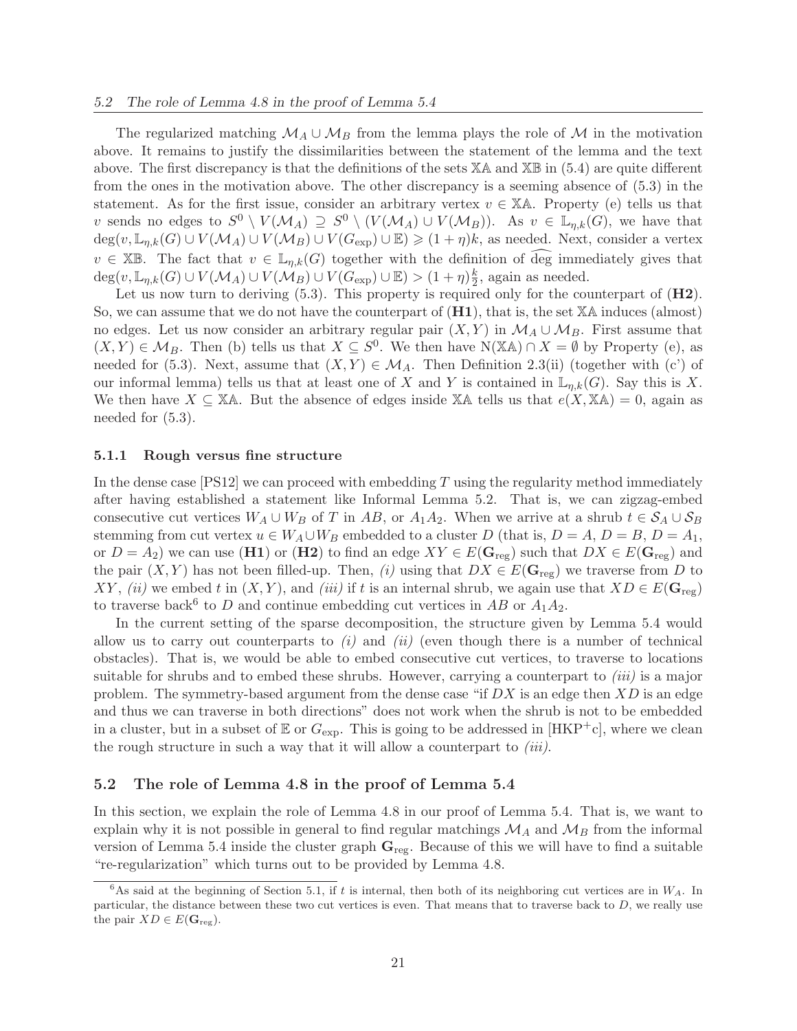The regularized matching $\mathcal{M}_A \cup \mathcal{M}_B$ from the lemma plays the role of $\mathcal{M}$ in the motivation above. It remains to justify the dissimilarities between the statement of the lemma and the text above. The first discrepancy is that the definitions of the sets $\mathbb{XA}$ and $\mathbb{XB}$ in (5.4) are quite different from the ones in the motivation above. The other discrepancy is a seeming absence of (5.3) in the statement. As for the first issue, consider an arbitrary vertex $v \in \mathbb{XA}$. Property (e) tells us that $v$ sends no edges to $S^0 \setminus V(\mathcal{M}_A) \supseteq S^0 \setminus (V(\mathcal{M}_A) \cup V(\mathcal{M}_B))$. As $v \in \mathbb{L}_{\eta,k}(G)$, we have that $\deg(v, \mathbb{L}_{\eta,k}(G) \cup V(\mathcal{M}_A) \cup V(\mathcal{M}_B) \cup V(G_{\exp}) \cup \mathbb{E}) \geqslant (1+\eta)k$, as needed. Next, consider a vertex $v \in \mathbb{XB}$. The fact that $v \in \mathbb{L}_{\eta,k}(G)$ together with the definition of $\widehat{\deg}$ immediately gives that $\deg(v, \mathbb{L}_{\eta,k}(G) \cup V(\mathcal{M}_A) \cup V(\mathcal{M}_B) \cup V(G_{\exp}) \cup \mathbb{E}) > (1+\eta)\frac{k}{2}$, again as needed.

Let us now turn to deriving (5.3). This property is required only for the counterpart of (**H2**). So, we can assume that we do not have the counterpart of (**H1**), that is, the set $\mathbb{XA}$ induces (almost) no edges. Let us now consider an arbitrary regular pair $(X, Y)$ in $\mathcal{M}_A \cup \mathcal{M}_B$. First assume that $(X, Y) \in \mathcal{M}_B$. Then (b) tells us that $X \subseteq S^0$. We then have $\mathrm{N}(\mathbb{XA}) \cap X = \emptyset$ by Property (e), as needed for (5.3). Next, assume that $(X, Y) \in \mathcal{M}_A$. Then Definition 2.3(ii) (together with (c') of our informal lemma) tells us that at least one of $X$ and $Y$ is contained in $\mathbb{L}_{\eta,k}(G)$. Say this is $X$. We then have $X \subseteq \mathbb{XA}$. But the absence of edges inside $\mathbb{XA}$ tells us that $e(X, \mathbb{XA}) = 0$, again as needed for (5.3).

### 5.1.1 Rough versus fine structure

In the dense case [PS12] we can proceed with embedding $T$ using the regularity method immediately after having established a statement like Informal Lemma 5.2. That is, we can zigzag-embed consecutive cut vertices $W_A \cup W_B$ of $T$ in $AB$, or $A_1A_2$. When we arrive at a shrub $t \in \mathcal{S}_A \cup \mathcal{S}_B$ stemming from cut vertex $u \in W_A \cup W_B$ embedded to a cluster $D$ (that is, $D = A$, $D = B$, $D = A_1$, or $D = A_2$) we can use (**H1**) or (**H2**) to find an edge $XY \in E(\mathbf{G}_{\mathrm{reg}})$ such that $DX \in E(\mathbf{G}_{\mathrm{reg}})$ and the pair $(X, Y)$ has not been filled-up. Then, *(i)* using that $DX \in E(\mathbf{G}_{\mathrm{reg}})$ we traverse from $D$ to $XY$, *(ii)* we embed $t$ in $(X, Y)$, and *(iii)* if $t$ is an internal shrub, we again use that $XD \in E(\mathbf{G}_{\mathrm{reg}})$ to traverse back[6] to $D$ and continue embedding cut vertices in $AB$ or $A_1A_2$.

In the current setting of the sparse decomposition, the structure given by Lemma 5.4 would allow us to carry out counterparts to *(i)* and *(ii)* (even though there is a number of technical obstacles). That is, we would be able to embed consecutive cut vertices, to traverse to locations suitable for shrubs and to embed these shrubs. However, carrying a counterpart to *(iii)* is a major problem. The symmetry-based argument from the dense case "if $DX$ is an edge then $XD$ is an edge and thus we can traverse in both directions" does not work when the shrub is not to be embedded in a cluster, but in a subset of $\mathbb{E}$ or $G_{\exp}$. This is going to be addressed in [HKP+c], where we clean the rough structure in such a way that it will allow a counterpart to *(iii)*.

## 5.2 The role of Lemma 4.8 in the proof of Lemma 5.4

In this section, we explain the role of Lemma 4.8 in our proof of Lemma 5.4. That is, we want to explain why it is not possible in general to find regular matchings $\mathcal{M}_A$ and $\mathcal{M}_B$ from the informal version of Lemma 5.4 inside the cluster graph $\mathbf{G}_{\mathrm{reg}}$. Because of this we will have to find a suitable "re-regularization" which turns out to be provided by Lemma 4.8.

[6] As said at the beginning of Section 5.1, if $t$ is internal, then both of its neighboring cut vertices are in $W_A$. In particular, the distance between these two cut vertices is even. That means that to traverse back to $D$, we really use the pair $XD \in E(\mathbf{G}_{\mathrm{reg}})$.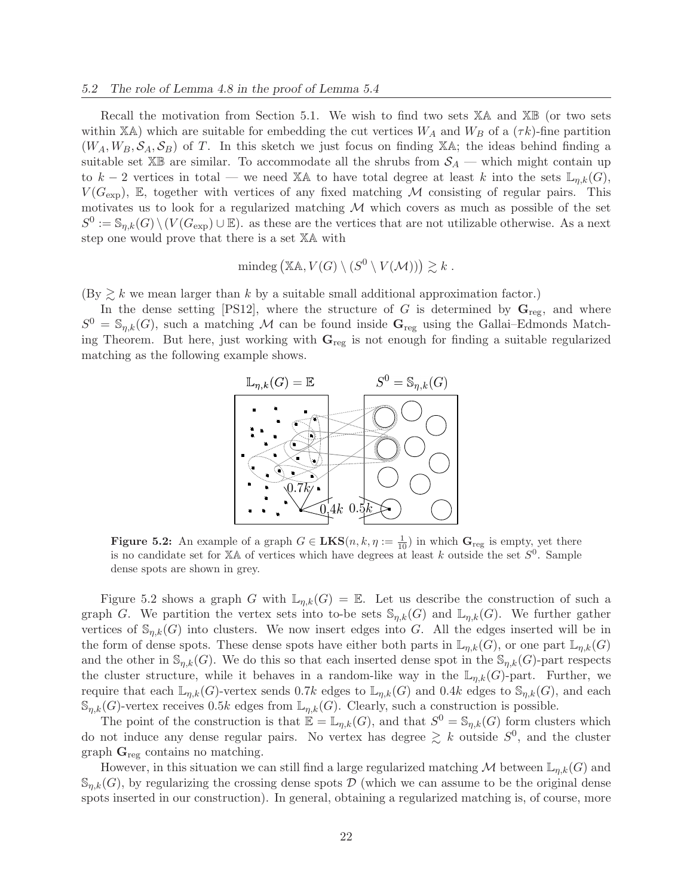### 5.2 The role of Lemma 4.8 in the proof of Lemma 5.4

Recall the motivation from Section 5.1. We wish to find two sets $\mathbb{XA}$ and $\mathbb{XB}$ (or two sets within $\mathbb{XA}$) which are suitable for embedding the cut vertices $W_A$ and $W_B$ of a $(\tau k)$-fine partition $(W_A, W_B, \mathcal{S}_A, \mathcal{S}_B)$ of $T$. In this sketch we just focus on finding $\mathbb{XA}$; the ideas behind finding a suitable set $\mathbb{XB}$ are similar. To accommodate all the shrubs from $\mathcal{S}_A$ — which might contain up to $k-2$ vertices in total — we need $\mathbb{XA}$ to have total degree at least $k$ into the sets $\mathbb{L}_{\eta,k}(G)$, $V(G_{\mathrm{exp}})$, $\mathbb{E}$, together with vertices of any fixed matching $\mathcal{M}$ consisting of regular pairs. This motivates us to look for a regularized matching $\mathcal{M}$ which covers as much as possible of the set $S^0 := \mathbb{S}_{\eta,k}(G) \setminus (V(G_{\mathrm{exp}}) \cup \mathbb{E})$. as these are the vertices that are not utilizable otherwise. As a next step one would prove that there is a set $\mathbb{XA}$ with

$$\mathrm{mindeg}\left(\mathbb{XA}, V(G) \setminus (S^0 \setminus V(\mathcal{M}))\right) \gtrsim k\ .$$

(By $\gtrsim k$ we mean larger than $k$ by a suitable small additional approximation factor.)

In the dense setting [PS12], where the structure of $G$ is determined by $\mathbf{G}_{\mathrm{reg}}$, and where $S^0 = \mathbb{S}_{\eta,k}(G)$, such a matching $\mathcal{M}$ can be found inside $\mathbf{G}_{\mathrm{reg}}$ using the Gallai–Edmonds Matching Theorem. But here, just working with $\mathbf{G}_{\mathrm{reg}}$ is not enough for finding a suitable regularized matching as the following example shows.

**Figure 5.2:** An example of a graph $G \in \mathbf{LKS}(n, k, \eta := \frac{1}{10})$ in which $\mathbf{G}_{\mathrm{reg}}$ is empty, yet there is no candidate set for $\mathbb{XA}$ of vertices which have degrees at least $k$ outside the set $S^0$. Sample dense spots are shown in grey.

Figure 5.2 shows a graph $G$ with $\mathbb{L}_{\eta,k}(G) = \mathbb{E}$. Let us describe the construction of such a graph $G$. We partition the vertex sets into to-be sets $\mathbb{S}_{\eta,k}(G)$ and $\mathbb{L}_{\eta,k}(G)$. We further gather vertices of $\mathbb{S}_{\eta,k}(G)$ into clusters. We now insert edges into $G$. All the edges inserted will be in the form of dense spots. These dense spots have either both parts in $\mathbb{L}_{\eta,k}(G)$, or one part $\mathbb{L}_{\eta,k}(G)$ and the other in $\mathbb{S}_{\eta,k}(G)$. We do this so that each inserted dense spot in the $\mathbb{S}_{\eta,k}(G)$-part respects the cluster structure, while it behaves in a random-like way in the $\mathbb{L}_{\eta,k}(G)$-part. Further, we require that each $\mathbb{L}_{\eta,k}(G)$-vertex sends $0.7k$ edges to $\mathbb{L}_{\eta,k}(G)$ and $0.4k$ edges to $\mathbb{S}_{\eta,k}(G)$, and each $\mathbb{S}_{\eta,k}(G)$-vertex receives $0.5k$ edges from $\mathbb{L}_{\eta,k}(G)$. Clearly, such a construction is possible.

The point of the construction is that $\mathbb{E} = \mathbb{L}_{\eta,k}(G)$, and that $S^0 = \mathbb{S}_{\eta,k}(G)$ form clusters which do not induce any dense regular pairs. No vertex has degree $\gtrsim k$ outside $S^0$, and the cluster graph $\mathbf{G}_{\mathrm{reg}}$ contains no matching.

However, in this situation we can still find a large regularized matching $\mathcal{M}$ between $\mathbb{L}_{\eta,k}(G)$ and $\mathbb{S}_{\eta,k}(G)$, by regularizing the crossing dense spots $\mathcal{D}$ (which we can assume to be the original dense spots inserted in our construction). In general, obtaining a regularized matching is, of course, more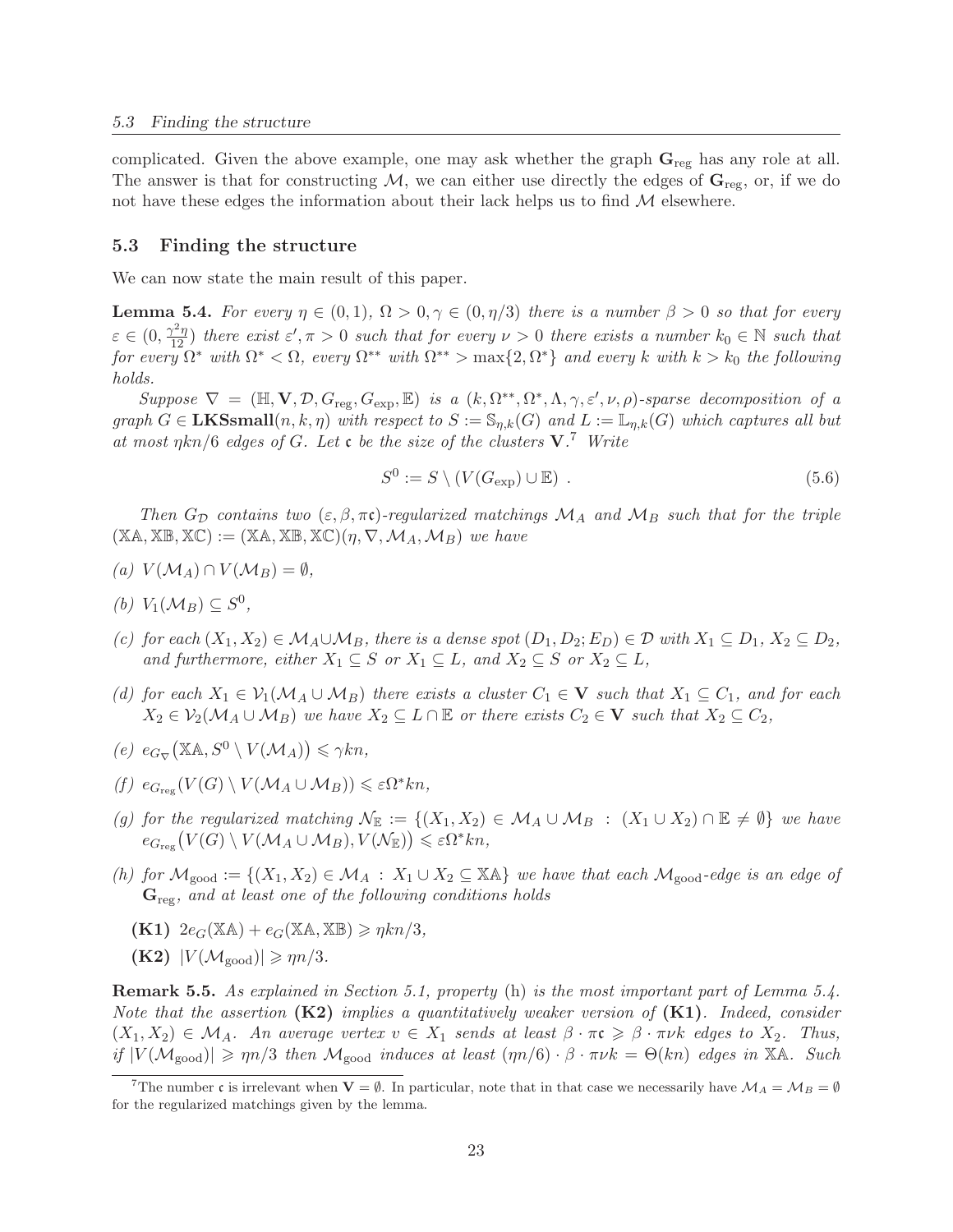complicated. Given the above example, one may ask whether the graph $\mathbf{G}_{\mathrm{reg}}$ has any role at all. The answer is that for constructing $\mathcal{M}$, we can either use directly the edges of $\mathbf{G}_{\mathrm{reg}}$, or, if we do not have these edges the information about their lack helps us to find $\mathcal{M}$ elsewhere.

### 5.3 Finding the structure

We can now state the main result of this paper.

**Lemma 5.4.** *For every $\eta \in (0,1)$, $\Omega > 0, \gamma \in (0, \eta/3)$ there is a number $\beta > 0$ so that for every $\varepsilon \in (0, \frac{\gamma^2 \eta}{12})$ there exist $\varepsilon', \pi > 0$ such that for every $\nu > 0$ there exists a number $k_0 \in \mathbb{N}$ such that for every $\Omega^*$ with $\Omega^* < \Omega$, every $\Omega^{**}$ with $\Omega^{**} > \max\{2, \Omega^*\}$ and every $k$ with $k > k_0$ the following holds.*

*Suppose $\nabla = (\mathbb{H}, \mathbf{V}, \mathcal{D}, G_{\mathrm{reg}}, G_{\mathrm{exp}}, \mathbb{E})$ is a $(k, \Omega^{**}, \Omega^*, \Lambda, \gamma, \varepsilon', \nu, \rho)$-sparse decomposition of a graph $G \in \mathbf{LKSsmall}(n,k,\eta)$ with respect to $S := \mathbb{S}_{\eta,k}(G)$ and $L := \mathbb{L}_{\eta,k}(G)$ which captures all but at most $\eta kn/6$ edges of $G$. Let $\mathfrak{c}$ be the size of the clusters $\mathbf{V}$.[7] Write*

$$S^0 := S \setminus (V(G_{\mathrm{exp}}) \cup \mathbb{E}) \ . \tag{5.6}$$

*Then $G_{\mathcal{D}}$ contains two $(\varepsilon, \beta, \pi\mathfrak{c})$-regularized matchings $\mathcal{M}_A$ and $\mathcal{M}_B$ such that for the triple $(\mathbb{XA}, \mathbb{XB}, \mathbb{XC}) := (\mathbb{XA}, \mathbb{XB}, \mathbb{XC})(\eta, \nabla, \mathcal{M}_A, \mathcal{M}_B)$ we have*

*(a) $V(\mathcal{M}_A) \cap V(\mathcal{M}_B) = \emptyset$,*

*(b) $V_1(\mathcal{M}_B) \subseteq S^0$,*

*(c) for each $(X_1, X_2) \in \mathcal{M}_A \cup \mathcal{M}_B$, there is a dense spot $(D_1, D_2; E_D) \in \mathcal{D}$ with $X_1 \subseteq D_1$, $X_2 \subseteq D_2$, and furthermore, either $X_1 \subseteq S$ or $X_1 \subseteq L$, and $X_2 \subseteq S$ or $X_2 \subseteq L$,*

*(d) for each $X_1 \in \mathcal{V}_1(\mathcal{M}_A \cup \mathcal{M}_B)$ there exists a cluster $C_1 \in \mathbf{V}$ such that $X_1 \subseteq C_1$, and for each $X_2 \in \mathcal{V}_2(\mathcal{M}_A \cup \mathcal{M}_B)$ we have $X_2 \subseteq L \cap \mathbb{E}$ or there exists $C_2 \in \mathbf{V}$ such that $X_2 \subseteq C_2$,*

*(e) $e_{G_\nabla}\big(\mathbb{XA}, S^0 \setminus V(\mathcal{M}_A)\big) \leqslant \gamma kn$,*

*(f) $e_{G_{\mathrm{reg}}}(V(G) \setminus V(\mathcal{M}_A \cup \mathcal{M}_B)) \leqslant \varepsilon\Omega^* kn$,*

*(g) for the regularized matching $\mathcal{N}_{\mathbb{E}} := \{(X_1, X_2) \in \mathcal{M}_A \cup \mathcal{M}_B \ : \ (X_1 \cup X_2) \cap \mathbb{E} \neq \emptyset\}$ we have $e_{G_{\mathrm{reg}}}\big(V(G) \setminus V(\mathcal{M}_A \cup \mathcal{M}_B), V(\mathcal{N}_{\mathbb{E}})\big) \leqslant \varepsilon\Omega^* kn$,*

*(h) for $\mathcal{M}_{\mathrm{good}} := \{(X_1, X_2) \in \mathcal{M}_A \ : \ X_1 \cup X_2 \subseteq \mathbb{XA}\}$ we have that each $\mathcal{M}_{\mathrm{good}}$-edge is an edge of $\mathbf{G}_{\mathrm{reg}}$, and at least one of the following conditions holds*

  **(K1)** *$2e_G(\mathbb{XA}) + e_G(\mathbb{XA}, \mathbb{XB}) \geqslant \eta kn/3$,*

  **(K2)** *$|V(\mathcal{M}_{\mathrm{good}})| \geqslant \eta n/3$.*

**Remark 5.5.** *As explained in Section 5.1, property* (h) *is the most important part of Lemma 5.4. Note that the assertion* **(K2)** *implies a quantitatively weaker version of* **(K1)**. *Indeed, consider $(X_1, X_2) \in \mathcal{M}_A$. An average vertex $v \in X_1$ sends at least $\beta \cdot \pi\mathfrak{c} \geqslant \beta \cdot \pi\nu k$ edges to $X_2$. Thus, if $|V(\mathcal{M}_{\mathrm{good}})| \geqslant \eta n/3$ then $\mathcal{M}_{\mathrm{good}}$ induces at least $(\eta n/6) \cdot \beta \cdot \pi\nu k = \Theta(kn)$ edges in $\mathbb{XA}$. Such*

[7] The number $\mathfrak{c}$ is irrelevant when $\mathbf{V} = \emptyset$. In particular, note that in that case we necessarily have $\mathcal{M}_A = \mathcal{M}_B = \emptyset$ for the regularized matchings given by the lemma.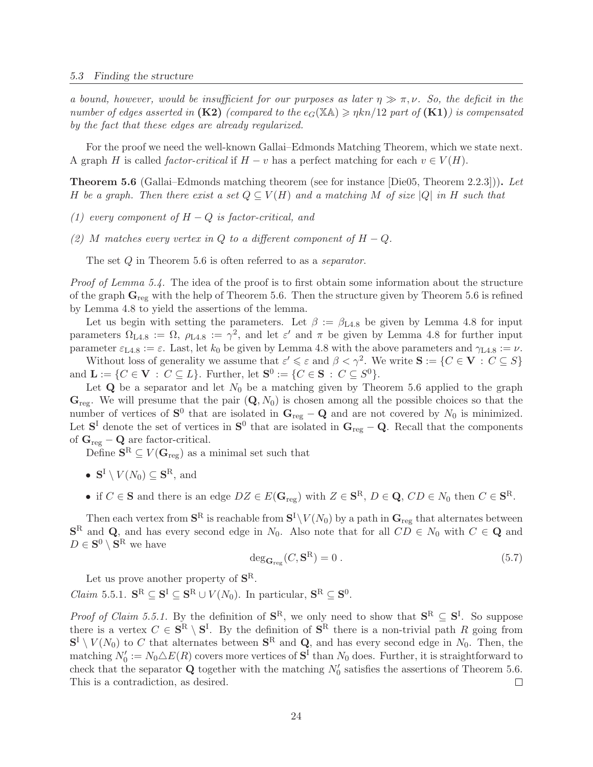*a bound, however, would be insufficient for our purposes as later $\eta \gg \pi, \nu$. So, the deficit in the number of edges asserted in* **(K2)** *(compared to the $e_G(\mathbb{XA}) \geqslant \eta kn/12$ part of* **(K1)***) is compensated by the fact that these edges are already regularized.*

For the proof we need the well-known Gallai–Edmonds Matching Theorem, which we state next. A graph $H$ is called *factor-critical* if $H - v$ has a perfect matching for each $v \in V(H)$.

**Theorem 5.6** (Gallai–Edmonds matching theorem (see for instance [Die05, Theorem 2.2.3]))**.** *Let $H$ be a graph. Then there exist a set $Q \subseteq V(H)$ and a matching $M$ of size $|Q|$ in $H$ such that*

*(1) every component of $H - Q$ is factor-critical, and*

*(2) $M$ matches every vertex in $Q$ to a different component of $H - Q$.*

The set $Q$ in Theorem 5.6 is often referred to as a *separator*.

*Proof of Lemma 5.4.* The idea of the proof is to first obtain some information about the structure of the graph $\mathbf{G}_{\mathrm{reg}}$ with the help of Theorem 5.6. Then the structure given by Theorem 5.6 is refined by Lemma 4.8 to yield the assertions of the lemma.

Let us begin with setting the parameters. Let $\beta := \beta_{\mathrm{L4.8}}$ be given by Lemma 4.8 for input parameters $\Omega_{\mathrm{L4.8}} := \Omega$, $\rho_{\mathrm{L4.8}} := \gamma^2$, and let $\varepsilon'$ and $\pi$ be given by Lemma 4.8 for further input parameter $\varepsilon_{\mathrm{L4.8}} := \varepsilon$. Last, let $k_0$ be given by Lemma 4.8 with the above parameters and $\gamma_{\mathrm{L4.8}} := \nu$.

Without loss of generality we assume that $\varepsilon' \leqslant \varepsilon$ and $\beta < \gamma^2$. We write $\mathbf{S} := \{C \in \mathbf{V} : C \subseteq S\}$ and $\mathbf{L} := \{C \in \mathbf{V} : C \subseteq L\}$. Further, let $\mathbf{S}^0 := \{C \in \mathbf{S} : C \subseteq S^0\}$.

Let $\mathbf{Q}$ be a separator and let $N_0$ be a matching given by Theorem 5.6 applied to the graph $\mathbf{G}_{\mathrm{reg}}$. We will presume that the pair $(\mathbf{Q}, N_0)$ is chosen among all the possible choices so that the number of vertices of $\mathbf{S}^0$ that are isolated in $\mathbf{G}_{\mathrm{reg}} - \mathbf{Q}$ and are not covered by $N_0$ is minimized. Let $\mathbf{S}^{\mathrm{I}}$ denote the set of vertices in $\mathbf{S}^0$ that are isolated in $\mathbf{G}_{\mathrm{reg}} - \mathbf{Q}$. Recall that the components of $\mathbf{G}_{\mathrm{reg}} - \mathbf{Q}$ are factor-critical.

Define $\mathbf{S}^{\mathrm{R}} \subseteq V(\mathbf{G}_{\mathrm{reg}})$ as a minimal set such that

- $\mathbf{S}^{\mathrm{I}} \setminus V(N_0) \subseteq \mathbf{S}^{\mathrm{R}}$, and
- if $C \in \mathbf{S}$ and there is an edge $DZ \in E(\mathbf{G}_{\mathrm{reg}})$ with $Z \in \mathbf{S}^{\mathrm{R}}$, $D \in \mathbf{Q}$, $CD \in N_0$ then $C \in \mathbf{S}^{\mathrm{R}}$.

Then each vertex from $\mathbf{S}^{\mathrm{R}}$ is reachable from $\mathbf{S}^{\mathrm{I}} \setminus V(N_0)$ by a path in $\mathbf{G}_{\mathrm{reg}}$ that alternates between $\mathbf{S}^{\mathrm{R}}$ and $\mathbf{Q}$, and has every second edge in $N_0$. Also note that for all $CD \in N_0$ with $C \in \mathbf{Q}$ and $D \in \mathbf{S}^0 \setminus \mathbf{S}^{\mathrm{R}}$ we have

$$\deg_{\mathbf{G}_{\mathrm{reg}}}(C, \mathbf{S}^{\mathrm{R}}) = 0 \,. \tag{5.7}$$

Let us prove another property of $\mathbf{S}^{\mathrm{R}}$.

*Claim* 5.5.1. $\mathbf{S}^{\mathrm{R}} \subseteq \mathbf{S}^{\mathrm{I}} \subseteq \mathbf{S}^{\mathrm{R}} \cup V(N_0)$. In particular, $\mathbf{S}^{\mathrm{R}} \subseteq \mathbf{S}^0$.

*Proof of Claim 5.5.1.* By the definition of $\mathbf{S}^{\mathrm{R}}$, we only need to show that $\mathbf{S}^{\mathrm{R}} \subseteq \mathbf{S}^{\mathrm{I}}$. So suppose there is a vertex $C \in \mathbf{S}^{\mathrm{R}} \setminus \mathbf{S}^{\mathrm{I}}$. By the definition of $\mathbf{S}^{\mathrm{R}}$ there is a non-trivial path $R$ going from $\mathbf{S}^{\mathrm{I}} \setminus V(N_0)$ to $C$ that alternates between $\mathbf{S}^{\mathrm{R}}$ and $\mathbf{Q}$, and has every second edge in $N_0$. Then, the matching $N_0' := N_0 \triangle E(R)$ covers more vertices of $\mathbf{S}^{\mathrm{I}}$ than $N_0$ does. Further, it is straightforward to check that the separator $\mathbf{Q}$ together with the matching $N_0'$ satisfies the assertions of Theorem 5.6. This is a contradiction, as desired. □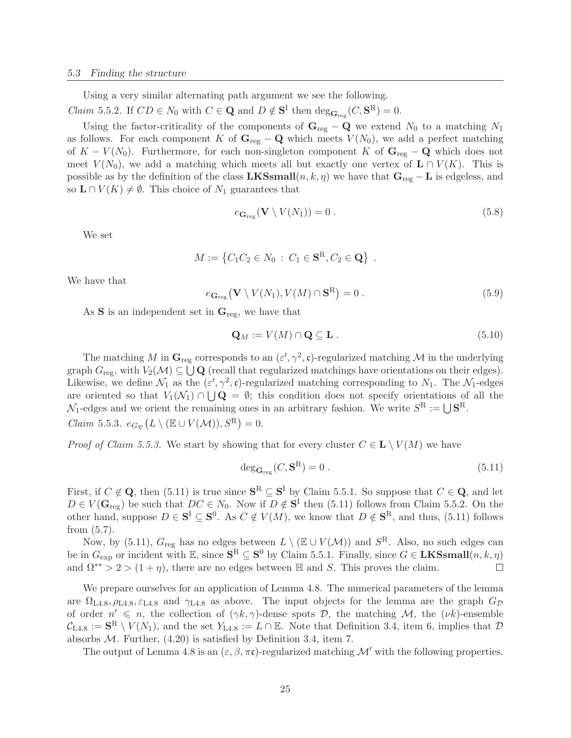Using a very similar alternating path argument we see the following.

*Claim* 5.5.2. If $CD \in N_0$ with $C \in \mathbf{Q}$ and $D \notin \mathbf{S}^{\mathrm{I}}$ then $\deg_{\mathbf{G}_{\mathrm{reg}}}(C, \mathbf{S}^{\mathrm{R}}) = 0$.

Using the factor-criticality of the components of $\mathbf{G}_{\mathrm{reg}} - \mathbf{Q}$ we extend $N_0$ to a matching $N_1$ as follows. For each component $K$ of $\mathbf{G}_{\mathrm{reg}} - \mathbf{Q}$ which meets $V(N_0)$, we add a perfect matching of $K - V(N_0)$. Furthermore, for each non-singleton component $K$ of $\mathbf{G}_{\mathrm{reg}} - \mathbf{Q}$ which does not meet $V(N_0)$, we add a matching which meets all but exactly one vertex of $\mathbf{L} \cap V(K)$. This is possible as by the definition of the class $\mathbf{LKSsmall}(n, k, \eta)$ we have that $\mathbf{G}_{\mathrm{reg}} - \mathbf{L}$ is edgeless, and so $\mathbf{L} \cap V(K) \neq \emptyset$. This choice of $N_1$ guarantees that

$$e_{\mathbf{G}_{\mathrm{reg}}}(\mathbf{V} \setminus V(N_1)) = 0 \,. \tag{5.8}$$

We set

$$M := \left\{ C_1C_2 \in N_0 \,:\, C_1 \in \mathbf{S}^{\mathrm{R}}, C_2 \in \mathbf{Q} \right\} \,.$$

We have that

$$e_{\mathbf{G}_{\mathrm{reg}}}\big(\mathbf{V} \setminus V(N_1), V(M) \cap \mathbf{S}^{\mathrm{R}}\big) = 0 \,. \tag{5.9}$$

As $\mathbf{S}$ is an independent set in $\mathbf{G}_{\mathrm{reg}}$, we have that

$$\mathbf{Q}_M := V(M) \cap \mathbf{Q} \subseteq \mathbf{L} \,. \tag{5.10}$$

The matching $M$ in $\mathbf{G}_{\mathrm{reg}}$ corresponds to an $(\varepsilon', \gamma^2, \mathfrak{c})$-regularized matching $\mathcal{M}$ in the underlying graph $G_{\mathrm{reg}}$, with $V_2(\mathcal{M}) \subseteq \bigcup \mathbf{Q}$ (recall that regularized matchings have orientations on their edges). Likewise, we define $\mathcal{N}_1$ as the $(\varepsilon', \gamma^2, \mathfrak{c})$-regularized matching corresponding to $N_1$. The $\mathcal{N}_1$-edges are oriented so that $V_1(\mathcal{N}_1) \cap \bigcup \mathbf{Q} = \emptyset$; this condition does not specify orientations of all the $\mathcal{N}_1$-edges and we orient the remaining ones in an arbitrary fashion. We write $S^{\mathrm{R}} := \bigcup \mathbf{S}^{\mathrm{R}}$.

*Claim* 5.5.3. $e_{G_\nabla}\big(L \setminus (\mathbb{E} \cup V(\mathcal{M})), S^{\mathrm{R}}\big) = 0$.

*Proof of Claim 5.5.3.* We start by showing that for every cluster $C \in \mathbf{L} \setminus V(M)$ we have

$$\deg_{\mathbf{G}_{\mathrm{reg}}}(C, \mathbf{S}^{\mathrm{R}}) = 0 \,. \tag{5.11}$$

First, if $C \notin \mathbf{Q}$, then (5.11) is true since $\mathbf{S}^{\mathrm{R}} \subseteq \mathbf{S}^{\mathrm{I}}$ by Claim 5.5.1. So suppose that $C \in \mathbf{Q}$, and let $D \in V(\mathbf{G}_{\mathrm{reg}})$ be such that $DC \in N_0$. Now if $D \notin \mathbf{S}^{\mathrm{I}}$ then (5.11) follows from Claim 5.5.2. On the other hand, suppose $D \in \mathbf{S}^{\mathrm{I}} \subseteq \mathbf{S}^0$. As $C \notin V(M)$, we know that $D \notin \mathbf{S}^{\mathrm{R}}$, and thus, (5.11) follows from (5.7).

Now, by (5.11), $G_{\mathrm{reg}}$ has no edges between $L \setminus (\mathbb{E} \cup V(\mathcal{M}))$ and $S^{\mathrm{R}}$. Also, no such edges can be in $G_{\mathrm{exp}}$ or incident with $\mathbb{E}$, since $\mathbf{S}^{\mathrm{R}} \subseteq \mathbf{S}^0$ by Claim 5.5.1. Finally, since $G \in \mathbf{LKSsmall}(n, k, \eta)$ and $\Omega^{**} > 2 > (1 + \eta)$, there are no edges between $\mathbb{H}$ and $S$. This proves the claim. $\square$

We prepare ourselves for an application of Lemma 4.8. The numerical parameters of the lemma are $\Omega_{\mathrm{L4.8}}, \rho_{\mathrm{L4.8}}, \varepsilon_{\mathrm{L4.8}}$ and $\gamma_{\mathrm{L4.8}}$ as above. The input objects for the lemma are the graph $G_{\mathcal{D}}$ of order $n' \leqslant n$, the collection of $(\gamma k, \gamma)$-dense spots $\mathcal{D}$, the matching $\mathcal{M}$, the $(\nu k)$-ensemble $\mathcal{C}_{\mathrm{L4.8}} := \mathbf{S}^{\mathrm{R}} \setminus V(N_1)$, and the set $Y_{\mathrm{L4.8}} := L \cap \mathbb{E}$. Note that Definition 3.4, item 6, implies that $\mathcal{D}$ absorbs $\mathcal{M}$. Further, (4.20) is satisfied by Definition 3.4, item 7.

The output of Lemma 4.8 is an $(\varepsilon, \beta, \pi\mathfrak{c})$-regularized matching $\mathcal{M}'$ with the following properties.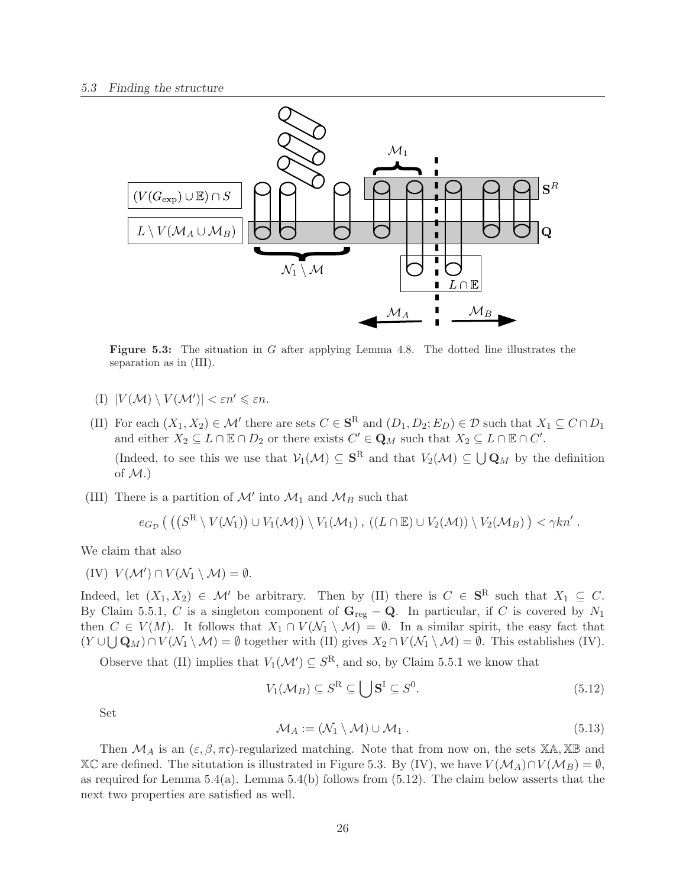**Figure 5.3:** The situation in $G$ after applying Lemma 4.8. The dotted line illustrates the separation as in (III).

(I) $|V(\mathcal{M}) \setminus V(\mathcal{M}')| < \varepsilon n' \leqslant \varepsilon n$.

(II) For each $(X_1, X_2) \in \mathcal{M}'$ there are sets $C \in \mathbf{S}^{\mathrm{R}}$ and $(D_1, D_2; E_D) \in \mathcal{D}$ such that $X_1 \subseteq C \cap D_1$ and either $X_2 \subseteq L \cap \mathbb{E} \cap D_2$ or there exists $C' \in \mathbf{Q}_M$ such that $X_2 \subseteq L \cap \mathbb{E} \cap C'$.

(Indeed, to see this we use that $\mathcal{V}_1(\mathcal{M}) \subseteq \mathbf{S}^{\mathrm{R}}$ and that $V_2(\mathcal{M}) \subseteq \bigcup \mathbf{Q}_M$ by the definition of $\mathcal{M}$.)

(III) There is a partition of $\mathcal{M}'$ into $\mathcal{M}_1$ and $\mathcal{M}_B$ such that

$$e_{G_{\mathcal{D}}}\left( \left(\left(S^{\mathrm{R}} \setminus V(\mathcal{N}_1)\right) \cup V_1(\mathcal{M})\right) \setminus V_1(\mathcal{M}_1)\,,\, \left((L \cap \mathbb{E}) \cup V_2(\mathcal{M})\right) \setminus V_2(\mathcal{M}_B) \right) < \gamma k n'\,.$$

We claim that also

(IV) $V(\mathcal{M}') \cap V(\mathcal{N}_1 \setminus \mathcal{M}) = \emptyset$.

Indeed, let $(X_1, X_2) \in \mathcal{M}'$ be arbitrary. Then by (II) there is $C \in \mathbf{S}^{\mathrm{R}}$ such that $X_1 \subseteq C$. By Claim 5.5.1, $C$ is a singleton component of $\mathbf{G}_{\mathrm{reg}} - \mathbf{Q}$. In particular, if $C$ is covered by $N_1$ then $C \in V(M)$. It follows that $X_1 \cap V(\mathcal{N}_1 \setminus \mathcal{M}) = \emptyset$. In a similar spirit, the easy fact that $(Y \cup \bigcup \mathbf{Q}_M) \cap V(\mathcal{N}_1 \setminus \mathcal{M}) = \emptyset$ together with (II) gives $X_2 \cap V(\mathcal{N}_1 \setminus \mathcal{M}) = \emptyset$. This establishes (IV).

Observe that (II) implies that $V_1(\mathcal{M}') \subseteq S^{\mathrm{R}}$, and so, by Claim 5.5.1 we know that

$$V_1(\mathcal{M}_B) \subseteq S^{\mathrm{R}} \subseteq \bigcup \mathbf{S}^{\mathrm{I}} \subseteq S^0. \tag{5.12}$$

Set

$$\mathcal{M}_A := (\mathcal{N}_1 \setminus \mathcal{M}) \cup \mathcal{M}_1\,. \tag{5.13}$$

Then $\mathcal{M}_A$ is an $(\varepsilon, \beta, \pi\mathfrak{c})$-regularized matching. Note that from now on, the sets $\mathbb{XA}, \mathbb{XB}$ and $\mathbb{XC}$ are defined. The situtation is illustrated in Figure 5.3. By (IV), we have $V(\mathcal{M}_A) \cap V(\mathcal{M}_B) = \emptyset$, as required for Lemma 5.4(a). Lemma 5.4(b) follows from (5.12). The claim below asserts that the next two properties are satisfied as well.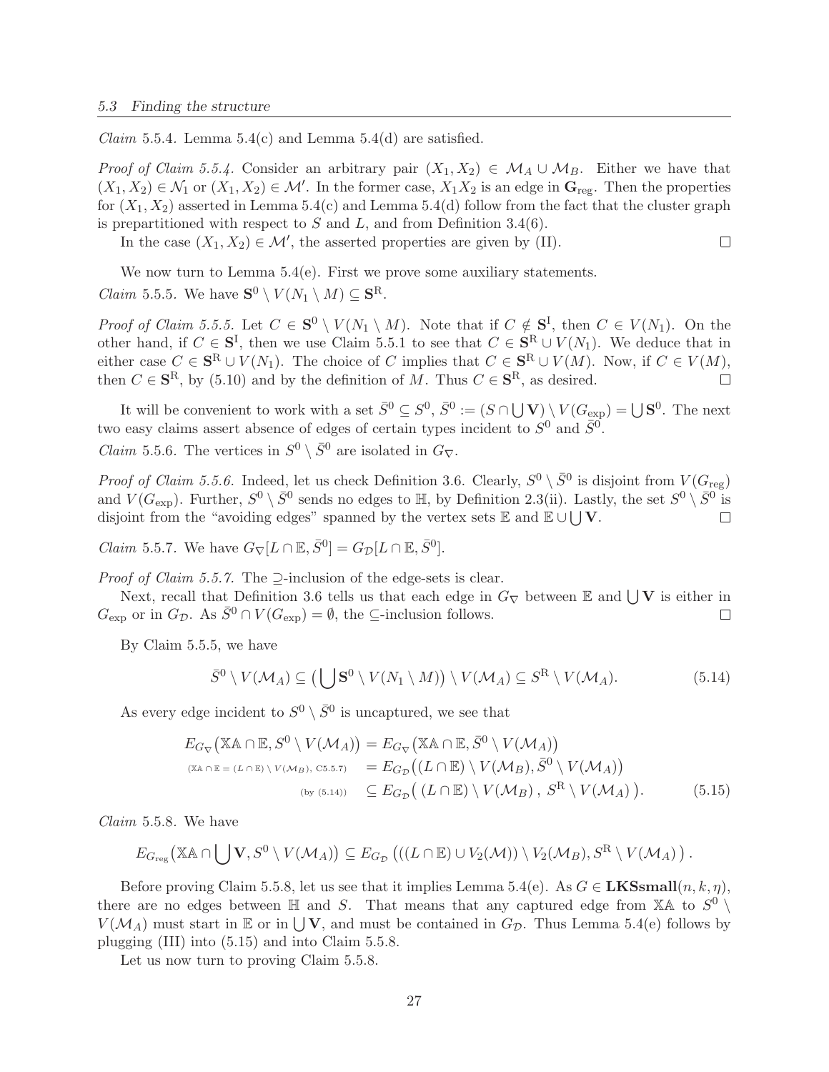*Claim* 5.5.4. Lemma 5.4(c) and Lemma 5.4(d) are satisfied.

*Proof of Claim 5.5.4.* Consider an arbitrary pair $(X_1, X_2) \in \mathcal{M}_A \cup \mathcal{M}_B$. Either we have that $(X_1, X_2) \in \mathcal{N}_1$ or $(X_1, X_2) \in \mathcal{M}'$. In the former case, $X_1X_2$ is an edge in $\mathbf{G}_{\mathrm{reg}}$. Then the properties for $(X_1, X_2)$ asserted in Lemma 5.4(c) and Lemma 5.4(d) follow from the fact that the cluster graph is prepartitioned with respect to $S$ and $L$, and from Definition 3.4(6).

In the case $(X_1, X_2) \in \mathcal{M}'$, the asserted properties are given by (II). $\square$

We now turn to Lemma 5.4(e). First we prove some auxiliary statements.

*Claim* 5.5.5. We have $\mathbf{S}^0 \setminus V(N_1 \setminus M) \subseteq \mathbf{S}^{\mathrm{R}}$.

*Proof of Claim 5.5.5.* Let $C \in \mathbf{S}^0 \setminus V(N_1 \setminus M)$. Note that if $C \notin \mathbf{S}^{\mathrm{I}}$, then $C \in V(N_1)$. On the other hand, if $C \in \mathbf{S}^{\mathrm{I}}$, then we use Claim 5.5.1 to see that $C \in \mathbf{S}^{\mathrm{R}} \cup V(N_1)$. We deduce that in either case $C \in \mathbf{S}^{\mathrm{R}} \cup V(N_1)$. The choice of $C$ implies that $C \in \mathbf{S}^{\mathrm{R}} \cup V(M)$. Now, if $C \in V(M)$, then $C \in \mathbf{S}^{\mathrm{R}}$, by (5.10) and by the definition of $M$. Thus $C \in \mathbf{S}^{\mathrm{R}}$, as desired. $\square$

It will be convenient to work with a set $\bar{S}^0 \subseteq S^0$, $\bar{S}^0 := (S \cap \bigcup \mathbf{V}) \setminus V(G_{\mathrm{exp}}) = \bigcup \mathbf{S}^0$. The next two easy claims assert absence of edges of certain types incident to $S^0$ and $\bar{S}^0$.

*Claim* 5.5.6. The vertices in $S^0 \setminus \bar{S}^0$ are isolated in $G_\nabla$.

*Proof of Claim 5.5.6.* Indeed, let us check Definition 3.6. Clearly, $S^0 \setminus \bar{S}^0$ is disjoint from $V(G_{\mathrm{reg}})$ and $V(G_{\mathrm{exp}})$. Further, $S^0 \setminus \bar{S}^0$ sends no edges to $\mathbb{H}$, by Definition 2.3(ii). Lastly, the set $S^0 \setminus \bar{S}^0$ is disjoint from the "avoiding edges" spanned by the vertex sets $\mathbb{E}$ and $\mathbb{E} \cup \bigcup \mathbf{V}$. $\square$

*Claim* 5.5.7. We have $G_\nabla[L \cap \mathbb{E}, \bar{S}^0] = G_{\mathcal{D}}[L \cap \mathbb{E}, \bar{S}^0]$.

*Proof of Claim 5.5.7.* The $\supseteq$-inclusion of the edge-sets is clear.

Next, recall that Definition 3.6 tells us that each edge in $G_\nabla$ between $\mathbb{E}$ and $\bigcup \mathbf{V}$ is either in $G_{\mathrm{exp}}$ or in $G_{\mathcal{D}}$. As $\bar{S}^0 \cap V(G_{\mathrm{exp}}) = \emptyset$, the $\subseteq$-inclusion follows. $\square$

By Claim 5.5.5, we have

$$\bar{S}^0 \setminus V(\mathcal{M}_A) \subseteq \left(\bigcup \mathbf{S}^0 \setminus V(N_1 \setminus M)\right) \setminus V(\mathcal{M}_A) \subseteq S^{\mathrm{R}} \setminus V(\mathcal{M}_A). \tag{5.14}$$

As every edge incident to $S^0 \setminus \bar{S}^0$ is uncaptured, we see that

$$\begin{aligned}
E_{G_\nabla}\big(\mathbb{XA} \cap \mathbb{E}, S^0 \setminus V(\mathcal{M}_A)\big) &= E_{G_\nabla}\big(\mathbb{XA} \cap \mathbb{E}, \bar{S}^0 \setminus V(\mathcal{M}_A)\big) \\
{\scriptstyle (\mathbb{XA} \cap \mathbb{E} = (L \cap \mathbb{E}) \setminus V(\mathcal{M}_B),\ \mathrm{C5.5.7})} \quad &= E_{G_{\mathcal{D}}}\big((L \cap \mathbb{E}) \setminus V(\mathcal{M}_B), \bar{S}^0 \setminus V(\mathcal{M}_A)\big) \\
{\scriptstyle (\text{by } (5.14))} \quad &\subseteq E_{G_{\mathcal{D}}}\big(\, (L \cap \mathbb{E}) \setminus V(\mathcal{M}_B)\, ,\ S^{\mathrm{R}} \setminus V(\mathcal{M}_A)\,\big).
\end{aligned} \tag{5.15}$$

*Claim* 5.5.8. We have

$$E_{G_{\mathrm{reg}}}\big(\mathbb{XA} \cap \bigcup \mathbf{V}, S^0 \setminus V(\mathcal{M}_A)\big) \subseteq E_{G_{\mathcal{D}}}\left(((L \cap \mathbb{E}) \cup V_2(\mathcal{M})) \setminus V_2(\mathcal{M}_B), S^{\mathrm{R}} \setminus V(\mathcal{M}_A)\right).$$

Before proving Claim 5.5.8, let us see that it implies Lemma 5.4(e). As $G \in \mathbf{LKSsmall}(n, k, \eta)$, there are no edges between $\mathbb{H}$ and $S$. That means that any captured edge from $\mathbb{XA}$ to $S^0 \setminus V(\mathcal{M}_A)$ must start in $\mathbb{E}$ or in $\bigcup \mathbf{V}$, and must be contained in $G_{\mathcal{D}}$. Thus Lemma 5.4(e) follows by plugging (III) into (5.15) and into Claim 5.5.8.

Let us now turn to proving Claim 5.5.8.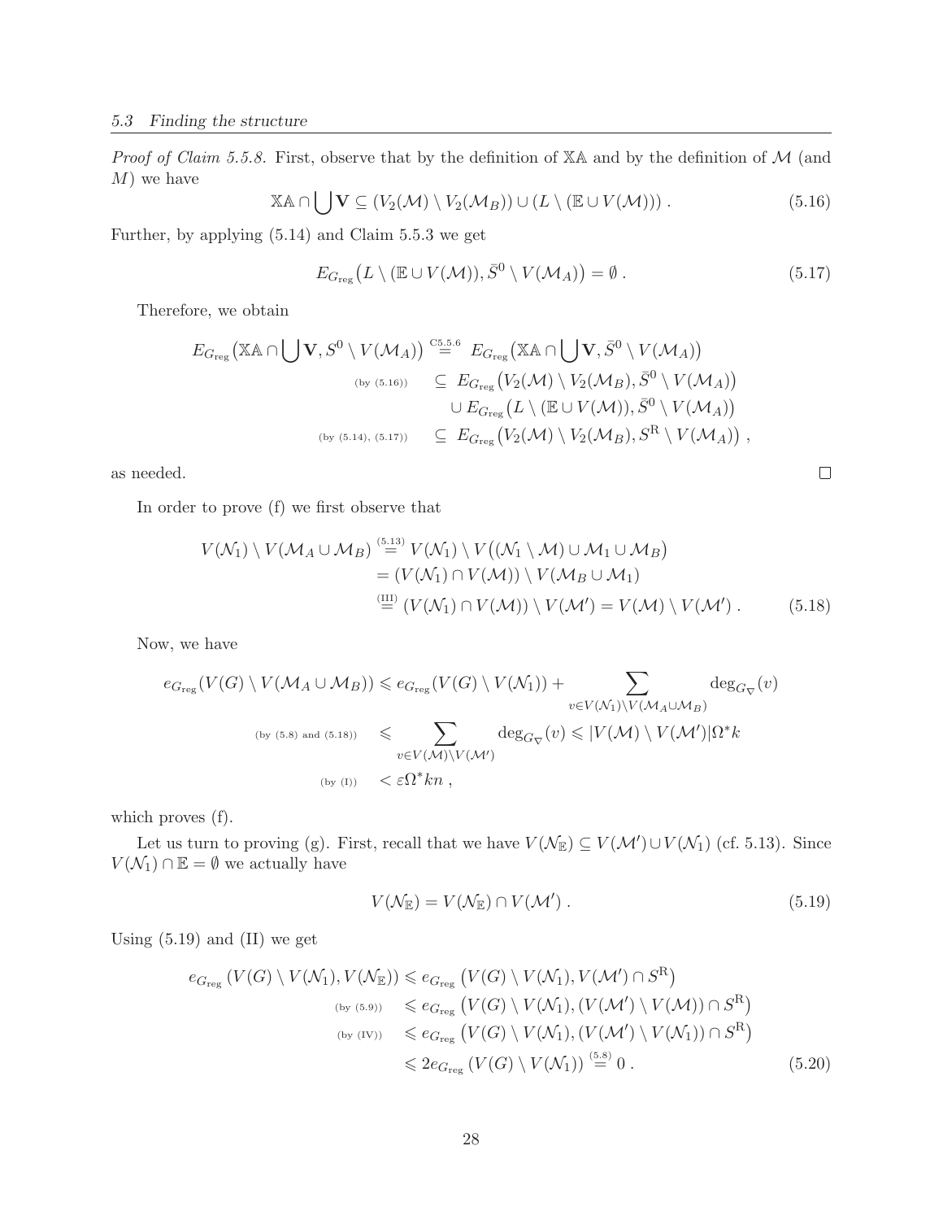*Proof of Claim 5.5.8.* First, observe that by the definition of $\mathbb{XA}$ and by the definition of $\mathcal{M}$ (and $M$) we have

$$\mathbb{XA} \cap \bigcup \mathbf{V} \subseteq (V_2(\mathcal{M}) \setminus V_2(\mathcal{M}_B)) \cup (L \setminus (\mathbb{E} \cup V(\mathcal{M}))) \,. \tag{5.16}$$

Further, by applying (5.14) and Claim 5.5.3 we get

$$E_{G_{\mathrm{reg}}}\big(L \setminus (\mathbb{E} \cup V(\mathcal{M})), \bar{S}^0 \setminus V(\mathcal{M}_A)\big) = \emptyset \,. \tag{5.17}$$

Therefore, we obtain

$$\begin{aligned}
E_{G_{\mathrm{reg}}}\big(\mathbb{XA} \cap \bigcup \mathbf{V}, S^0 \setminus V(\mathcal{M}_A)\big) &\overset{\text{C5.5.6}}{=} E_{G_{\mathrm{reg}}}\big(\mathbb{XA} \cap \bigcup \mathbf{V}, \bar{S}^0 \setminus V(\mathcal{M}_A)\big) \\
{\scriptstyle\text{(by (5.16))}} \quad &\subseteq E_{G_{\mathrm{reg}}}\big(V_2(\mathcal{M}) \setminus V_2(\mathcal{M}_B), \bar{S}^0 \setminus V(\mathcal{M}_A)\big) \\
&\quad \cup E_{G_{\mathrm{reg}}}\big(L \setminus (\mathbb{E} \cup V(\mathcal{M})), \bar{S}^0 \setminus V(\mathcal{M}_A)\big) \\
{\scriptstyle\text{(by (5.14), (5.17))}} \quad &\subseteq E_{G_{\mathrm{reg}}}\big(V_2(\mathcal{M}) \setminus V_2(\mathcal{M}_B), S^{\mathrm{R}} \setminus V(\mathcal{M}_A)\big) \,,
\end{aligned}$$

as needed. $\square$

In order to prove (f) we first observe that

$$\begin{aligned}
V(\mathcal{N}_1) \setminus V(\mathcal{M}_A \cup \mathcal{M}_B) &\overset{(5.13)}{=} V(\mathcal{N}_1) \setminus V\big((\mathcal{N}_1 \setminus \mathcal{M}) \cup \mathcal{M}_1 \cup \mathcal{M}_B\big) \\
&= (V(\mathcal{N}_1) \cap V(\mathcal{M})) \setminus V(\mathcal{M}_B \cup \mathcal{M}_1) \\
&\overset{\text{(III)}}{=} (V(\mathcal{N}_1) \cap V(\mathcal{M})) \setminus V(\mathcal{M}') = V(\mathcal{M}) \setminus V(\mathcal{M}') \,.
\end{aligned} \tag{5.18}$$

Now, we have

$$\begin{aligned}
e_{G_{\mathrm{reg}}}(V(G) \setminus V(\mathcal{M}_A \cup \mathcal{M}_B)) &\leqslant e_{G_{\mathrm{reg}}}(V(G) \setminus V(\mathcal{N}_1)) + \sum_{v \in V(\mathcal{N}_1) \setminus V(\mathcal{M}_A \cup \mathcal{M}_B)} \deg_{G_\nabla}(v) \\
{\scriptstyle\text{(by (5.8) and (5.18))}} \quad &\leqslant \sum_{v \in V(\mathcal{M}) \setminus V(\mathcal{M}')} \deg_{G_\nabla}(v) \leqslant |V(\mathcal{M}) \setminus V(\mathcal{M}')| \Omega^* k \\
{\scriptstyle\text{(by (I))}} \quad &< \varepsilon \Omega^* k n \,,
\end{aligned}$$

which proves (f).

Let us turn to proving (g). First, recall that we have $V(\mathcal{N}_{\mathbb{E}}) \subseteq V(\mathcal{M}') \cup V(\mathcal{N}_1)$ (cf. 5.13). Since $V(\mathcal{N}_1) \cap \mathbb{E} = \emptyset$ we actually have

$$V(\mathcal{N}_{\mathbb{E}}) = V(\mathcal{N}_{\mathbb{E}}) \cap V(\mathcal{M}') \,. \tag{5.19}$$

Using (5.19) and (II) we get

$$\begin{aligned}
e_{G_{\mathrm{reg}}}(V(G) \setminus V(\mathcal{N}_1), V(\mathcal{N}_{\mathbb{E}})) &\leqslant e_{G_{\mathrm{reg}}}\big(V(G) \setminus V(\mathcal{N}_1), V(\mathcal{M}') \cap S^{\mathrm{R}}\big) \\
{\scriptstyle\text{(by (5.9))}} \quad &\leqslant e_{G_{\mathrm{reg}}}\big(V(G) \setminus V(\mathcal{N}_1), (V(\mathcal{M}') \setminus V(\mathcal{M})) \cap S^{\mathrm{R}}\big) \\
{\scriptstyle\text{(by (IV))}} \quad &\leqslant e_{G_{\mathrm{reg}}}\big(V(G) \setminus V(\mathcal{N}_1), (V(\mathcal{M}') \setminus V(\mathcal{N}_1)) \cap S^{\mathrm{R}}\big) \\
&\leqslant 2 e_{G_{\mathrm{reg}}}(V(G) \setminus V(\mathcal{N}_1)) \overset{(5.8)}{=} 0 \,.
\end{aligned} \tag{5.20}$$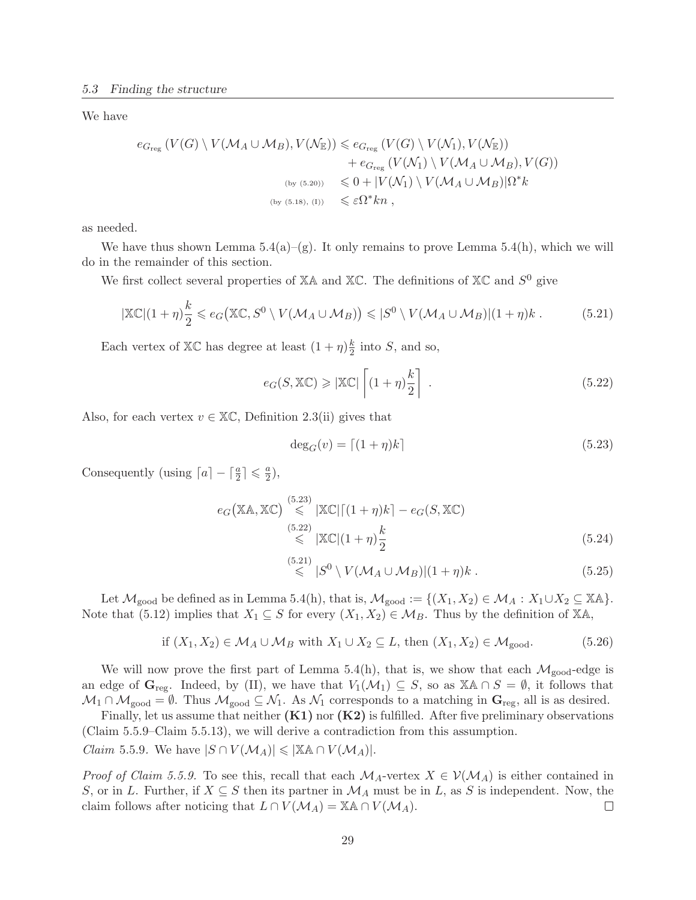We have

$$
\begin{aligned}
e_{G_{\mathrm{reg}}}(V(G)\setminus V(\mathcal{M}_A\cup\mathcal{M}_B),V(\mathcal{N}_{\mathbb{E}})) &\leqslant e_{G_{\mathrm{reg}}}(V(G)\setminus V(\mathcal{N}_1),V(\mathcal{N}_{\mathbb{E}}))\\
&\quad + e_{G_{\mathrm{reg}}}(V(\mathcal{N}_1)\setminus V(\mathcal{M}_A\cup\mathcal{M}_B),V(G))\\
{\scriptstyle (\text{by } (5.20))}\quad &\leqslant 0+|V(\mathcal{N}_1)\setminus V(\mathcal{M}_A\cup\mathcal{M}_B)|\Omega^* k\\
{\scriptstyle (\text{by } (5.18),\ (\mathrm{I}))}\quad &\leqslant \varepsilon\Omega^* kn\ ,
\end{aligned}
$$

as needed.

We have thus shown Lemma 5.4(a)–(g). It only remains to prove Lemma 5.4(h), which we will do in the remainder of this section.

We first collect several properties of $\mathbb{XA}$ and $\mathbb{XC}$. The definitions of $\mathbb{XC}$ and $S^0$ give

$$
|\mathbb{XC}|(1+\eta)\frac{k}{2}\leqslant e_G\big(\mathbb{XC},S^0\setminus V(\mathcal{M}_A\cup\mathcal{M}_B)\big)\leqslant |S^0\setminus V(\mathcal{M}_A\cup\mathcal{M}_B)|(1+\eta)k\ . \tag{5.21}
$$

Each vertex of $\mathbb{XC}$ has degree at least $(1+\eta)\frac{k}{2}$ into $S$, and so,

$$
e_G(S,\mathbb{XC})\geqslant |\mathbb{XC}|\left\lceil (1+\eta)\frac{k}{2}\right\rceil\ . \tag{5.22}
$$

Also, for each vertex $v\in\mathbb{XC}$, Definition 2.3(ii) gives that

$$
\deg_G(v)=\lceil(1+\eta)k\rceil \tag{5.23}
$$

Consequently (using $\lceil a\rceil-\lceil\frac{a}{2}\rceil\leqslant\frac{a}{2}$),

$$
\begin{aligned}
e_G\big(\mathbb{XA},\mathbb{XC}\big) &\overset{(5.23)}{\leqslant} |\mathbb{XC}|\lceil(1+\eta)k\rceil-e_G(S,\mathbb{XC})\\
&\overset{(5.22)}{\leqslant} |\mathbb{XC}|(1+\eta)\frac{k}{2} \qquad (5.24)\\
&\overset{(5.21)}{\leqslant} |S^0\setminus V(\mathcal{M}_A\cup\mathcal{M}_B)|(1+\eta)k\ . \qquad (5.25)
\end{aligned}
$$

Let $\mathcal{M}_{\mathrm{good}}$ be defined as in Lemma 5.4(h), that is, $\mathcal{M}_{\mathrm{good}}:=\{(X_1,X_2)\in\mathcal{M}_A : X_1\cup X_2\subseteq\mathbb{XA}\}$. Note that (5.12) implies that $X_1\subseteq S$ for every $(X_1,X_2)\in\mathcal{M}_B$. Thus by the definition of $\mathbb{XA}$,

$$
\text{if } (X_1,X_2)\in\mathcal{M}_A\cup\mathcal{M}_B \text{ with } X_1\cup X_2\subseteq L, \text{ then } (X_1,X_2)\in\mathcal{M}_{\mathrm{good}}. \tag{5.26}
$$

We will now prove the first part of Lemma 5.4(h), that is, we show that each $\mathcal{M}_{\mathrm{good}}$-edge is an edge of $\mathbf{G}_{\mathrm{reg}}$. Indeed, by (II), we have that $V_1(\mathcal{M}_1)\subseteq S$, so as $\mathbb{XA}\cap S=\emptyset$, it follows that $\mathcal{M}_1\cap\mathcal{M}_{\mathrm{good}}=\emptyset$. Thus $\mathcal{M}_{\mathrm{good}}\subseteq\mathcal{N}_1$. As $\mathcal{N}_1$ corresponds to a matching in $\mathbf{G}_{\mathrm{reg}}$, all is as desired.

Finally, let us assume that neither **(K1)** nor **(K2)** is fulfilled. After five preliminary observations (Claim 5.5.9–Claim 5.5.13), we will derive a contradiction from this assumption.

*Claim* 5.5.9. We have $|S\cap V(\mathcal{M}_A)|\leqslant|\mathbb{XA}\cap V(\mathcal{M}_A)|$.

*Proof of Claim 5.5.9.* To see this, recall that each $\mathcal{M}_A$-vertex $X\in\mathcal{V}(\mathcal{M}_A)$ is either contained in $S$, or in $L$. Further, if $X\subseteq S$ then its partner in $\mathcal{M}_A$ must be in $L$, as $S$ is independent. Now, the claim follows after noticing that $L\cap V(\mathcal{M}_A)=\mathbb{XA}\cap V(\mathcal{M}_A)$. □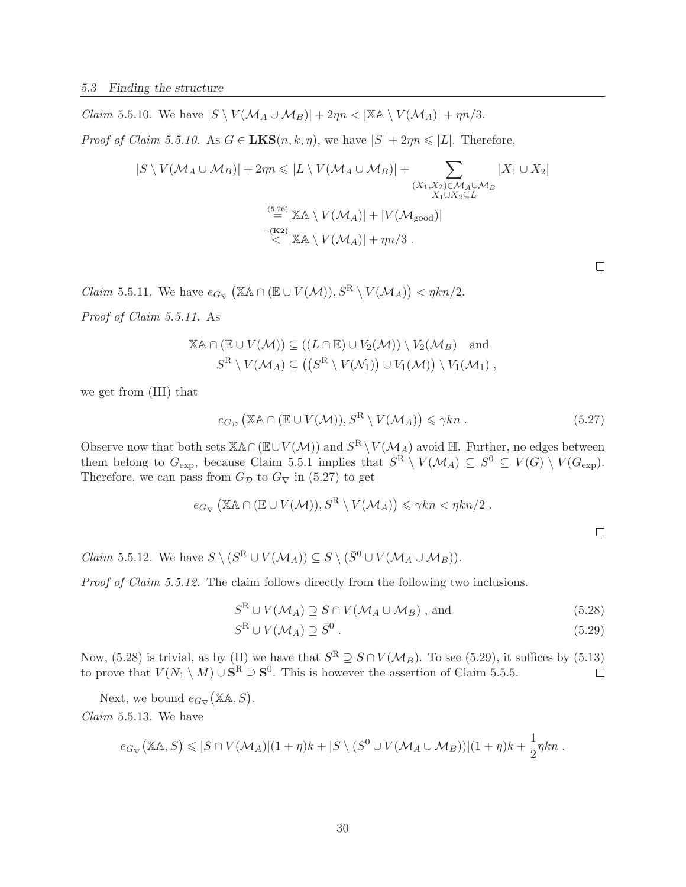*Claim* 5.5.10. We have $|S \setminus V(\mathcal{M}_A \cup \mathcal{M}_B)| + 2\eta n < |\mathbb{XA} \setminus V(\mathcal{M}_A)| + \eta n/3$.

*Proof of Claim 5.5.10.* As $G \in \mathbf{LKS}(n,k,\eta)$, we have $|S| + 2\eta n \leqslant |L|$. Therefore,

$$
\begin{aligned}
|S \setminus V(\mathcal{M}_A \cup \mathcal{M}_B)| + 2\eta n &\leqslant |L \setminus V(\mathcal{M}_A \cup \mathcal{M}_B)| + \sum_{\substack{(X_1,X_2)\in \mathcal{M}_A \cup \mathcal{M}_B \\ X_1 \cup X_2 \subseteq L}} |X_1 \cup X_2| \\
&\overset{(5.26)}{=} |\mathbb{XA} \setminus V(\mathcal{M}_A)| + |V(\mathcal{M}_{\mathrm{good}})| \\
&\overset{\neg\mathbf{(K2)}}{<} |\mathbb{XA} \setminus V(\mathcal{M}_A)| + \eta n/3 \, .
\end{aligned}
$$

□

*Claim* 5.5.11. We have $e_{G_\nabla}\left(\mathbb{XA} \cap (\mathbb{E} \cup V(\mathcal{M})), S^{\mathrm{R}} \setminus V(\mathcal{M}_A)\right) < \eta k n/2$.

*Proof of Claim 5.5.11.* As

$$
\begin{aligned}
\mathbb{XA} \cap (\mathbb{E} \cup V(\mathcal{M})) &\subseteq ((L \cap \mathbb{E}) \cup V_2(\mathcal{M})) \setminus V_2(\mathcal{M}_B) \quad \text{and} \\
S^{\mathrm{R}} \setminus V(\mathcal{M}_A) &\subseteq \left(\left(S^{\mathrm{R}} \setminus V(\mathcal{N}_1)\right) \cup V_1(\mathcal{M})\right) \setminus V_1(\mathcal{M}_1) \, ,
\end{aligned}
$$

we get from (III) that

$$
e_{G_\mathcal{D}}\left(\mathbb{XA} \cap (\mathbb{E} \cup V(\mathcal{M})), S^{\mathrm{R}} \setminus V(\mathcal{M}_A)\right) \leqslant \gamma k n \, . \tag{5.27}
$$

Observe now that both sets $\mathbb{XA} \cap (\mathbb{E} \cup V(\mathcal{M}))$ and $S^{\mathrm{R}} \setminus V(\mathcal{M}_A)$ avoid $\mathbb{H}$. Further, no edges between them belong to $G_{\exp}$, because Claim 5.5.1 implies that $S^{\mathrm{R}} \setminus V(\mathcal{M}_A) \subseteq S^0 \subseteq V(G) \setminus V(G_{\exp})$. Therefore, we can pass from $G_\mathcal{D}$ to $G_\nabla$ in (5.27) to get

$$
e_{G_\nabla}\left(\mathbb{XA} \cap (\mathbb{E} \cup V(\mathcal{M})), S^{\mathrm{R}} \setminus V(\mathcal{M}_A)\right) \leqslant \gamma k n < \eta k n/2 \, .
$$

□

*Claim* 5.5.12. We have $S \setminus (S^{\mathrm{R}} \cup V(\mathcal{M}_A)) \subseteq S \setminus (\bar{S}^0 \cup V(\mathcal{M}_A \cup \mathcal{M}_B))$.

*Proof of Claim 5.5.12.* The claim follows directly from the following two inclusions.

$$
S^{\mathrm{R}} \cup V(\mathcal{M}_A) \supseteq S \cap V(\mathcal{M}_A \cup \mathcal{M}_B) \text{ , and} \tag{5.28}
$$

$$
S^{\mathrm{R}} \cup V(\mathcal{M}_A) \supseteq \bar{S}^0 \, . \tag{5.29}
$$

Now, (5.28) is trivial, as by (II) we have that $S^{\mathrm{R}} \supseteq S \cap V(\mathcal{M}_B)$. To see (5.29), it suffices by (5.13) to prove that $V(N_1 \setminus M) \cup \mathbf{S}^{\mathrm{R}} \supseteq \mathbf{S}^0$. This is however the assertion of Claim 5.5.5. □

Next, we bound $e_{G_\nabla}(\mathbb{XA}, S)$.

*Claim* 5.5.13. We have

$$
e_{G_\nabla}\left(\mathbb{XA}, S\right) \leqslant |S \cap V(\mathcal{M}_A)|(1+\eta)k + |S \setminus (S^0 \cup V(\mathcal{M}_A \cup \mathcal{M}_B))|(1+\eta)k + \frac{1}{2}\eta k n \, .
$$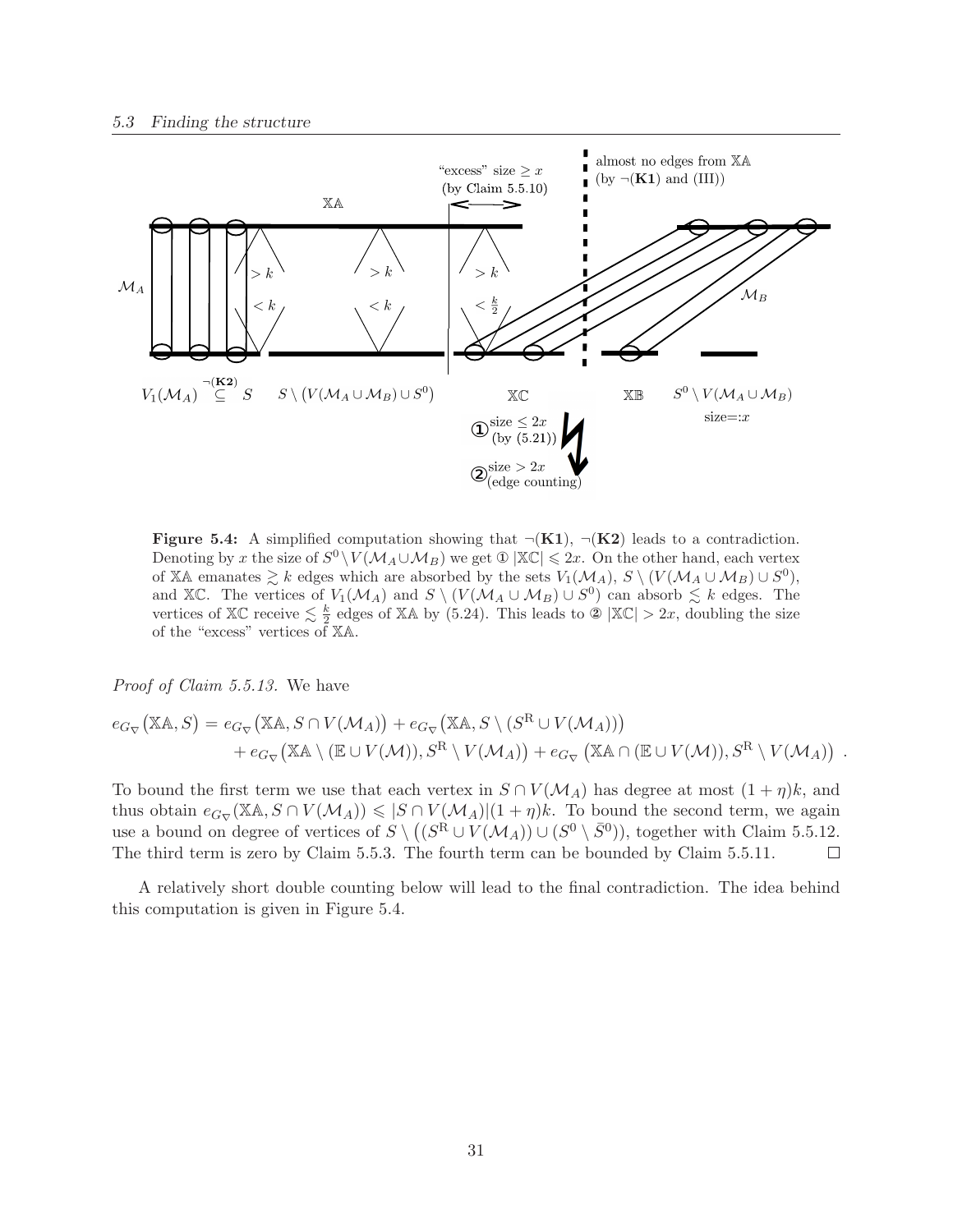**Figure 5.4:** A simplified computation showing that $\neg(\mathbf{K1})$, $\neg(\mathbf{K2})$ leads to a contradiction. Denoting by $x$ the size of $S^0 \setminus V(\mathcal{M}_A \cup \mathcal{M}_B)$ we get ① $|\mathbb{XC}| \leqslant 2x$. On the other hand, each vertex of $\mathbb{XA}$ emanates $\gtrsim k$ edges which are absorbed by the sets $V_1(\mathcal{M}_A)$, $S \setminus (V(\mathcal{M}_A \cup \mathcal{M}_B) \cup S^0)$, and $\mathbb{XC}$. The vertices of $V_1(\mathcal{M}_A)$ and $S \setminus (V(\mathcal{M}_A \cup \mathcal{M}_B) \cup S^0)$ can absorb $\lesssim k$ edges. The vertices of $\mathbb{XC}$ receive $\lesssim \frac{k}{2}$ edges of $\mathbb{XA}$ by (5.24). This leads to ② $|\mathbb{XC}| > 2x$, doubling the size of the "excess" vertices of $\mathbb{XA}$.

*Proof of Claim 5.5.13.* We have

$$
\begin{aligned}
e_{G_\nabla}\big(\mathbb{XA}, S\big) = {} & e_{G_\nabla}\big(\mathbb{XA}, S \cap V(\mathcal{M}_A)\big) + e_{G_\nabla}\big(\mathbb{XA}, S \setminus (S^{\mathrm{R}} \cup V(\mathcal{M}_A))\big) \\
& + e_{G_\nabla}\big(\mathbb{XA} \setminus (\mathbb{E} \cup V(\mathcal{M})), S^{\mathrm{R}} \setminus V(\mathcal{M}_A)\big) + e_{G_\nabla}\left(\mathbb{XA} \cap (\mathbb{E} \cup V(\mathcal{M})), S^{\mathrm{R}} \setminus V(\mathcal{M}_A)\right) .
\end{aligned}
$$

To bound the first term we use that each vertex in $S \cap V(\mathcal{M}_A)$ has degree at most $(1+\eta)k$, and thus obtain $e_{G_\nabla}(\mathbb{XA}, S \cap V(\mathcal{M}_A)) \leqslant |S \cap V(\mathcal{M}_A)|(1+\eta)k$. To bound the second term, we again use a bound on degree of vertices of $S \setminus \big((S^{\mathrm{R}} \cup V(\mathcal{M}_A)) \cup (S^0 \setminus \bar{S}^0)\big)$, together with Claim 5.5.12. The third term is zero by Claim 5.5.3. The fourth term can be bounded by Claim 5.5.11. $\square$

A relatively short double counting below will lead to the final contradiction. The idea behind this computation is given in Figure 5.4.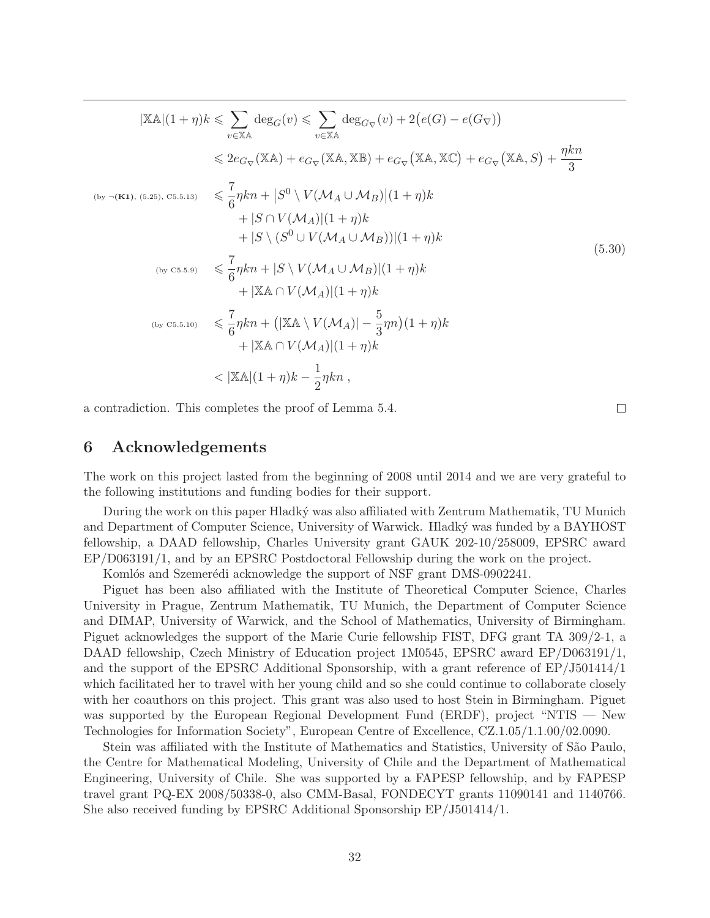$$
\begin{aligned}
|\mathbb{XA}|(1+\eta)k &\leqslant \sum_{v\in\mathbb{XA}} \deg_G(v) \leqslant \sum_{v\in\mathbb{XA}} \deg_{G_\nabla}(v) + 2\big(e(G)-e(G_\nabla)\big)\\
&\leqslant 2e_{G_\nabla}(\mathbb{XA}) + e_{G_\nabla}(\mathbb{XA},\mathbb{XB}) + e_{G_\nabla}\big(\mathbb{XA},\mathbb{XC}\big) + e_{G_\nabla}\big(\mathbb{XA},S\big) + \frac{\eta kn}{3}\\
\text{(by } \neg\textbf{(K1)}\text{, (5.25), C5.5.13)} \quad &\leqslant \frac{7}{6}\eta kn + \big|S^0 \setminus V(\mathcal{M}_A\cup\mathcal{M}_B)\big|(1+\eta)k\\
&\quad + |S\cap V(\mathcal{M}_A)|(1+\eta)k\\
&\quad + |S\setminus (S^0\cup V(\mathcal{M}_A\cup\mathcal{M}_B))|(1+\eta)k\\
\text{(by C5.5.9)} \quad &\leqslant \frac{7}{6}\eta kn + |S\setminus V(\mathcal{M}_A\cup\mathcal{M}_B)|(1+\eta)k\\
&\quad + |\mathbb{XA}\cap V(\mathcal{M}_A)|(1+\eta)k\\
\text{(by C5.5.10)} \quad &\leqslant \frac{7}{6}\eta kn + \big(|\mathbb{XA}\setminus V(\mathcal{M}_A)| - \frac{5}{3}\eta n\big)(1+\eta)k\\
&\quad + |\mathbb{XA}\cap V(\mathcal{M}_A)|(1+\eta)k\\
&< |\mathbb{XA}|(1+\eta)k - \frac{1}{2}\eta kn\,,
\end{aligned}
\tag{5.30}
$$

a contradiction. This completes the proof of Lemma 5.4. □

# 6 Acknowledgements

The work on this project lasted from the beginning of 2008 until 2014 and we are very grateful to the following institutions and funding bodies for their support.

During the work on this paper Hladký was also affiliated with Zentrum Mathematik, TU Munich and Department of Computer Science, University of Warwick. Hladký was funded by a BAYHOST fellowship, a DAAD fellowship, Charles University grant GAUK 202-10/258009, EPSRC award EP/D063191/1, and by an EPSRC Postdoctoral Fellowship during the work on the project.

Komlós and Szemerédi acknowledge the support of NSF grant DMS-0902241.

Piguet has been also affiliated with the Institute of Theoretical Computer Science, Charles University in Prague, Zentrum Mathematik, TU Munich, the Department of Computer Science and DIMAP, University of Warwick, and the School of Mathematics, University of Birmingham. Piguet acknowledges the support of the Marie Curie fellowship FIST, DFG grant TA 309/2-1, a DAAD fellowship, Czech Ministry of Education project 1M0545, EPSRC award EP/D063191/1, and the support of the EPSRC Additional Sponsorship, with a grant reference of EP/J501414/1 which facilitated her to travel with her young child and so she could continue to collaborate closely with her coauthors on this project. This grant was also used to host Stein in Birmingham. Piguet was supported by the European Regional Development Fund (ERDF), project "NTIS — New Technologies for Information Society", European Centre of Excellence, CZ.1.05/1.1.00/02.0090.

Stein was affiliated with the Institute of Mathematics and Statistics, University of São Paulo, the Centre for Mathematical Modeling, University of Chile and the Department of Mathematical Engineering, University of Chile. She was supported by a FAPESP fellowship, and by FAPESP travel grant PQ-EX 2008/50338-0, also CMM-Basal, FONDECYT grants 11090141 and 1140766. She also received funding by EPSRC Additional Sponsorship EP/J501414/1.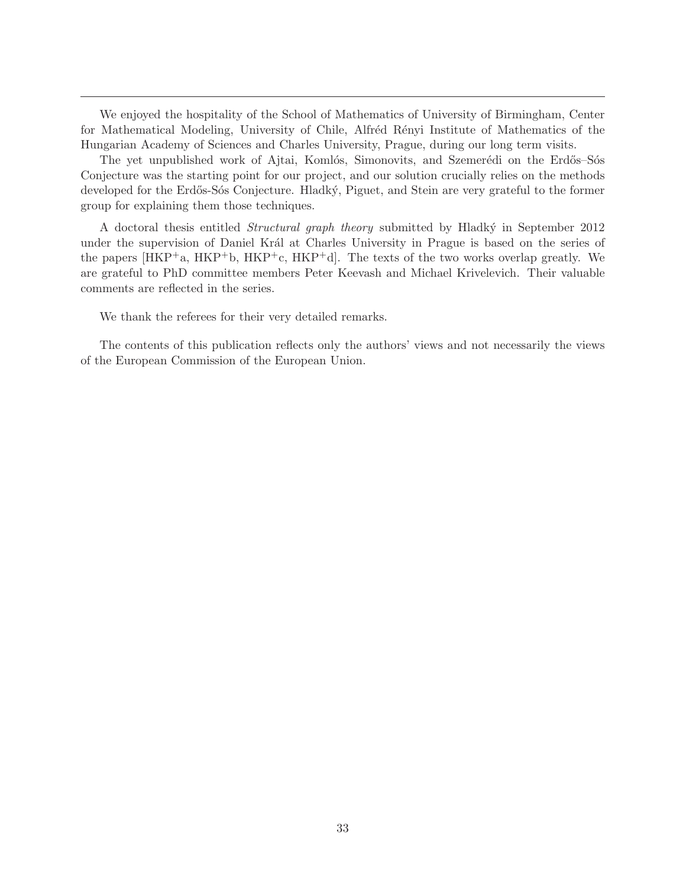---

We enjoyed the hospitality of the School of Mathematics of University of Birmingham, Center for Mathematical Modeling, University of Chile, Alfréd Rényi Institute of Mathematics of the Hungarian Academy of Sciences and Charles University, Prague, during our long term visits.

The yet unpublished work of Ajtai, Komlós, Simonovits, and Szemerédi on the Erdős–Sós Conjecture was the starting point for our project, and our solution crucially relies on the methods developed for the Erdős-Sós Conjecture. Hladký, Piguet, and Stein are very grateful to the former group for explaining them those techniques.

A doctoral thesis entitled *Structural graph theory* submitted by Hladký in September 2012 under the supervision of Daniel Král at Charles University in Prague is based on the series of the papers [HKP$^+$a, HKP$^+$b, HKP$^+$c, HKP$^+$d]. The texts of the two works overlap greatly. We are grateful to PhD committee members Peter Keevash and Michael Krivelevich. Their valuable comments are reflected in the series.

We thank the referees for their very detailed remarks.

The contents of this publication reflects only the authors' views and not necessarily the views of the European Commission of the European Union.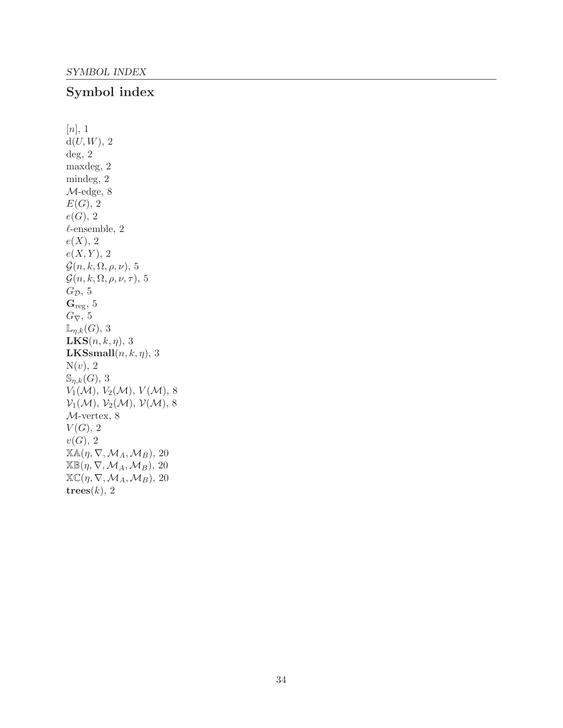# Symbol index

$[n]$, 1
$\mathrm{d}(U,W)$, 2
deg, 2
maxdeg, 2
mindeg, 2
$\mathcal{M}$-edge, 8
$E(G)$, 2
$e(G)$, 2
$\ell$-ensemble, 2
$e(X)$, 2
$e(X,Y)$, 2
$\bar{\mathcal{G}}(n,k,\Omega,\rho,\nu)$, 5
$\mathcal{G}(n,k,\Omega,\rho,\nu,\tau)$, 5
$G_{\mathcal{D}}$, 5
$\mathbf{G}_{\mathrm{reg}}$, 5
$G_{\nabla}$, 5
$\mathbb{L}_{\eta,k}(G)$, 3
$\mathbf{LKS}(n,k,\eta)$, 3
$\mathbf{LKSsmall}(n,k,\eta)$, 3
$\mathrm{N}(v)$, 2
$\mathbb{S}_{\eta,k}(G)$, 3
$V_1(\mathcal{M})$, $V_2(\mathcal{M})$, $V(\mathcal{M})$, 8
$\mathcal{V}_1(\mathcal{M})$, $\mathcal{V}_2(\mathcal{M})$, $\mathcal{V}(\mathcal{M})$, 8
$\mathcal{M}$-vertex, 8
$V(G)$, 2
$v(G)$, 2
$\mathbb{XA}(\eta,\nabla,\mathcal{M}_A,\mathcal{M}_B)$, 20
$\mathbb{XB}(\eta,\nabla,\mathcal{M}_A,\mathcal{M}_B)$, 20
$\mathbb{XC}(\eta,\nabla,\mathcal{M}_A,\mathcal{M}_B)$, 20
$\mathbf{trees}(k)$, 2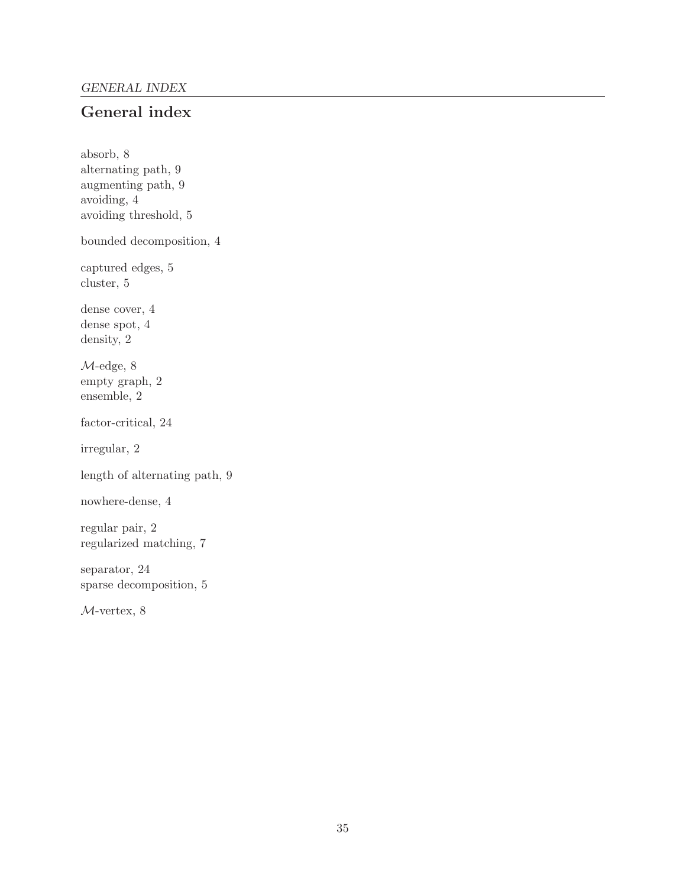# General index

absorb, 8
alternating path, 9
augmenting path, 9
avoiding, 4
avoiding threshold, 5

bounded decomposition, 4

captured edges, 5
cluster, 5

dense cover, 4
dense spot, 4
density, 2

$\mathcal{M}$-edge, 8
empty graph, 2
ensemble, 2

factor-critical, 24

irregular, 2

length of alternating path, 9

nowhere-dense, 4

regular pair, 2
regularized matching, 7

separator, 24
sparse decomposition, 5

$\mathcal{M}$-vertex, 8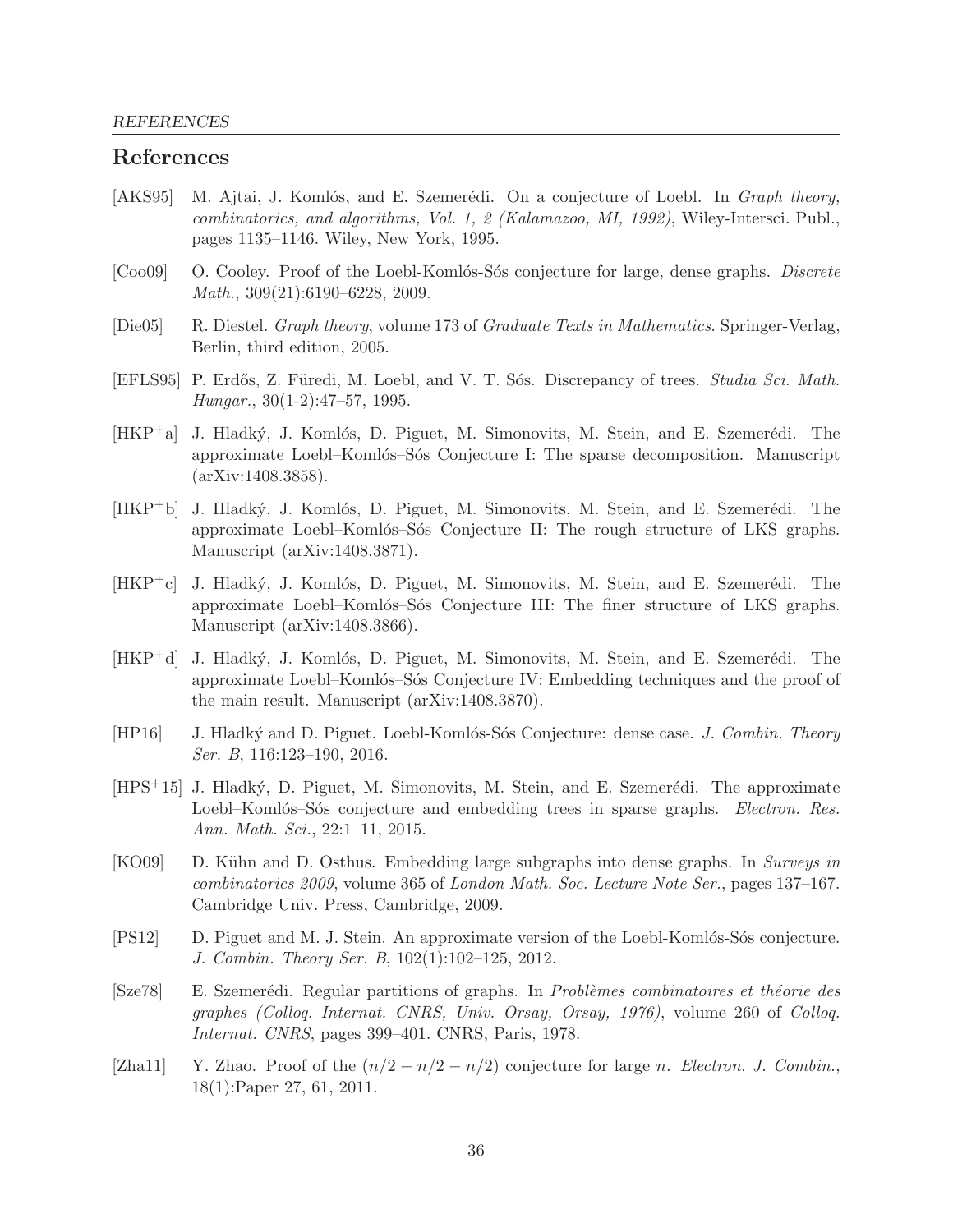## References

[AKS95] M. Ajtai, J. Komlós, and E. Szemerédi. On a conjecture of Loebl. In *Graph theory, combinatorics, and algorithms, Vol. 1, 2 (Kalamazoo, MI, 1992)*, Wiley-Intersci. Publ., pages 1135–1146. Wiley, New York, 1995.

[Coo09] O. Cooley. Proof of the Loebl-Komlós-Sós conjecture for large, dense graphs. *Discrete Math.*, 309(21):6190–6228, 2009.

[Die05] R. Diestel. *Graph theory*, volume 173 of *Graduate Texts in Mathematics*. Springer-Verlag, Berlin, third edition, 2005.

[EFLS95] P. Erdős, Z. Füredi, M. Loebl, and V. T. Sós. Discrepancy of trees. *Studia Sci. Math. Hungar.*, 30(1-2):47–57, 1995.

[HKP+a] J. Hladký, J. Komlós, D. Piguet, M. Simonovits, M. Stein, and E. Szemerédi. The approximate Loebl–Komlós–Sós Conjecture I: The sparse decomposition. Manuscript (arXiv:1408.3858).

[HKP+b] J. Hladký, J. Komlós, D. Piguet, M. Simonovits, M. Stein, and E. Szemerédi. The approximate Loebl–Komlós–Sós Conjecture II: The rough structure of LKS graphs. Manuscript (arXiv:1408.3871).

[HKP+c] J. Hladký, J. Komlós, D. Piguet, M. Simonovits, M. Stein, and E. Szemerédi. The approximate Loebl–Komlós–Sós Conjecture III: The finer structure of LKS graphs. Manuscript (arXiv:1408.3866).

[HKP+d] J. Hladký, J. Komlós, D. Piguet, M. Simonovits, M. Stein, and E. Szemerédi. The approximate Loebl–Komlós–Sós Conjecture IV: Embedding techniques and the proof of the main result. Manuscript (arXiv:1408.3870).

[HP16] J. Hladký and D. Piguet. Loebl-Komlós-Sós Conjecture: dense case. *J. Combin. Theory Ser. B*, 116:123–190, 2016.

[HPS+15] J. Hladký, D. Piguet, M. Simonovits, M. Stein, and E. Szemerédi. The approximate Loebl–Komlós–Sós conjecture and embedding trees in sparse graphs. *Electron. Res. Ann. Math. Sci.*, 22:1–11, 2015.

[KO09] D. Kühn and D. Osthus. Embedding large subgraphs into dense graphs. In *Surveys in combinatorics 2009*, volume 365 of *London Math. Soc. Lecture Note Ser.*, pages 137–167. Cambridge Univ. Press, Cambridge, 2009.

[PS12] D. Piguet and M. J. Stein. An approximate version of the Loebl-Komlós-Sós conjecture. *J. Combin. Theory Ser. B*, 102(1):102–125, 2012.

[Sze78] E. Szemerédi. Regular partitions of graphs. In *Problèmes combinatoires et théorie des graphes (Colloq. Internat. CNRS, Univ. Orsay, Orsay, 1976)*, volume 260 of *Colloq. Internat. CNRS*, pages 399–401. CNRS, Paris, 1978.

[Zha11] Y. Zhao. Proof of the $(n/2 - n/2 - n/2)$ conjecture for large $n$. *Electron. J. Combin.*, 18(1):Paper 27, 61, 2011.